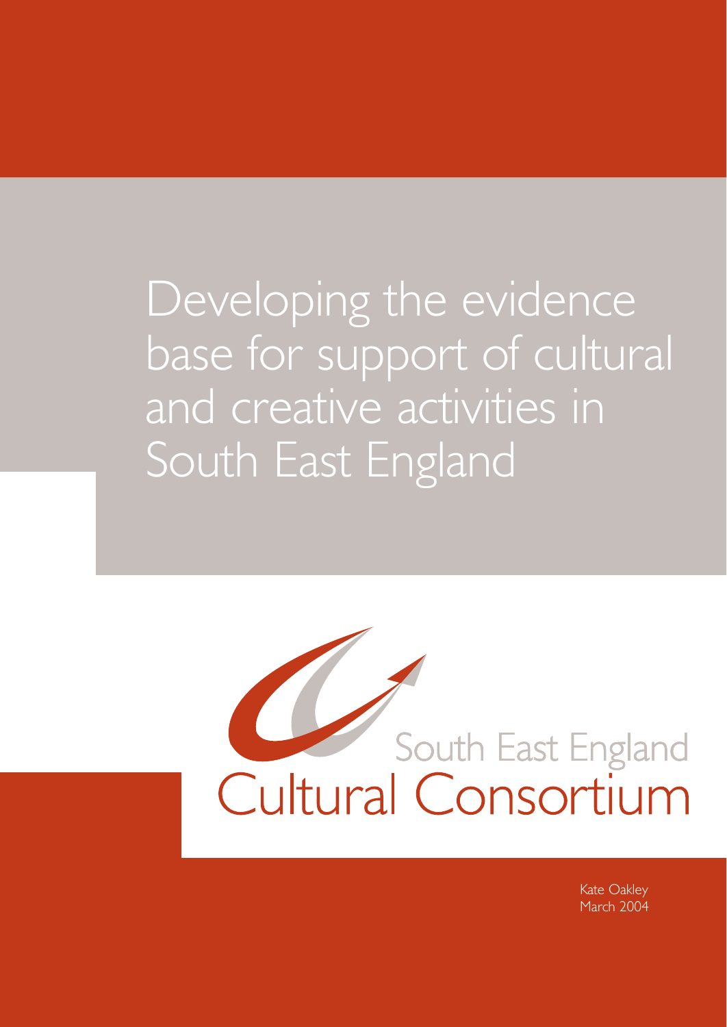# Developing the evidence base for support of cultural and creative activities in South East England

South East England Cultural Consortium

Kate Oakley
March 2004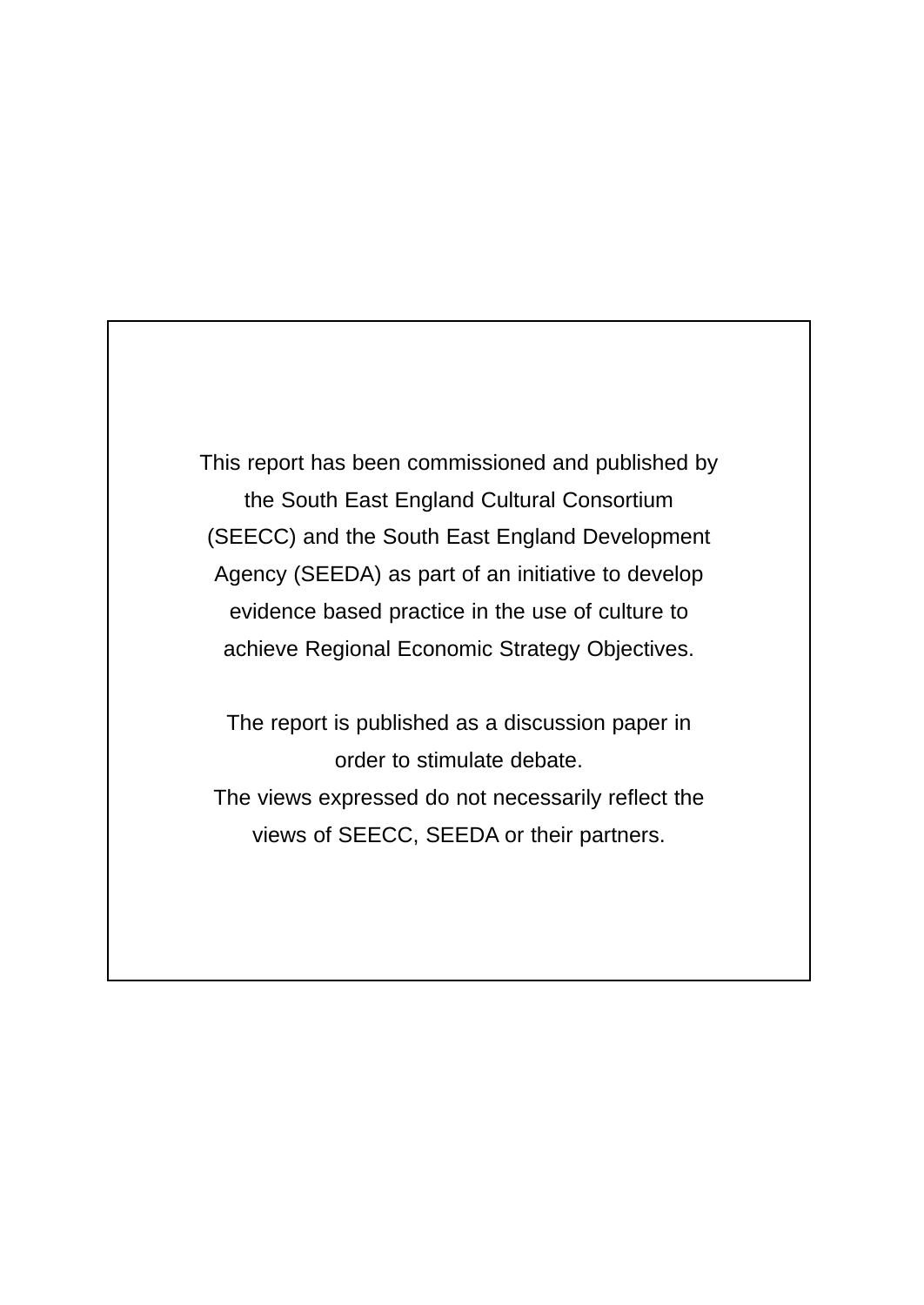This report has been commissioned and published by the South East England Cultural Consortium (SEECC) and the South East England Development Agency (SEEDA) as part of an initiative to develop evidence based practice in the use of culture to achieve Regional Economic Strategy Objectives.

The report is published as a discussion paper in order to stimulate debate.
The views expressed do not necessarily reflect the views of SEECC, SEEDA or their partners.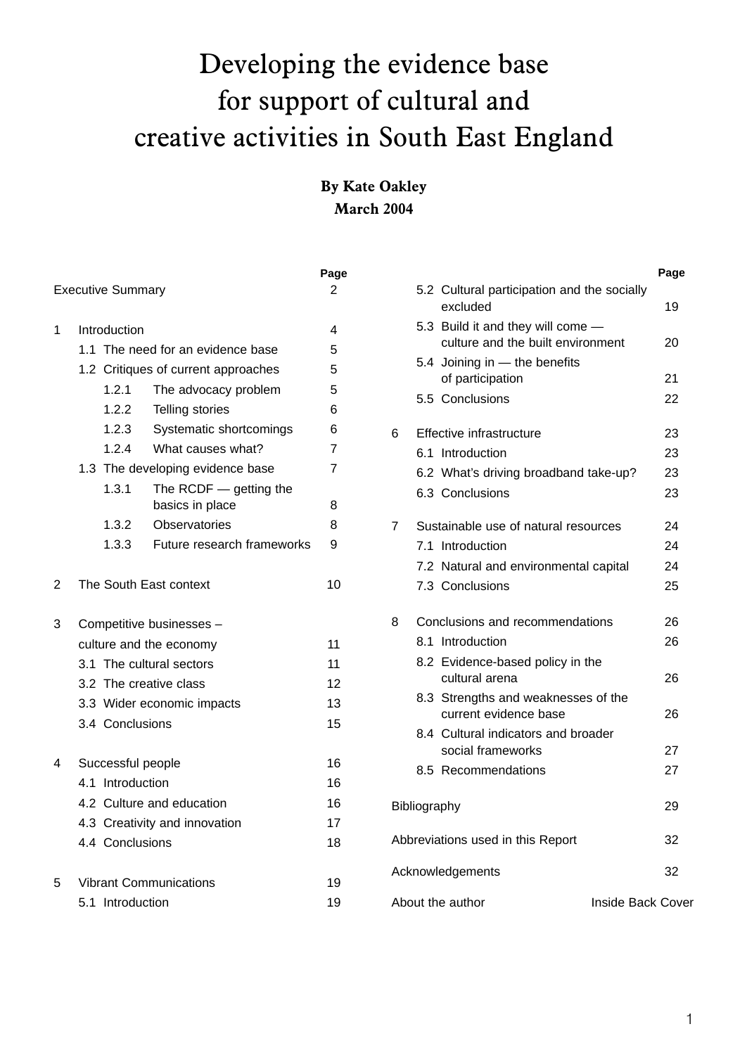# Developing the evidence base for support of cultural and creative activities in South East England

**By Kate Oakley**
**March 2004**

| | Page |
|---|---|
| Executive Summary | 2 |
| 1 Introduction | 4 |
| 1.1 The need for an evidence base | 5 |
| 1.2 Critiques of current approaches | 5 |
| 1.2.1 The advocacy problem | 5 |
| 1.2.2 Telling stories | 6 |
| 1.2.3 Systematic shortcomings | 6 |
| 1.2.4 What causes what? | 7 |
| 1.3 The developing evidence base | 7 |
| 1.3.1 The RCDF — getting the basics in place | 8 |
| 1.3.2 Observatories | 8 |
| 1.3.3 Future research frameworks | 9 |
| 2 The South East context | 10 |
| 3 Competitive businesses – culture and the economy | 11 |
| 3.1 The cultural sectors | 11 |
| 3.2 The creative class | 12 |
| 3.3 Wider economic impacts | 13 |
| 3.4 Conclusions | 15 |
| 4 Successful people | 16 |
| 4.1 Introduction | 16 |
| 4.2 Culture and education | 16 |
| 4.3 Creativity and innovation | 17 |
| 4.4 Conclusions | 18 |
| 5 Vibrant Communications | 19 |
| 5.1 Introduction | 19 |
| 5.2 Cultural participation and the socially excluded | 19 |
| 5.3 Build it and they will come — culture and the built environment | 20 |
| 5.4 Joining in — the benefits of participation | 21 |
| 5.5 Conclusions | 22 |
| 6 Effective infrastructure | 23 |
| 6.1 Introduction | 23 |
| 6.2 What's driving broadband take-up? | 23 |
| 6.3 Conclusions | 23 |
| 7 Sustainable use of natural resources | 24 |
| 7.1 Introduction | 24 |
| 7.2 Natural and environmental capital | 24 |
| 7.3 Conclusions | 25 |
| 8 Conclusions and recommendations | 26 |
| 8.1 Introduction | 26 |
| 8.2 Evidence-based policy in the cultural arena | 26 |
| 8.3 Strengths and weaknesses of the current evidence base | 26 |
| 8.4 Cultural indicators and broader social frameworks | 27 |
| 8.5 Recommendations | 27 |
| Bibliography | 29 |
| Abbreviations used in this Report | 32 |
| Acknowledgements | 32 |
| About the author | Inside Back Cover |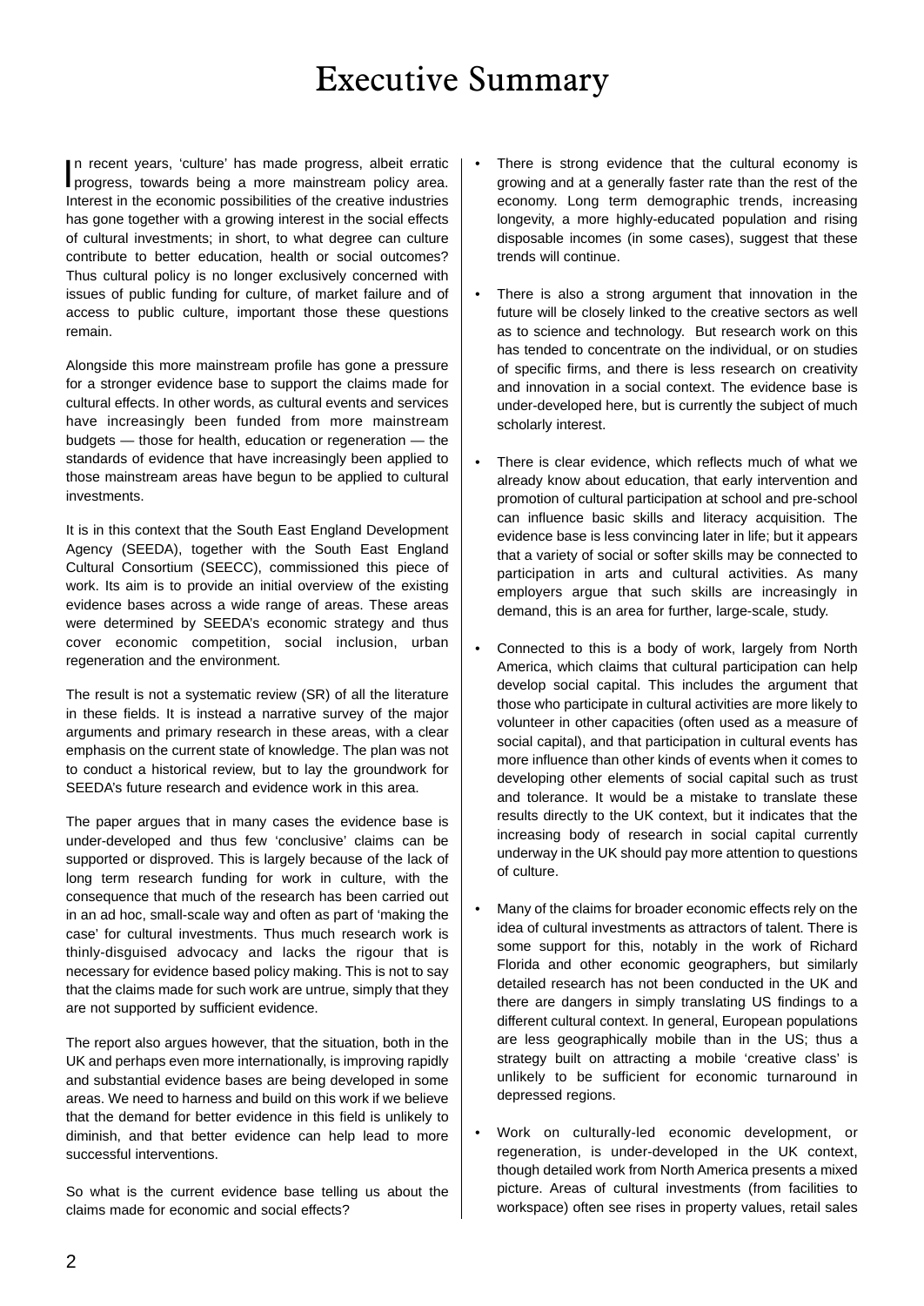# Executive Summary

In recent years, 'culture' has made progress, albeit erratic progress, towards being a more mainstream policy area. Interest in the economic possibilities of the creative industries has gone together with a growing interest in the social effects of cultural investments; in short, to what degree can culture contribute to better education, health or social outcomes? Thus cultural policy is no longer exclusively concerned with issues of public funding for culture, of market failure and of access to public culture, important those these questions remain.

Alongside this more mainstream profile has gone a pressure for a stronger evidence base to support the claims made for cultural effects. In other words, as cultural events and services have increasingly been funded from more mainstream budgets — those for health, education or regeneration — the standards of evidence that have increasingly been applied to those mainstream areas have begun to be applied to cultural investments.

It is in this context that the South East England Development Agency (SEEDA), together with the South East England Cultural Consortium (SEECC), commissioned this piece of work. Its aim is to provide an initial overview of the existing evidence bases across a wide range of areas. These areas were determined by SEEDA's economic strategy and thus cover economic competition, social inclusion, urban regeneration and the environment.

The result is not a systematic review (SR) of all the literature in these fields. It is instead a narrative survey of the major arguments and primary research in these areas, with a clear emphasis on the current state of knowledge. The plan was not to conduct a historical review, but to lay the groundwork for SEEDA's future research and evidence work in this area.

The paper argues that in many cases the evidence base is under-developed and thus few 'conclusive' claims can be supported or disproved. This is largely because of the lack of long term research funding for work in culture, with the consequence that much of the research has been carried out in an ad hoc, small-scale way and often as part of 'making the case' for cultural investments. Thus much research work is thinly-disguised advocacy and lacks the rigour that is necessary for evidence based policy making. This is not to say that the claims made for such work are untrue, simply that they are not supported by sufficient evidence.

The report also argues however, that the situation, both in the UK and perhaps even more internationally, is improving rapidly and substantial evidence bases are being developed in some areas. We need to harness and build on this work if we believe that the demand for better evidence in this field is unlikely to diminish, and that better evidence can help lead to more successful interventions.

So what is the current evidence base telling us about the claims made for economic and social effects?

- There is strong evidence that the cultural economy is growing and at a generally faster rate than the rest of the economy. Long term demographic trends, increasing longevity, a more highly-educated population and rising disposable incomes (in some cases), suggest that these trends will continue.

- There is also a strong argument that innovation in the future will be closely linked to the creative sectors as well as to science and technology. But research work on this has tended to concentrate on the individual, or on studies of specific firms, and there is less research on creativity and innovation in a social context. The evidence base is under-developed here, but is currently the subject of much scholarly interest.

- There is clear evidence, which reflects much of what we already know about education, that early intervention and promotion of cultural participation at school and pre-school can influence basic skills and literacy acquisition. The evidence base is less convincing later in life; but it appears that a variety of social or softer skills may be connected to participation in arts and cultural activities. As many employers argue that such skills are increasingly in demand, this is an area for further, large-scale, study.

- Connected to this is a body of work, largely from North America, which claims that cultural participation can help develop social capital. This includes the argument that those who participate in cultural activities are more likely to volunteer in other capacities (often used as a measure of social capital), and that participation in cultural events has more influence than other kinds of events when it comes to developing other elements of social capital such as trust and tolerance. It would be a mistake to translate these results directly to the UK context, but it indicates that the increasing body of research in social capital currently underway in the UK should pay more attention to questions of culture.

- Many of the claims for broader economic effects rely on the idea of cultural investments as attractors of talent. There is some support for this, notably in the work of Richard Florida and other economic geographers, but similarly detailed research has not been conducted in the UK and there are dangers in simply translating US findings to a different cultural context. In general, European populations are less geographically mobile than in the US; thus a strategy built on attracting a mobile 'creative class' is unlikely to be sufficient for economic turnaround in depressed regions.

- Work on culturally-led economic development, or regeneration, is under-developed in the UK context, though detailed work from North America presents a mixed picture. Areas of cultural investments (from facilities to workspace) often see rises in property values, retail sales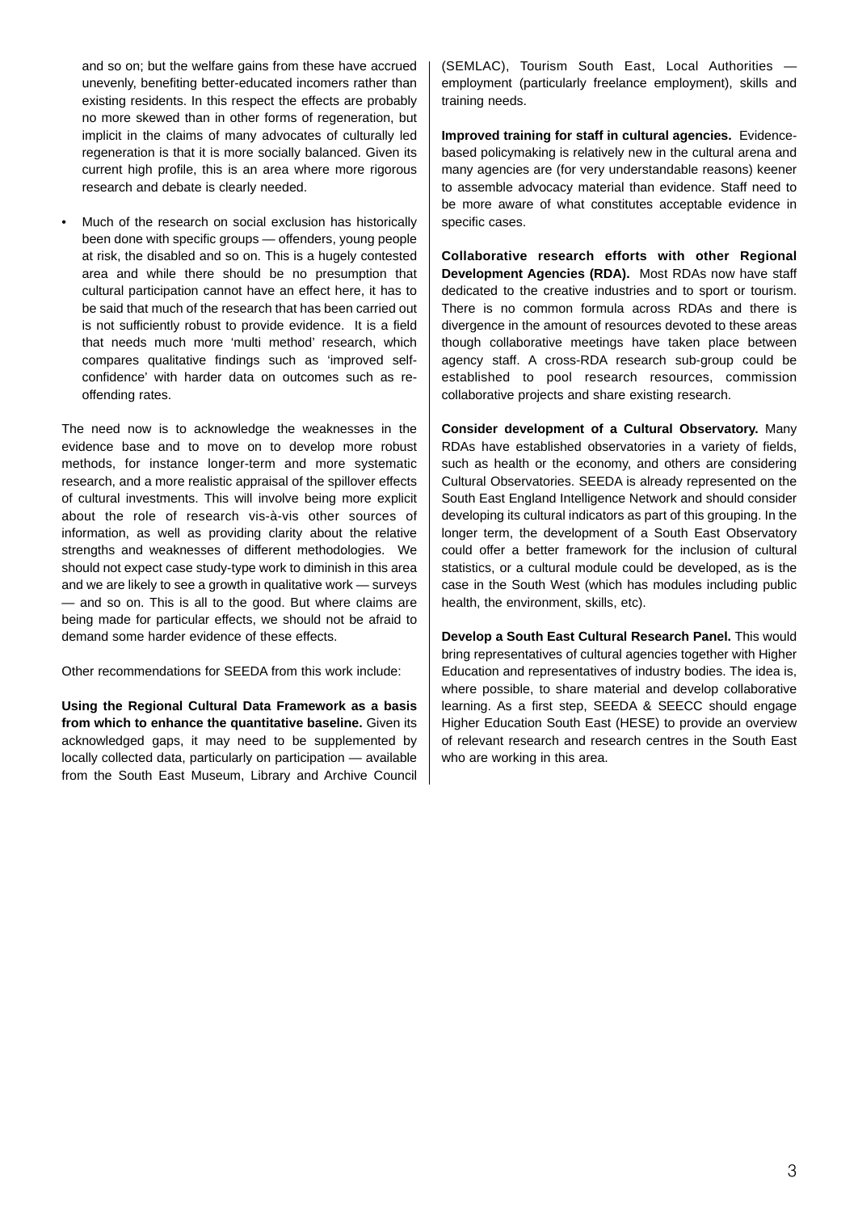and so on; but the welfare gains from these have accrued unevenly, benefiting better-educated incomers rather than existing residents. In this respect the effects are probably no more skewed than in other forms of regeneration, but implicit in the claims of many advocates of culturally led regeneration is that it is more socially balanced. Given its current high profile, this is an area where more rigorous research and debate is clearly needed.

- Much of the research on social exclusion has historically been done with specific groups — offenders, young people at risk, the disabled and so on. This is a hugely contested area and while there should be no presumption that cultural participation cannot have an effect here, it has to be said that much of the research that has been carried out is not sufficiently robust to provide evidence. It is a field that needs much more 'multi method' research, which compares qualitative findings such as 'improved self-confidence' with harder data on outcomes such as re-offending rates.

The need now is to acknowledge the weaknesses in the evidence base and to move on to develop more robust methods, for instance longer-term and more systematic research, and a more realistic appraisal of the spillover effects of cultural investments. This will involve being more explicit about the role of research vis-à-vis other sources of information, as well as providing clarity about the relative strengths and weaknesses of different methodologies. We should not expect case study-type work to diminish in this area and we are likely to see a growth in qualitative work — surveys — and so on. This is all to the good. But where claims are being made for particular effects, we should not be afraid to demand some harder evidence of these effects.

Other recommendations for SEEDA from this work include:

**Using the Regional Cultural Data Framework as a basis from which to enhance the quantitative baseline.** Given its acknowledged gaps, it may need to be supplemented by locally collected data, particularly on participation — available from the South East Museum, Library and Archive Council (SEMLAC), Tourism South East, Local Authorities — employment (particularly freelance employment), skills and training needs.

**Improved training for staff in cultural agencies.** Evidence-based policymaking is relatively new in the cultural arena and many agencies are (for very understandable reasons) keener to assemble advocacy material than evidence. Staff need to be more aware of what constitutes acceptable evidence in specific cases.

**Collaborative research efforts with other Regional Development Agencies (RDA).** Most RDAs now have staff dedicated to the creative industries and to sport or tourism. There is no common formula across RDAs and there is divergence in the amount of resources devoted to these areas though collaborative meetings have taken place between agency staff. A cross-RDA research sub-group could be established to pool research resources, commission collaborative projects and share existing research.

**Consider development of a Cultural Observatory.** Many RDAs have established observatories in a variety of fields, such as health or the economy, and others are considering Cultural Observatories. SEEDA is already represented on the South East England Intelligence Network and should consider developing its cultural indicators as part of this grouping. In the longer term, the development of a South East Observatory could offer a better framework for the inclusion of cultural statistics, or a cultural module could be developed, as is the case in the South West (which has modules including public health, the environment, skills, etc).

**Develop a South East Cultural Research Panel.** This would bring representatives of cultural agencies together with Higher Education and representatives of industry bodies. The idea is, where possible, to share material and develop collaborative learning. As a first step, SEEDA & SEECC should engage Higher Education South East (HESE) to provide an overview of relevant research and research centres in the South East who are working in this area.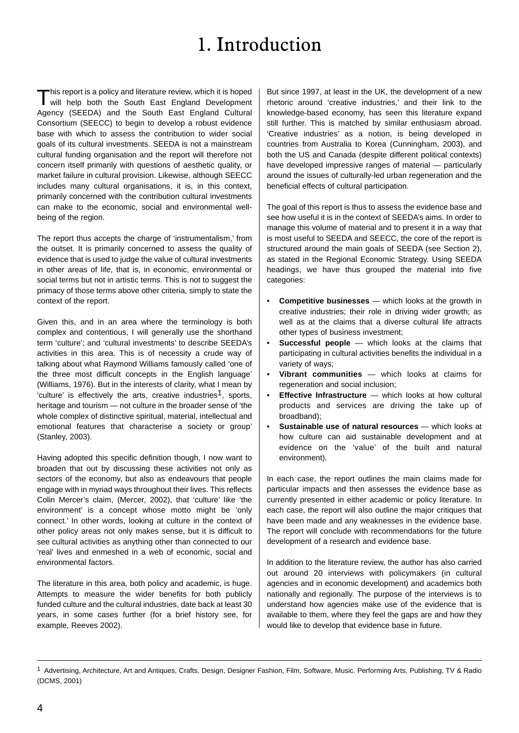# 1. Introduction

This report is a policy and literature review, which it is hoped will help both the South East England Development Agency (SEEDA) and the South East England Cultural Consortium (SEECC) to begin to develop a robust evidence base with which to assess the contribution to wider social goals of its cultural investments. SEEDA is not a mainstream cultural funding organisation and the report will therefore not concern itself primarily with questions of aesthetic quality, or market failure in cultural provision. Likewise, although SEECC includes many cultural organisations, it is, in this context, primarily concerned with the contribution cultural investments can make to the economic, social and environmental well-being of the region.

The report thus accepts the charge of 'instrumentalism,' from the outset. It is primarily concerned to assess the quality of evidence that is used to judge the value of cultural investments in other areas of life, that is, in economic, environmental or social terms but not in artistic terms. This is not to suggest the primacy of those terms above other criteria, simply to state the context of the report.

Given this, and in an area where the terminology is both complex and contentious, I will generally use the shorthand term 'culture'; and 'cultural investments' to describe SEEDA's activities in this area. This is of necessity a crude way of talking about what Raymond Williams famously called 'one of the three most difficult concepts in the English language' (Williams, 1976). But in the interests of clarity, what I mean by 'culture' is effectively the arts, creative industries[1], sports, heritage and tourism — not culture in the broader sense of 'the whole complex of distinctive spiritual, material, intellectual and emotional features that characterise a society or group' (Stanley, 2003).

Having adopted this specific definition though, I now want to broaden that out by discussing these activities not only as sectors of the economy, but also as endeavours that people engage with in myriad ways throughout their lives. This reflects Colin Mercer's claim, (Mercer, 2002), that 'culture' like 'the environment' is a concept whose motto might be 'only connect.' In other words, looking at culture in the context of other policy areas not only makes sense, but it is difficult to see cultural activities as anything other than connected to our 'real' lives and enmeshed in a web of economic, social and environmental factors.

The literature in this area, both policy and academic, is huge. Attempts to measure the wider benefits for both publicly funded culture and the cultural industries, date back at least 30 years, in some cases further (for a brief history see, for example, Reeves 2002).

But since 1997, at least in the UK, the development of a new rhetoric around 'creative industries,' and their link to the knowledge-based economy, has seen this literature expand still further. This is matched by similar enthusiasm abroad. 'Creative industries' as a notion, is being developed in countries from Australia to Korea (Cunningham, 2003), and both the US and Canada (despite different political contexts) have developed impressive ranges of material — particularly around the issues of culturally-led urban regeneration and the beneficial effects of cultural participation.

The goal of this report is thus to assess the evidence base and see how useful it is in the context of SEEDA's aims. In order to manage this volume of material and to present it in a way that is most useful to SEEDA and SEECC, the core of the report is structured around the main goals of SEEDA (see Section 2), as stated in the Regional Economic Strategy. Using SEEDA headings, we have thus grouped the material into five categories:

- **Competitive businesses** — which looks at the growth in creative industries; their role in driving wider growth; as well as at the claims that a diverse cultural life attracts other types of business investment;
- **Successful people** — which looks at the claims that participating in cultural activities benefits the individual in a variety of ways;
- **Vibrant communities** — which looks at claims for regeneration and social inclusion;
- **Effective Infrastructure** — which looks at how cultural products and services are driving the take up of broadband);
- **Sustainable use of natural resources** — which looks at how culture can aid sustainable development and at evidence on the 'value' of the built and natural environment).

In each case, the report outlines the main claims made for particular impacts and then assesses the evidence base as currently presented in either academic or policy literature. In each case, the report will also outline the major critiques that have been made and any weaknesses in the evidence base. The report will conclude with recommendations for the future development of a research and evidence base.

In addition to the literature review, the author has also carried out around 20 interviews with policymakers (in cultural agencies and in economic development) and academics both nationally and regionally. The purpose of the interviews is to understand how agencies make use of the evidence that is available to them, where they feel the gaps are and how they would like to develop that evidence base in future.

---

[1] Advertising, Architecture, Art and Antiques, Crafts, Design, Designer Fashion, Film, Software, Music. Performing Arts, Publishing, TV & Radio (DCMS, 2001)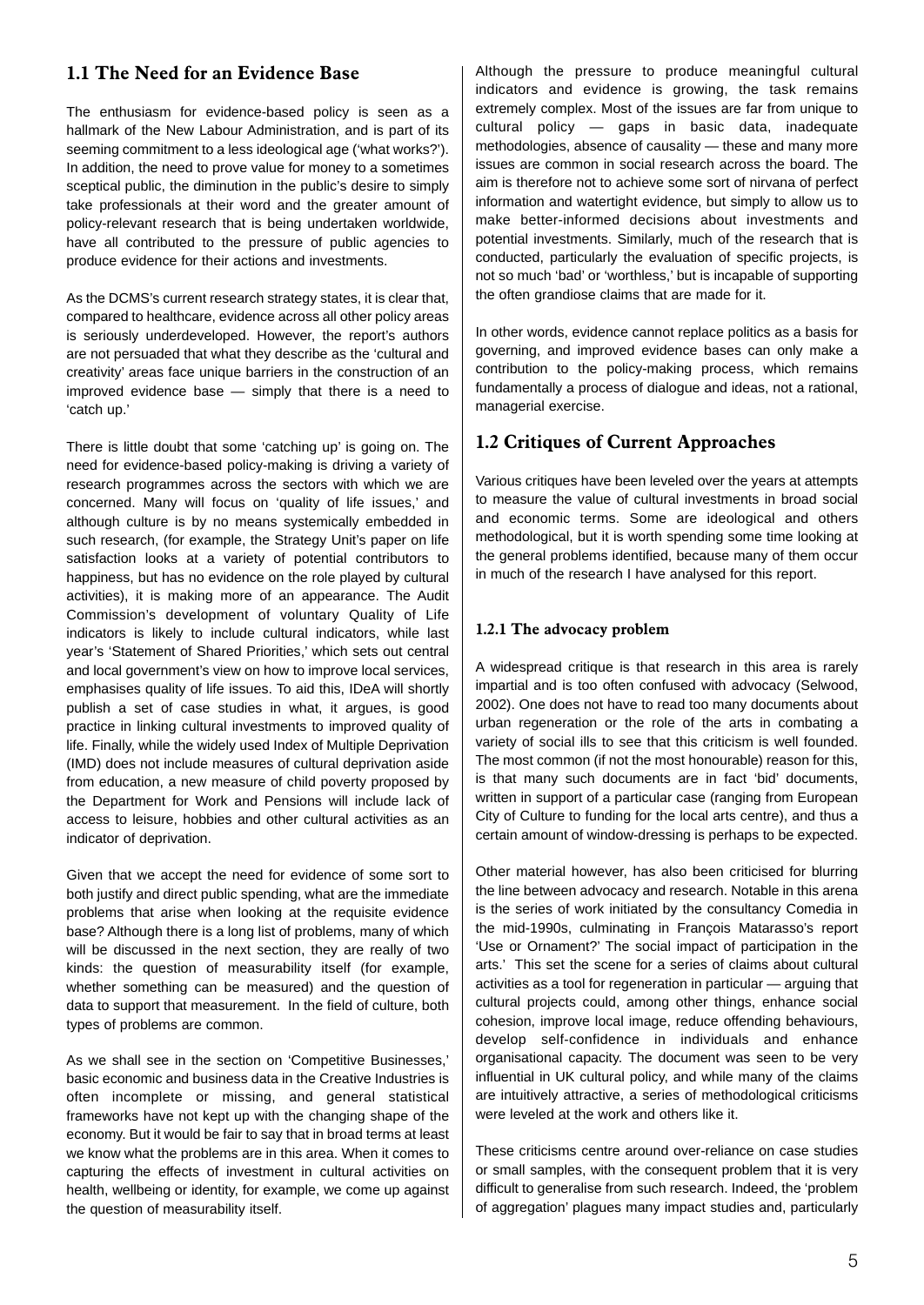## 1.1 The Need for an Evidence Base

The enthusiasm for evidence-based policy is seen as a hallmark of the New Labour Administration, and is part of its seeming commitment to a less ideological age ('what works?'). In addition, the need to prove value for money to a sometimes sceptical public, the diminution in the public's desire to simply take professionals at their word and the greater amount of policy-relevant research that is being undertaken worldwide, have all contributed to the pressure of public agencies to produce evidence for their actions and investments.

As the DCMS's current research strategy states, it is clear that, compared to healthcare, evidence across all other policy areas is seriously underdeveloped. However, the report's authors are not persuaded that what they describe as the 'cultural and creativity' areas face unique barriers in the construction of an improved evidence base — simply that there is a need to 'catch up.'

There is little doubt that some 'catching up' is going on. The need for evidence-based policy-making is driving a variety of research programmes across the sectors with which we are concerned. Many will focus on 'quality of life issues,' and although culture is by no means systemically embedded in such research, (for example, the Strategy Unit's paper on life satisfaction looks at a variety of potential contributors to happiness, but has no evidence on the role played by cultural activities), it is making more of an appearance. The Audit Commission's development of voluntary Quality of Life indicators is likely to include cultural indicators, while last year's 'Statement of Shared Priorities,' which sets out central and local government's view on how to improve local services, emphasises quality of life issues. To aid this, IDeA will shortly publish a set of case studies in what, it argues, is good practice in linking cultural investments to improved quality of life. Finally, while the widely used Index of Multiple Deprivation (IMD) does not include measures of cultural deprivation aside from education, a new measure of child poverty proposed by the Department for Work and Pensions will include lack of access to leisure, hobbies and other cultural activities as an indicator of deprivation.

Given that we accept the need for evidence of some sort to both justify and direct public spending, what are the immediate problems that arise when looking at the requisite evidence base? Although there is a long list of problems, many of which will be discussed in the next section, they are really of two kinds: the question of measurability itself (for example, whether something can be measured) and the question of data to support that measurement. In the field of culture, both types of problems are common.

As we shall see in the section on 'Competitive Businesses,' basic economic and business data in the Creative Industries is often incomplete or missing, and general statistical frameworks have not kept up with the changing shape of the economy. But it would be fair to say that in broad terms at least we know what the problems are in this area. When it comes to capturing the effects of investment in cultural activities on health, wellbeing or identity, for example, we come up against the question of measurability itself.

Although the pressure to produce meaningful cultural indicators and evidence is growing, the task remains extremely complex. Most of the issues are far from unique to cultural policy — gaps in basic data, inadequate methodologies, absence of causality — these and many more issues are common in social research across the board. The aim is therefore not to achieve some sort of nirvana of perfect information and watertight evidence, but simply to allow us to make better-informed decisions about investments and potential investments. Similarly, much of the research that is conducted, particularly the evaluation of specific projects, is not so much 'bad' or 'worthless,' but is incapable of supporting the often grandiose claims that are made for it.

In other words, evidence cannot replace politics as a basis for governing, and improved evidence bases can only make a contribution to the policy-making process, which remains fundamentally a process of dialogue and ideas, not a rational, managerial exercise.

## 1.2 Critiques of Current Approaches

Various critiques have been leveled over the years at attempts to measure the value of cultural investments in broad social and economic terms. Some are ideological and others methodological, but it is worth spending some time looking at the general problems identified, because many of them occur in much of the research I have analysed for this report.

### 1.2.1 The advocacy problem

A widespread critique is that research in this area is rarely impartial and is too often confused with advocacy (Selwood, 2002). One does not have to read too many documents about urban regeneration or the role of the arts in combating a variety of social ills to see that this criticism is well founded. The most common (if not the most honourable) reason for this, is that many such documents are in fact 'bid' documents, written in support of a particular case (ranging from European City of Culture to funding for the local arts centre), and thus a certain amount of window-dressing is perhaps to be expected.

Other material however, has also been criticised for blurring the line between advocacy and research. Notable in this arena is the series of work initiated by the consultancy Comedia in the mid-1990s, culminating in François Matarasso's report 'Use or Ornament?' The social impact of participation in the arts.' This set the scene for a series of claims about cultural activities as a tool for regeneration in particular — arguing that cultural projects could, among other things, enhance social cohesion, improve local image, reduce offending behaviours, develop self-confidence in individuals and enhance organisational capacity. The document was seen to be very influential in UK cultural policy, and while many of the claims are intuitively attractive, a series of methodological criticisms were leveled at the work and others like it.

These criticisms centre around over-reliance on case studies or small samples, with the consequent problem that it is very difficult to generalise from such research. Indeed, the 'problem of aggregation' plagues many impact studies and, particularly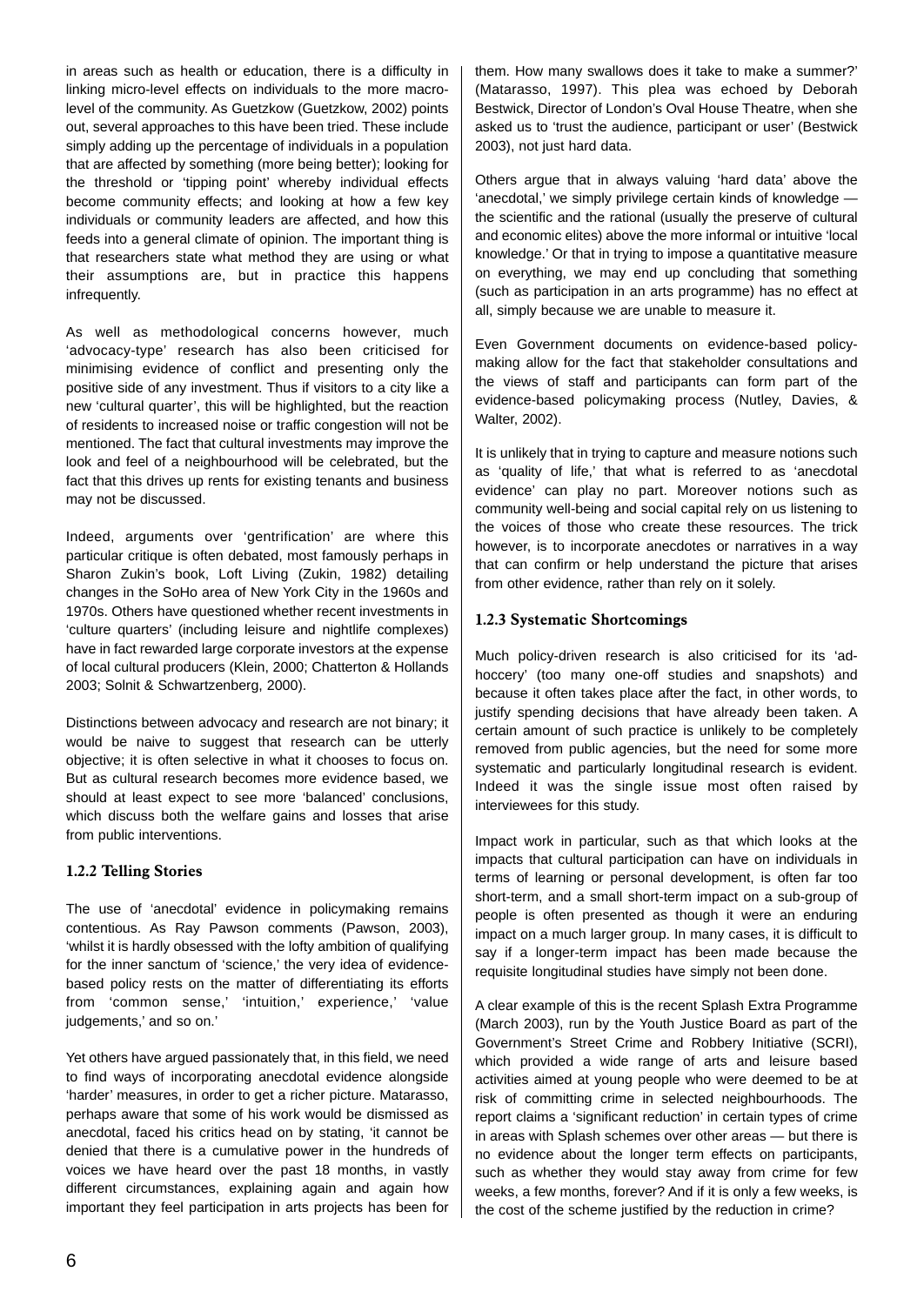in areas such as health or education, there is a difficulty in linking micro-level effects on individuals to the more macro-level of the community. As Guetzkow (Guetzkow, 2002) points out, several approaches to this have been tried. These include simply adding up the percentage of individuals in a population that are affected by something (more being better); looking for the threshold or 'tipping point' whereby individual effects become community effects; and looking at how a few key individuals or community leaders are affected, and how this feeds into a general climate of opinion. The important thing is that researchers state what method they are using or what their assumptions are, but in practice this happens infrequently.

As well as methodological concerns however, much 'advocacy-type' research has also been criticised for minimising evidence of conflict and presenting only the positive side of any investment. Thus if visitors to a city like a new 'cultural quarter', this will be highlighted, but the reaction of residents to increased noise or traffic congestion will not be mentioned. The fact that cultural investments may improve the look and feel of a neighbourhood will be celebrated, but the fact that this drives up rents for existing tenants and business may not be discussed.

Indeed, arguments over 'gentrification' are where this particular critique is often debated, most famously perhaps in Sharon Zukin's book, Loft Living (Zukin, 1982) detailing changes in the SoHo area of New York City in the 1960s and 1970s. Others have questioned whether recent investments in 'culture quarters' (including leisure and nightlife complexes) have in fact rewarded large corporate investors at the expense of local cultural producers (Klein, 2000; Chatterton & Hollands 2003; Solnit & Schwartzenberg, 2000).

Distinctions between advocacy and research are not binary; it would be naive to suggest that research can be utterly objective; it is often selective in what it chooses to focus on. But as cultural research becomes more evidence based, we should at least expect to see more 'balanced' conclusions, which discuss both the welfare gains and losses that arise from public interventions.

### 1.2.2 Telling Stories

The use of 'anecdotal' evidence in policymaking remains contentious. As Ray Pawson comments (Pawson, 2003), 'whilst it is hardly obsessed with the lofty ambition of qualifying for the inner sanctum of 'science,' the very idea of evidence-based policy rests on the matter of differentiating its efforts from 'common sense,' 'intuition,' experience,' 'value judgements,' and so on.'

Yet others have argued passionately that, in this field, we need to find ways of incorporating anecdotal evidence alongside 'harder' measures, in order to get a richer picture. Matarasso, perhaps aware that some of his work would be dismissed as anecdotal, faced his critics head on by stating, 'it cannot be denied that there is a cumulative power in the hundreds of voices we have heard over the past 18 months, in vastly different circumstances, explaining again and again how important they feel participation in arts projects has been for them. How many swallows does it take to make a summer?' (Matarasso, 1997). This plea was echoed by Deborah Bestwick, Director of London's Oval House Theatre, when she asked us to 'trust the audience, participant or user' (Bestwick 2003), not just hard data.

Others argue that in always valuing 'hard data' above the 'anecdotal,' we simply privilege certain kinds of knowledge — the scientific and the rational (usually the preserve of cultural and economic elites) above the more informal or intuitive 'local knowledge.' Or that in trying to impose a quantitative measure on everything, we may end up concluding that something (such as participation in an arts programme) has no effect at all, simply because we are unable to measure it.

Even Government documents on evidence-based policy-making allow for the fact that stakeholder consultations and the views of staff and participants can form part of the evidence-based policymaking process (Nutley, Davies, & Walter, 2002).

It is unlikely that in trying to capture and measure notions such as 'quality of life,' that what is referred to as 'anecdotal evidence' can play no part. Moreover notions such as community well-being and social capital rely on us listening to the voices of those who create these resources. The trick however, is to incorporate anecdotes or narratives in a way that can confirm or help understand the picture that arises from other evidence, rather than rely on it solely.

### 1.2.3 Systematic Shortcomings

Much policy-driven research is also criticised for its 'ad-hoccery' (too many one-off studies and snapshots) and because it often takes place after the fact, in other words, to justify spending decisions that have already been taken. A certain amount of such practice is unlikely to be completely removed from public agencies, but the need for some more systematic and particularly longitudinal research is evident. Indeed it was the single issue most often raised by interviewees for this study.

Impact work in particular, such as that which looks at the impacts that cultural participation can have on individuals in terms of learning or personal development, is often far too short-term, and a small short-term impact on a sub-group of people is often presented as though it were an enduring impact on a much larger group. In many cases, it is difficult to say if a longer-term impact has been made because the requisite longitudinal studies have simply not been done.

A clear example of this is the recent Splash Extra Programme (March 2003), run by the Youth Justice Board as part of the Government's Street Crime and Robbery Initiative (SCRI), which provided a wide range of arts and leisure based activities aimed at young people who were deemed to be at risk of committing crime in selected neighbourhoods. The report claims a 'significant reduction' in certain types of crime in areas with Splash schemes over other areas — but there is no evidence about the longer term effects on participants, such as whether they would stay away from crime for few weeks, a few months, forever? And if it is only a few weeks, is the cost of the scheme justified by the reduction in crime?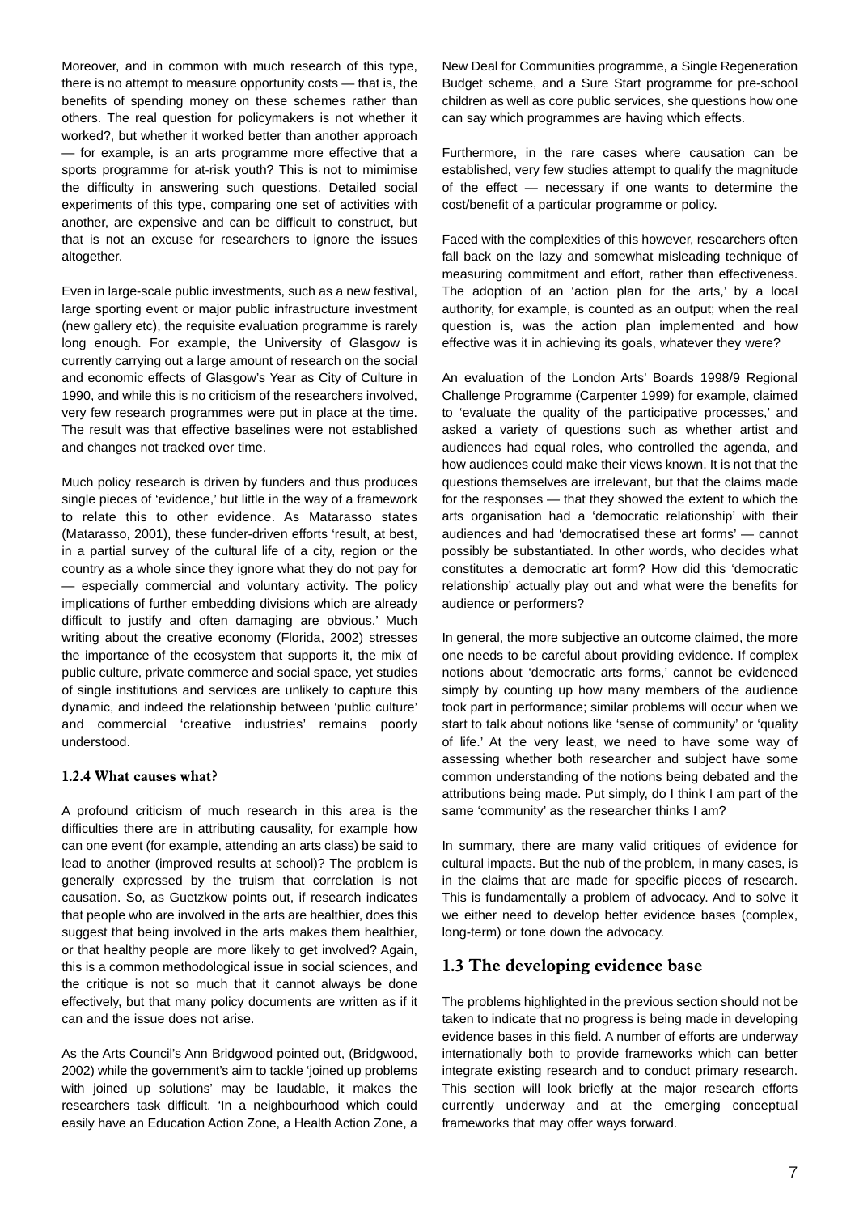Moreover, and in common with much research of this type, there is no attempt to measure opportunity costs — that is, the benefits of spending money on these schemes rather than others. The real question for policymakers is not whether it worked?, but whether it worked better than another approach — for example, is an arts programme more effective that a sports programme for at-risk youth? This is not to mimimise the difficulty in answering such questions. Detailed social experiments of this type, comparing one set of activities with another, are expensive and can be difficult to construct, but that is not an excuse for researchers to ignore the issues altogether.

Even in large-scale public investments, such as a new festival, large sporting event or major public infrastructure investment (new gallery etc), the requisite evaluation programme is rarely long enough. For example, the University of Glasgow is currently carrying out a large amount of research on the social and economic effects of Glasgow's Year as City of Culture in 1990, and while this is no criticism of the researchers involved, very few research programmes were put in place at the time. The result was that effective baselines were not established and changes not tracked over time.

Much policy research is driven by funders and thus produces single pieces of 'evidence,' but little in the way of a framework to relate this to other evidence. As Matarasso states (Matarasso, 2001), these funder-driven efforts 'result, at best, in a partial survey of the cultural life of a city, region or the country as a whole since they ignore what they do not pay for — especially commercial and voluntary activity. The policy implications of further embedding divisions which are already difficult to justify and often damaging are obvious.' Much writing about the creative economy (Florida, 2002) stresses the importance of the ecosystem that supports it, the mix of public culture, private commerce and social space, yet studies of single institutions and services are unlikely to capture this dynamic, and indeed the relationship between 'public culture' and commercial 'creative industries' remains poorly understood.

### 1.2.4 What causes what?

A profound criticism of much research in this area is the difficulties there are in attributing causality, for example how can one event (for example, attending an arts class) be said to lead to another (improved results at school)? The problem is generally expressed by the truism that correlation is not causation. So, as Guetzkow points out, if research indicates that people who are involved in the arts are healthier, does this suggest that being involved in the arts makes them healthier, or that healthy people are more likely to get involved? Again, this is a common methodological issue in social sciences, and the critique is not so much that it cannot always be done effectively, but that many policy documents are written as if it can and the issue does not arise.

As the Arts Council's Ann Bridgwood pointed out, (Bridgwood, 2002) while the government's aim to tackle 'joined up problems with joined up solutions' may be laudable, it makes the researchers task difficult. 'In a neighbourhood which could easily have an Education Action Zone, a Health Action Zone, a New Deal for Communities programme, a Single Regeneration Budget scheme, and a Sure Start programme for pre-school children as well as core public services, she questions how one can say which programmes are having which effects.

Furthermore, in the rare cases where causation can be established, very few studies attempt to qualify the magnitude of the effect — necessary if one wants to determine the cost/benefit of a particular programme or policy.

Faced with the complexities of this however, researchers often fall back on the lazy and somewhat misleading technique of measuring commitment and effort, rather than effectiveness. The adoption of an 'action plan for the arts,' by a local authority, for example, is counted as an output; when the real question is, was the action plan implemented and how effective was it in achieving its goals, whatever they were?

An evaluation of the London Arts' Boards 1998/9 Regional Challenge Programme (Carpenter 1999) for example, claimed to 'evaluate the quality of the participative processes,' and asked a variety of questions such as whether artist and audiences had equal roles, who controlled the agenda, and how audiences could make their views known. It is not that the questions themselves are irrelevant, but that the claims made for the responses — that they showed the extent to which the arts organisation had a 'democratic relationship' with their audiences and had 'democratised these art forms' — cannot possibly be substantiated. In other words, who decides what constitutes a democratic art form? How did this 'democratic relationship' actually play out and what were the benefits for audience or performers?

In general, the more subjective an outcome claimed, the more one needs to be careful about providing evidence. If complex notions about 'democratic arts forms,' cannot be evidenced simply by counting up how many members of the audience took part in performance; similar problems will occur when we start to talk about notions like 'sense of community' or 'quality of life.' At the very least, we need to have some way of assessing whether both researcher and subject have some common understanding of the notions being debated and the attributions being made. Put simply, do I think I am part of the same 'community' as the researcher thinks I am?

In summary, there are many valid critiques of evidence for cultural impacts. But the nub of the problem, in many cases, is in the claims that are made for specific pieces of research. This is fundamentally a problem of advocacy. And to solve it we either need to develop better evidence bases (complex, long-term) or tone down the advocacy.

## 1.3 The developing evidence base

The problems highlighted in the previous section should not be taken to indicate that no progress is being made in developing evidence bases in this field. A number of efforts are underway internationally both to provide frameworks which can better integrate existing research and to conduct primary research. This section will look briefly at the major research efforts currently underway and at the emerging conceptual frameworks that may offer ways forward.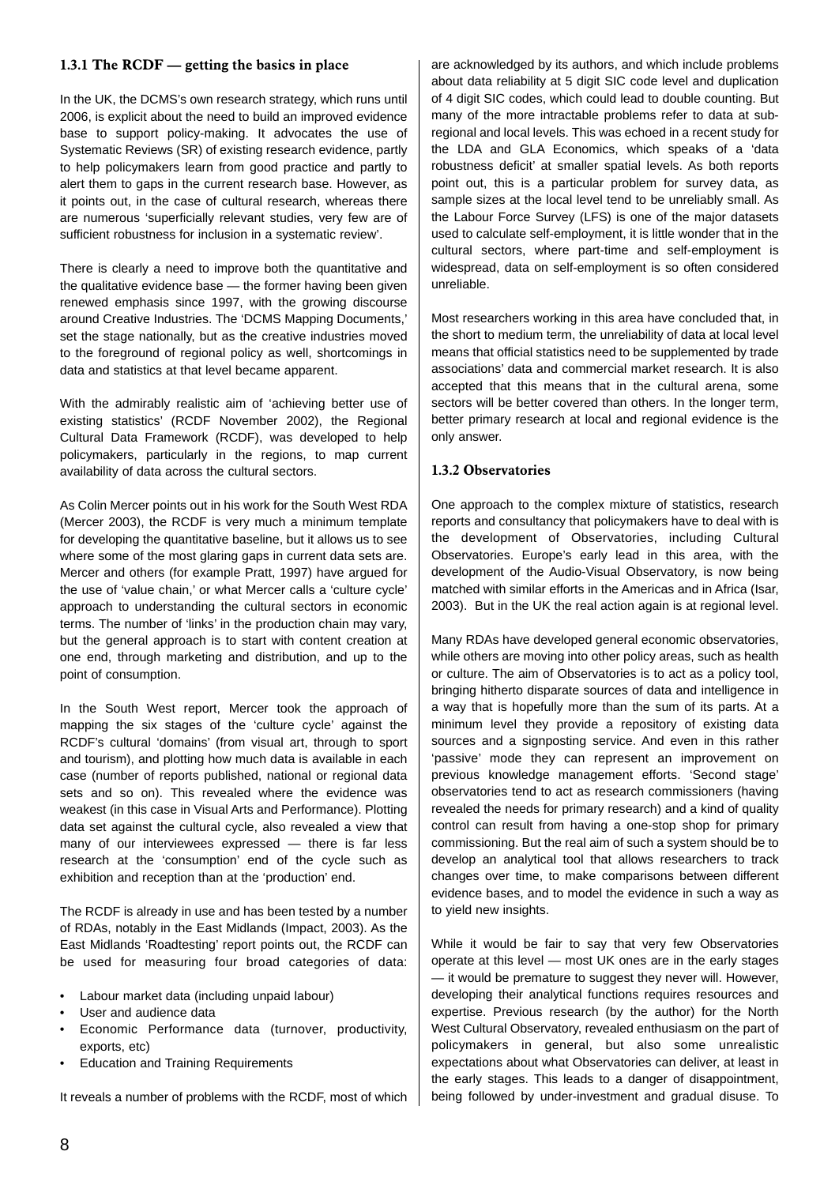### 1.3.1 The RCDF — getting the basics in place

In the UK, the DCMS's own research strategy, which runs until 2006, is explicit about the need to build an improved evidence base to support policy-making. It advocates the use of Systematic Reviews (SR) of existing research evidence, partly to help policymakers learn from good practice and partly to alert them to gaps in the current research base. However, as it points out, in the case of cultural research, whereas there are numerous 'superficially relevant studies, very few are of sufficient robustness for inclusion in a systematic review'.

There is clearly a need to improve both the quantitative and the qualitative evidence base — the former having been given renewed emphasis since 1997, with the growing discourse around Creative Industries. The 'DCMS Mapping Documents,' set the stage nationally, but as the creative industries moved to the foreground of regional policy as well, shortcomings in data and statistics at that level became apparent.

With the admirably realistic aim of 'achieving better use of existing statistics' (RCDF November 2002), the Regional Cultural Data Framework (RCDF), was developed to help policymakers, particularly in the regions, to map current availability of data across the cultural sectors.

As Colin Mercer points out in his work for the South West RDA (Mercer 2003), the RCDF is very much a minimum template for developing the quantitative baseline, but it allows us to see where some of the most glaring gaps in current data sets are. Mercer and others (for example Pratt, 1997) have argued for the use of 'value chain,' or what Mercer calls a 'culture cycle' approach to understanding the cultural sectors in economic terms. The number of 'links' in the production chain may vary, but the general approach is to start with content creation at one end, through marketing and distribution, and up to the point of consumption.

In the South West report, Mercer took the approach of mapping the six stages of the 'culture cycle' against the RCDF's cultural 'domains' (from visual art, through to sport and tourism), and plotting how much data is available in each case (number of reports published, national or regional data sets and so on). This revealed where the evidence was weakest (in this case in Visual Arts and Performance). Plotting data set against the cultural cycle, also revealed a view that many of our interviewees expressed — there is far less research at the 'consumption' end of the cycle such as exhibition and reception than at the 'production' end.

The RCDF is already in use and has been tested by a number of RDAs, notably in the East Midlands (Impact, 2003). As the East Midlands 'Roadtesting' report points out, the RCDF can be used for measuring four broad categories of data:

- Labour market data (including unpaid labour)
- User and audience data
- Economic Performance data (turnover, productivity, exports, etc)
- Education and Training Requirements

It reveals a number of problems with the RCDF, most of which are acknowledged by its authors, and which include problems about data reliability at 5 digit SIC code level and duplication of 4 digit SIC codes, which could lead to double counting. But many of the more intractable problems refer to data at sub-regional and local levels. This was echoed in a recent study for the LDA and GLA Economics, which speaks of a 'data robustness deficit' at smaller spatial levels. As both reports point out, this is a particular problem for survey data, as sample sizes at the local level tend to be unreliably small. As the Labour Force Survey (LFS) is one of the major datasets used to calculate self-employment, it is little wonder that in the cultural sectors, where part-time and self-employment is widespread, data on self-employment is so often considered unreliable.

Most researchers working in this area have concluded that, in the short to medium term, the unreliability of data at local level means that official statistics need to be supplemented by trade associations' data and commercial market research. It is also accepted that this means that in the cultural arena, some sectors will be better covered than others. In the longer term, better primary research at local and regional evidence is the only answer.

### 1.3.2 Observatories

One approach to the complex mixture of statistics, research reports and consultancy that policymakers have to deal with is the development of Observatories, including Cultural Observatories. Europe's early lead in this area, with the development of the Audio-Visual Observatory, is now being matched with similar efforts in the Americas and in Africa (Isar, 2003). But in the UK the real action again is at regional level.

Many RDAs have developed general economic observatories, while others are moving into other policy areas, such as health or culture. The aim of Observatories is to act as a policy tool, bringing hitherto disparate sources of data and intelligence in a way that is hopefully more than the sum of its parts. At a minimum level they provide a repository of existing data sources and a signposting service. And even in this rather 'passive' mode they can represent an improvement on previous knowledge management efforts. 'Second stage' observatories tend to act as research commissioners (having revealed the needs for primary research) and a kind of quality control can result from having a one-stop shop for primary commissioning. But the real aim of such a system should be to develop an analytical tool that allows researchers to track changes over time, to make comparisons between different evidence bases, and to model the evidence in such a way as to yield new insights.

While it would be fair to say that very few Observatories operate at this level — most UK ones are in the early stages — it would be premature to suggest they never will. However, developing their analytical functions requires resources and expertise. Previous research (by the author) for the North West Cultural Observatory, revealed enthusiasm on the part of policymakers in general, but also some unrealistic expectations about what Observatories can deliver, at least in the early stages. This leads to a danger of disappointment, being followed by under-investment and gradual disuse. To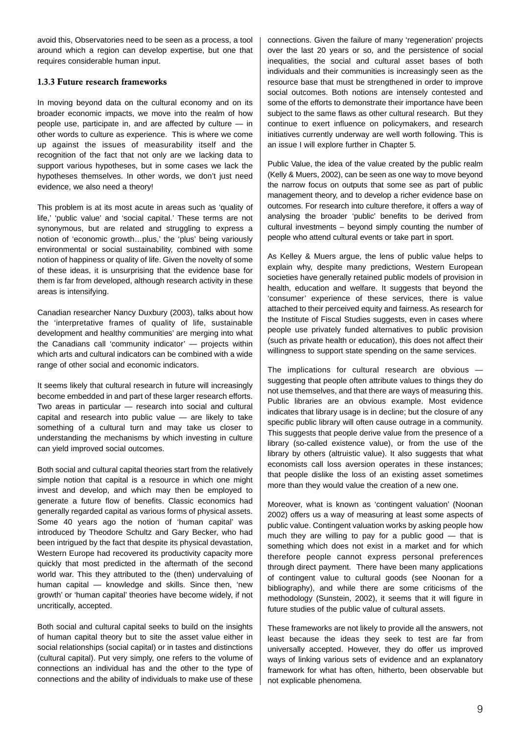avoid this, Observatories need to be seen as a process, a tool around which a region can develop expertise, but one that requires considerable human input.

### 1.3.3 Future research frameworks

In moving beyond data on the cultural economy and on its broader economic impacts, we move into the realm of how people use, participate in, and are affected by culture — in other words to culture as experience. This is where we come up against the issues of measurability itself and the recognition of the fact that not only are we lacking data to support various hypotheses, but in some cases we lack the hypotheses themselves. In other words, we don't just need evidence, we also need a theory!

This problem is at its most acute in areas such as 'quality of life,' 'public value' and 'social capital.' These terms are not synonymous, but are related and struggling to express a notion of 'economic growth…plus,' the 'plus' being variously environmental or social sustainability, combined with some notion of happiness or quality of life. Given the novelty of some of these ideas, it is unsurprising that the evidence base for them is far from developed, although research activity in these areas is intensifying.

Canadian researcher Nancy Duxbury (2003), talks about how the 'interpretative frames of quality of life, sustainable development and healthy communities' are merging into what the Canadians call 'community indicator' — projects within which arts and cultural indicators can be combined with a wide range of other social and economic indicators.

It seems likely that cultural research in future will increasingly become embedded in and part of these larger research efforts. Two areas in particular — research into social and cultural capital and research into public value — are likely to take something of a cultural turn and may take us closer to understanding the mechanisms by which investing in culture can yield improved social outcomes.

Both social and cultural capital theories start from the relatively simple notion that capital is a resource in which one might invest and develop, and which may then be employed to generate a future flow of benefits. Classic economics had generally regarded capital as various forms of physical assets. Some 40 years ago the notion of 'human capital' was introduced by Theodore Schultz and Gary Becker, who had been intrigued by the fact that despite its physical devastation, Western Europe had recovered its productivity capacity more quickly that most predicted in the aftermath of the second world war. This they attributed to the (then) undervaluing of human capital — knowledge and skills. Since then, 'new growth' or 'human capital' theories have become widely, if not uncritically, accepted.

Both social and cultural capital seeks to build on the insights of human capital theory but to site the asset value either in social relationships (social capital) or in tastes and distinctions (cultural capital). Put very simply, one refers to the volume of connections an individual has and the other to the type of connections and the ability of individuals to make use of these connections. Given the failure of many 'regeneration' projects over the last 20 years or so, and the persistence of social inequalities, the social and cultural asset bases of both individuals and their communities is increasingly seen as the resource base that must be strengthened in order to improve social outcomes. Both notions are intensely contested and some of the efforts to demonstrate their importance have been subject to the same flaws as other cultural research. But they continue to exert influence on policymakers, and research initiatives currently underway are well worth following. This is an issue I will explore further in Chapter 5.

Public Value, the idea of the value created by the public realm (Kelly & Muers, 2002), can be seen as one way to move beyond the narrow focus on outputs that some see as part of public management theory, and to develop a richer evidence base on outcomes. For research into culture therefore, it offers a way of analysing the broader 'public' benefits to be derived from cultural investments – beyond simply counting the number of people who attend cultural events or take part in sport.

As Kelley & Muers argue, the lens of public value helps to explain why, despite many predictions, Western European societies have generally retained public models of provision in health, education and welfare. It suggests that beyond the 'consumer' experience of these services, there is value attached to their perceived equity and fairness. As research for the Institute of Fiscal Studies suggests, even in cases where people use privately funded alternatives to public provision (such as private health or education), this does not affect their willingness to support state spending on the same services.

The implications for cultural research are obvious — suggesting that people often attribute values to things they do not use themselves, and that there are ways of measuring this. Public libraries are an obvious example. Most evidence indicates that library usage is in decline; but the closure of any specific public library will often cause outrage in a community. This suggests that people derive value from the presence of a library (so-called existence value), or from the use of the library by others (altruistic value). It also suggests that what economists call loss aversion operates in these instances; that people dislike the loss of an existing asset sometimes more than they would value the creation of a new one.

Moreover, what is known as 'contingent valuation' (Noonan 2002) offers us a way of measuring at least some aspects of public value. Contingent valuation works by asking people how much they are willing to pay for a public good — that is something which does not exist in a market and for which therefore people cannot express personal preferences through direct payment. There have been many applications of contingent value to cultural goods (see Noonan for a bibliography), and while there are some criticisms of the methodology (Sunstein, 2002), it seems that it will figure in future studies of the public value of cultural assets.

These frameworks are not likely to provide all the answers, not least because the ideas they seek to test are far from universally accepted. However, they do offer us improved ways of linking various sets of evidence and an explanatory framework for what has often, hitherto, been observable but not explicable phenomena.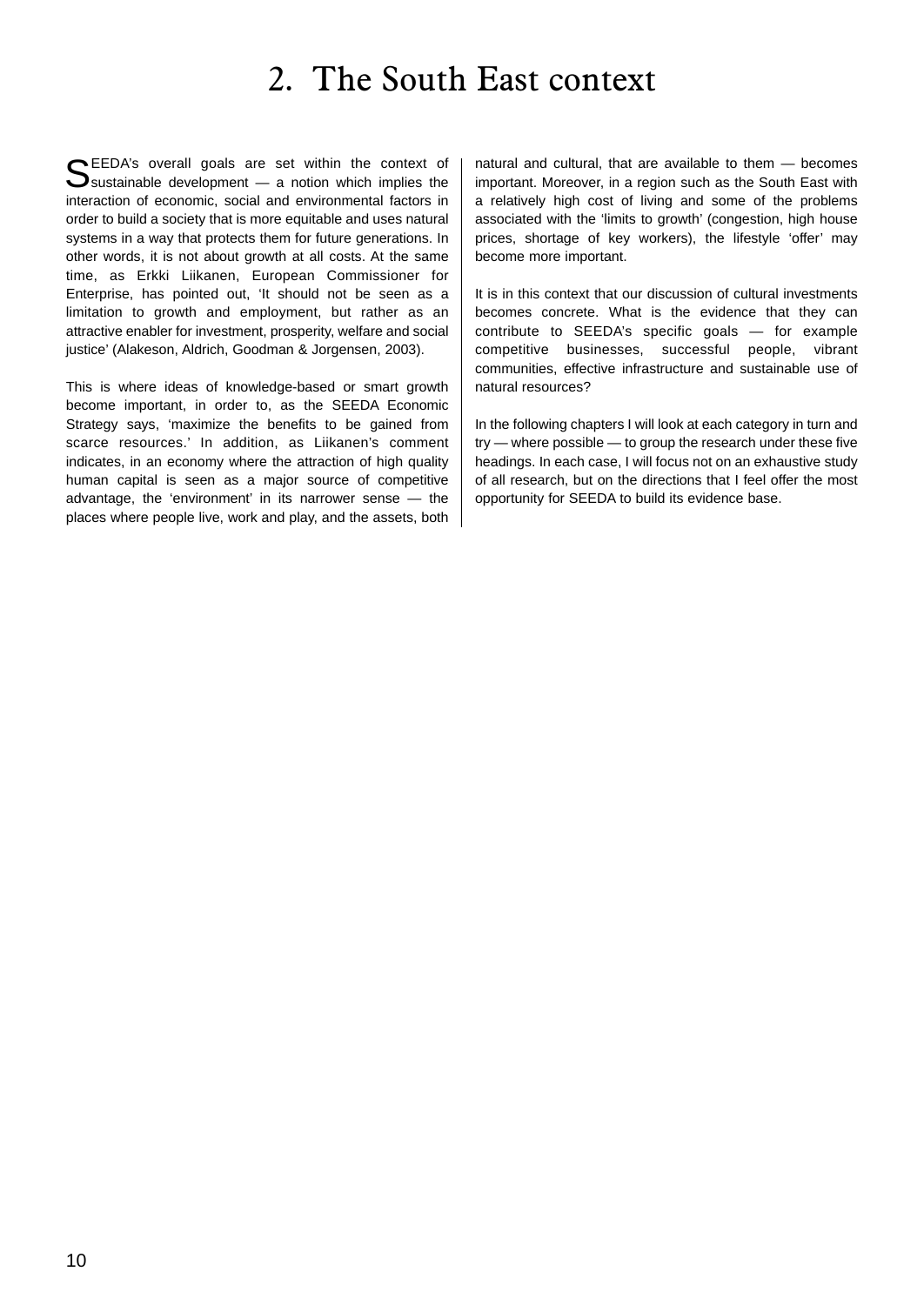# 2. The South East context

SEEDA's overall goals are set within the context of sustainable development — a notion which implies the interaction of economic, social and environmental factors in order to build a society that is more equitable and uses natural systems in a way that protects them for future generations. In other words, it is not about growth at all costs. At the same time, as Erkki Liikanen, European Commissioner for Enterprise, has pointed out, 'It should not be seen as a limitation to growth and employment, but rather as an attractive enabler for investment, prosperity, welfare and social justice' (Alakeson, Aldrich, Goodman & Jorgensen, 2003).

This is where ideas of knowledge-based or smart growth become important, in order to, as the SEEDA Economic Strategy says, 'maximize the benefits to be gained from scarce resources.' In addition, as Liikanen's comment indicates, in an economy where the attraction of high quality human capital is seen as a major source of competitive advantage, the 'environment' in its narrower sense — the places where people live, work and play, and the assets, both natural and cultural, that are available to them — becomes important. Moreover, in a region such as the South East with a relatively high cost of living and some of the problems associated with the 'limits to growth' (congestion, high house prices, shortage of key workers), the lifestyle 'offer' may become more important.

It is in this context that our discussion of cultural investments becomes concrete. What is the evidence that they can contribute to SEEDA's specific goals — for example competitive businesses, successful people, vibrant communities, effective infrastructure and sustainable use of natural resources?

In the following chapters I will look at each category in turn and try — where possible — to group the research under these five headings. In each case, I will focus not on an exhaustive study of all research, but on the directions that I feel offer the most opportunity for SEEDA to build its evidence base.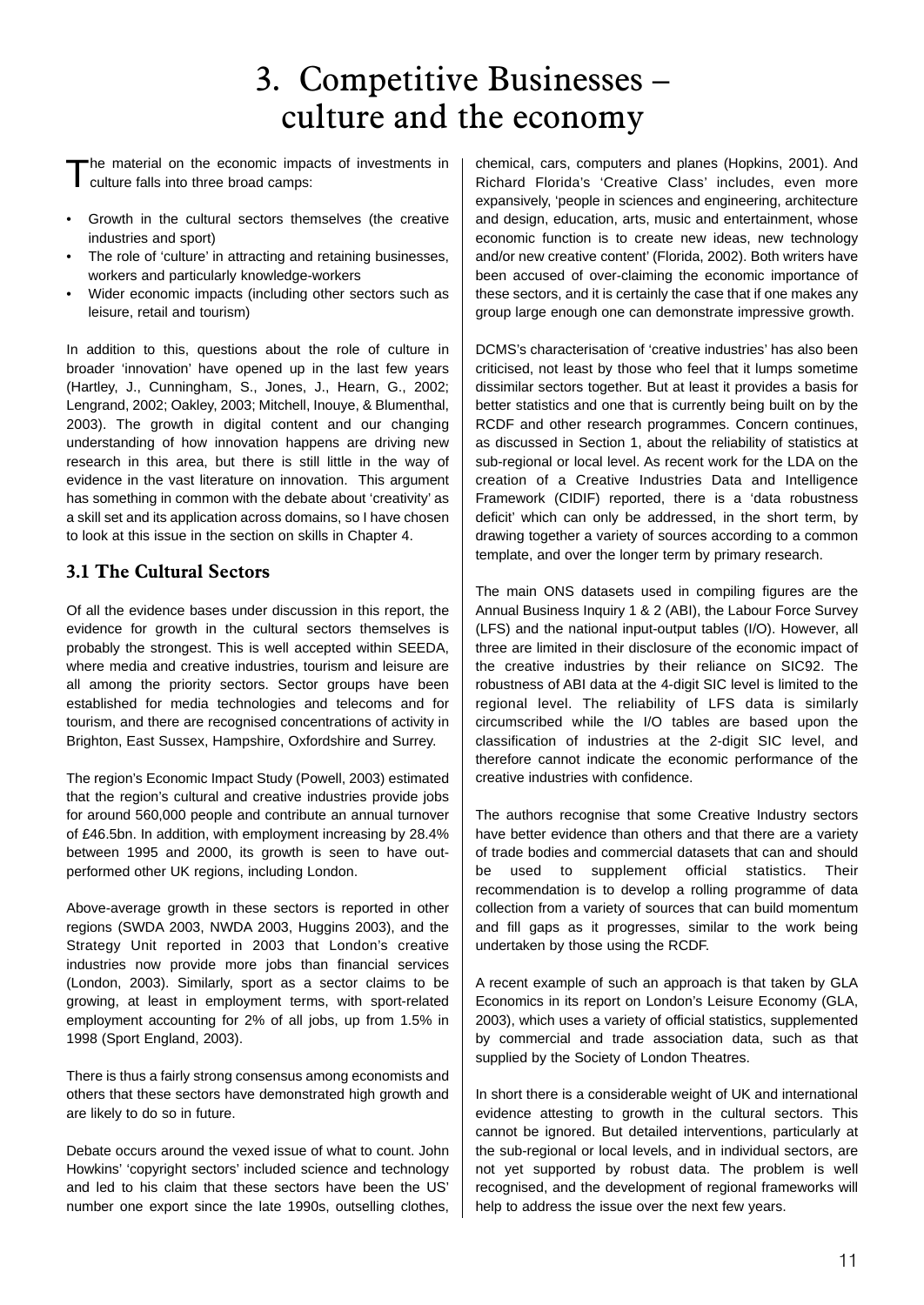# 3. Competitive Businesses – culture and the economy

The material on the economic impacts of investments in culture falls into three broad camps:

- Growth in the cultural sectors themselves (the creative industries and sport)
- The role of 'culture' in attracting and retaining businesses, workers and particularly knowledge-workers
- Wider economic impacts (including other sectors such as leisure, retail and tourism)

In addition to this, questions about the role of culture in broader 'innovation' have opened up in the last few years (Hartley, J., Cunningham, S., Jones, J., Hearn, G., 2002; Lengrand, 2002; Oakley, 2003; Mitchell, Inouye, & Blumenthal, 2003). The growth in digital content and our changing understanding of how innovation happens are driving new research in this area, but there is still little in the way of evidence in the vast literature on innovation. This argument has something in common with the debate about 'creativity' as a skill set and its application across domains, so I have chosen to look at this issue in the section on skills in Chapter 4.

## 3.1 The Cultural Sectors

Of all the evidence bases under discussion in this report, the evidence for growth in the cultural sectors themselves is probably the strongest. This is well accepted within SEEDA, where media and creative industries, tourism and leisure are all among the priority sectors. Sector groups have been established for media technologies and telecoms and for tourism, and there are recognised concentrations of activity in Brighton, East Sussex, Hampshire, Oxfordshire and Surrey.

The region's Economic Impact Study (Powell, 2003) estimated that the region's cultural and creative industries provide jobs for around 560,000 people and contribute an annual turnover of £46.5bn. In addition, with employment increasing by 28.4% between 1995 and 2000, its growth is seen to have out-performed other UK regions, including London.

Above-average growth in these sectors is reported in other regions (SWDA 2003, NWDA 2003, Huggins 2003), and the Strategy Unit reported in 2003 that London's creative industries now provide more jobs than financial services (London, 2003). Similarly, sport as a sector claims to be growing, at least in employment terms, with sport-related employment accounting for 2% of all jobs, up from 1.5% in 1998 (Sport England, 2003).

There is thus a fairly strong consensus among economists and others that these sectors have demonstrated high growth and are likely to do so in future.

Debate occurs around the vexed issue of what to count. John Howkins' 'copyright sectors' included science and technology and led to his claim that these sectors have been the US' number one export since the late 1990s, outselling clothes, chemical, cars, computers and planes (Hopkins, 2001). And Richard Florida's 'Creative Class' includes, even more expansively, 'people in sciences and engineering, architecture and design, education, arts, music and entertainment, whose economic function is to create new ideas, new technology and/or new creative content' (Florida, 2002). Both writers have been accused of over-claiming the economic importance of these sectors, and it is certainly the case that if one makes any group large enough one can demonstrate impressive growth.

DCMS's characterisation of 'creative industries' has also been criticised, not least by those who feel that it lumps sometime dissimilar sectors together. But at least it provides a basis for better statistics and one that is currently being built on by the RCDF and other research programmes. Concern continues, as discussed in Section 1, about the reliability of statistics at sub-regional or local level. As recent work for the LDA on the creation of a Creative Industries Data and Intelligence Framework (CIDIF) reported, there is a 'data robustness deficit' which can only be addressed, in the short term, by drawing together a variety of sources according to a common template, and over the longer term by primary research.

The main ONS datasets used in compiling figures are the Annual Business Inquiry 1 & 2 (ABI), the Labour Force Survey (LFS) and the national input-output tables (I/O). However, all three are limited in their disclosure of the economic impact of the creative industries by their reliance on SIC92. The robustness of ABI data at the 4-digit SIC level is limited to the regional level. The reliability of LFS data is similarly circumscribed while the I/O tables are based upon the classification of industries at the 2-digit SIC level, and therefore cannot indicate the economic performance of the creative industries with confidence.

The authors recognise that some Creative Industry sectors have better evidence than others and that there are a variety of trade bodies and commercial datasets that can and should be used to supplement official statistics. Their recommendation is to develop a rolling programme of data collection from a variety of sources that can build momentum and fill gaps as it progresses, similar to the work being undertaken by those using the RCDF.

A recent example of such an approach is that taken by GLA Economics in its report on London's Leisure Economy (GLA, 2003), which uses a variety of official statistics, supplemented by commercial and trade association data, such as that supplied by the Society of London Theatres.

In short there is a considerable weight of UK and international evidence attesting to growth in the cultural sectors. This cannot be ignored. But detailed interventions, particularly at the sub-regional or local levels, and in individual sectors, are not yet supported by robust data. The problem is well recognised, and the development of regional frameworks will help to address the issue over the next few years.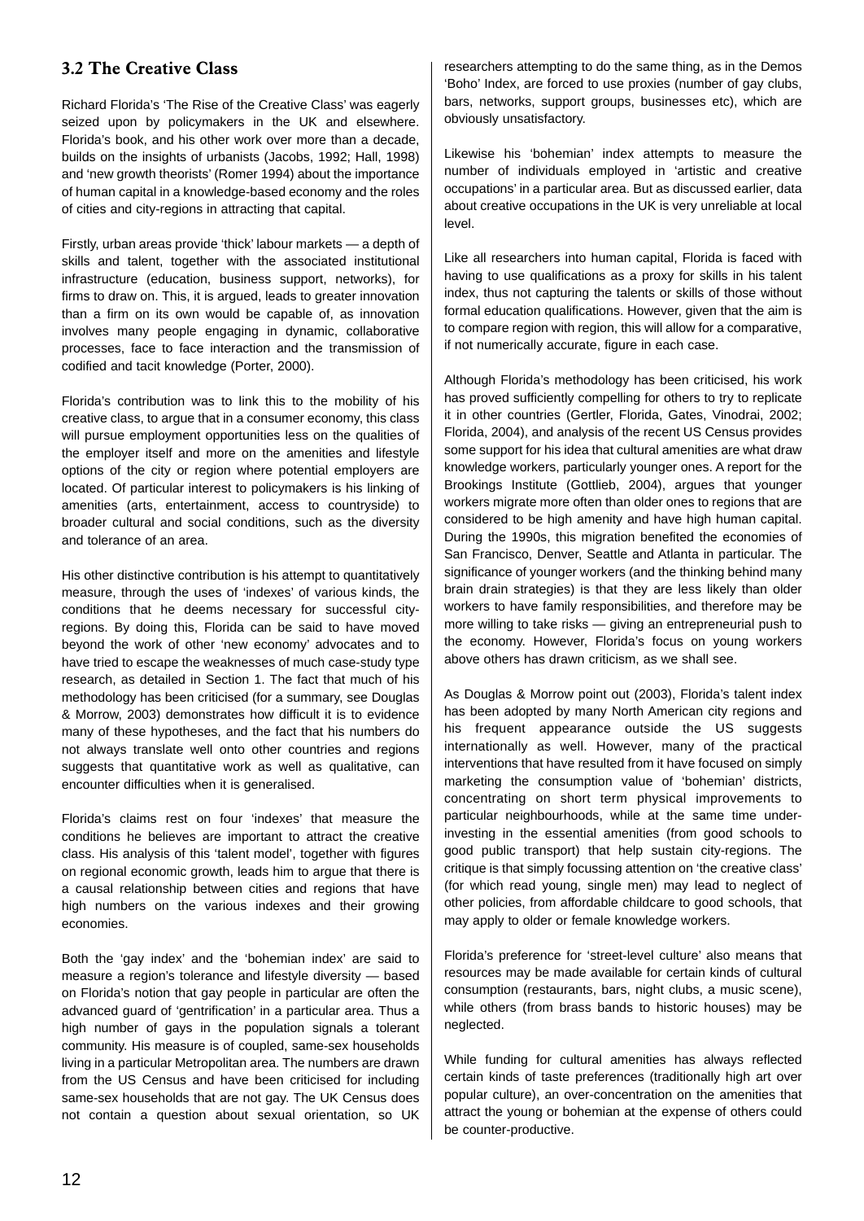## 3.2 The Creative Class

Richard Florida's 'The Rise of the Creative Class' was eagerly seized upon by policymakers in the UK and elsewhere. Florida's book, and his other work over more than a decade, builds on the insights of urbanists (Jacobs, 1992; Hall, 1998) and 'new growth theorists' (Romer 1994) about the importance of human capital in a knowledge-based economy and the roles of cities and city-regions in attracting that capital.

Firstly, urban areas provide 'thick' labour markets — a depth of skills and talent, together with the associated institutional infrastructure (education, business support, networks), for firms to draw on. This, it is argued, leads to greater innovation than a firm on its own would be capable of, as innovation involves many people engaging in dynamic, collaborative processes, face to face interaction and the transmission of codified and tacit knowledge (Porter, 2000).

Florida's contribution was to link this to the mobility of his creative class, to argue that in a consumer economy, this class will pursue employment opportunities less on the qualities of the employer itself and more on the amenities and lifestyle options of the city or region where potential employers are located. Of particular interest to policymakers is his linking of amenities (arts, entertainment, access to countryside) to broader cultural and social conditions, such as the diversity and tolerance of an area.

His other distinctive contribution is his attempt to quantitatively measure, through the uses of 'indexes' of various kinds, the conditions that he deems necessary for successful city-regions. By doing this, Florida can be said to have moved beyond the work of other 'new economy' advocates and to have tried to escape the weaknesses of much case-study type research, as detailed in Section 1. The fact that much of his methodology has been criticised (for a summary, see Douglas & Morrow, 2003) demonstrates how difficult it is to evidence many of these hypotheses, and the fact that his numbers do not always translate well onto other countries and regions suggests that quantitative work as well as qualitative, can encounter difficulties when it is generalised.

Florida's claims rest on four 'indexes' that measure the conditions he believes are important to attract the creative class. His analysis of this 'talent model', together with figures on regional economic growth, leads him to argue that there is a causal relationship between cities and regions that have high numbers on the various indexes and their growing economies.

Both the 'gay index' and the 'bohemian index' are said to measure a region's tolerance and lifestyle diversity — based on Florida's notion that gay people in particular are often the advanced guard of 'gentrification' in a particular area. Thus a high number of gays in the population signals a tolerant community. His measure is of coupled, same-sex households living in a particular Metropolitan area. The numbers are drawn from the US Census and have been criticised for including same-sex households that are not gay. The UK Census does not contain a question about sexual orientation, so UK researchers attempting to do the same thing, as in the Demos 'Boho' Index, are forced to use proxies (number of gay clubs, bars, networks, support groups, businesses etc), which are obviously unsatisfactory.

Likewise his 'bohemian' index attempts to measure the number of individuals employed in 'artistic and creative occupations' in a particular area. But as discussed earlier, data about creative occupations in the UK is very unreliable at local level.

Like all researchers into human capital, Florida is faced with having to use qualifications as a proxy for skills in his talent index, thus not capturing the talents or skills of those without formal education qualifications. However, given that the aim is to compare region with region, this will allow for a comparative, if not numerically accurate, figure in each case.

Although Florida's methodology has been criticised, his work has proved sufficiently compelling for others to try to replicate it in other countries (Gertler, Florida, Gates, Vinodrai, 2002; Florida, 2004), and analysis of the recent US Census provides some support for his idea that cultural amenities are what draw knowledge workers, particularly younger ones. A report for the Brookings Institute (Gottlieb, 2004), argues that younger workers migrate more often than older ones to regions that are considered to be high amenity and have high human capital. During the 1990s, this migration benefited the economies of San Francisco, Denver, Seattle and Atlanta in particular. The significance of younger workers (and the thinking behind many brain drain strategies) is that they are less likely than older workers to have family responsibilities, and therefore may be more willing to take risks — giving an entrepreneurial push to the economy. However, Florida's focus on young workers above others has drawn criticism, as we shall see.

As Douglas & Morrow point out (2003), Florida's talent index has been adopted by many North American city regions and his frequent appearance outside the US suggests internationally as well. However, many of the practical interventions that have resulted from it have focused on simply marketing the consumption value of 'bohemian' districts, concentrating on short term physical improvements to particular neighbourhoods, while at the same time under-investing in the essential amenities (from good schools to good public transport) that help sustain city-regions. The critique is that simply focussing attention on 'the creative class' (for which read young, single men) may lead to neglect of other policies, from affordable childcare to good schools, that may apply to older or female knowledge workers.

Florida's preference for 'street-level culture' also means that resources may be made available for certain kinds of cultural consumption (restaurants, bars, night clubs, a music scene), while others (from brass bands to historic houses) may be neglected.

While funding for cultural amenities has always reflected certain kinds of taste preferences (traditionally high art over popular culture), an over-concentration on the amenities that attract the young or bohemian at the expense of others could be counter-productive.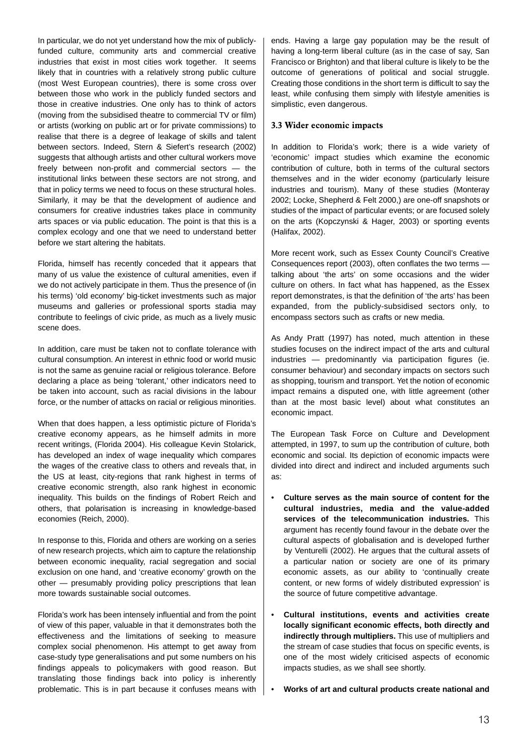In particular, we do not yet understand how the mix of publicly-funded culture, community arts and commercial creative industries that exist in most cities work together. It seems likely that in countries with a relatively strong public culture (most West European countries), there is some cross over between those who work in the publicly funded sectors and those in creative industries. One only has to think of actors (moving from the subsidised theatre to commercial TV or film) or artists (working on public art or for private commissions) to realise that there is a degree of leakage of skills and talent between sectors. Indeed, Stern & Siefert's research (2002) suggests that although artists and other cultural workers move freely between non-profit and commercial sectors — the institutional links between these sectors are not strong, and that in policy terms we need to focus on these structural holes. Similarly, it may be that the development of audience and consumers for creative industries takes place in community arts spaces or via public education. The point is that this is a complex ecology and one that we need to understand better before we start altering the habitats.

Florida, himself has recently conceded that it appears that many of us value the existence of cultural amenities, even if we do not actively participate in them. Thus the presence of (in his terms) 'old economy' big-ticket investments such as major museums and galleries or professional sports stadia may contribute to feelings of civic pride, as much as a lively music scene does.

In addition, care must be taken not to conflate tolerance with cultural consumption. An interest in ethnic food or world music is not the same as genuine racial or religious tolerance. Before declaring a place as being 'tolerant,' other indicators need to be taken into account, such as racial divisions in the labour force, or the number of attacks on racial or religious minorities.

When that does happen, a less optimistic picture of Florida's creative economy appears, as he himself admits in more recent writings, (Florida 2004). His colleague Kevin Stolarick, has developed an index of wage inequality which compares the wages of the creative class to others and reveals that, in the US at least, city-regions that rank highest in terms of creative economic strength, also rank highest in economic inequality. This builds on the findings of Robert Reich and others, that polarisation is increasing in knowledge-based economies (Reich, 2000).

In response to this, Florida and others are working on a series of new research projects, which aim to capture the relationship between economic inequality, racial segregation and social exclusion on one hand, and 'creative economy' growth on the other — presumably providing policy prescriptions that lean more towards sustainable social outcomes.

Florida's work has been intensely influential and from the point of view of this paper, valuable in that it demonstrates both the effectiveness and the limitations of seeking to measure complex social phenomenon. His attempt to get away from case-study type generalisations and put some numbers on his findings appeals to policymakers with good reason. But translating those findings back into policy is inherently problematic. This is in part because it confuses means with ends. Having a large gay population may be the result of having a long-term liberal culture (as in the case of say, San Francisco or Brighton) and that liberal culture is likely to be the outcome of generations of political and social struggle. Creating those conditions in the short term is difficult to say the least, while confusing them simply with lifestyle amenities is simplistic, even dangerous.

### 3.3 Wider economic impacts

In addition to Florida's work; there is a wide variety of 'economic' impact studies which examine the economic contribution of culture, both in terms of the cultural sectors themselves and in the wider economy (particularly leisure industries and tourism). Many of these studies (Monteray 2002; Locke, Shepherd & Felt 2000,) are one-off snapshots or studies of the impact of particular events; or are focused solely on the arts (Kopczynski & Hager, 2003) or sporting events (Halifax, 2002).

More recent work, such as Essex County Council's Creative Consequences report (2003), often conflates the two terms — talking about 'the arts' on some occasions and the wider culture on others. In fact what has happened, as the Essex report demonstrates, is that the definition of 'the arts' has been expanded, from the publicly-subsidised sectors only, to encompass sectors such as crafts or new media.

As Andy Pratt (1997) has noted, much attention in these studies focuses on the indirect impact of the arts and cultural industries — predominantly via participation figures (ie. consumer behaviour) and secondary impacts on sectors such as shopping, tourism and transport. Yet the notion of economic impact remains a disputed one, with little agreement (other than at the most basic level) about what constitutes an economic impact.

The European Task Force on Culture and Development attempted, in 1997, to sum up the contribution of culture, both economic and social. Its depiction of economic impacts were divided into direct and indirect and included arguments such as:

- **Culture serves as the main source of content for the cultural industries, media and the value-added services of the telecommunication industries.** This argument has recently found favour in the debate over the cultural aspects of globalisation and is developed further by Venturelli (2002). He argues that the cultural assets of a particular nation or society are one of its primary economic assets, as our ability to 'continually create content, or new forms of widely distributed expression' is the source of future competitive advantage.
- **Cultural institutions, events and activities create locally significant economic effects, both directly and indirectly through multipliers.** This use of multipliers and the stream of case studies that focus on specific events, is one of the most widely criticised aspects of economic impacts studies, as we shall see shortly.
- **Works of art and cultural products create national and**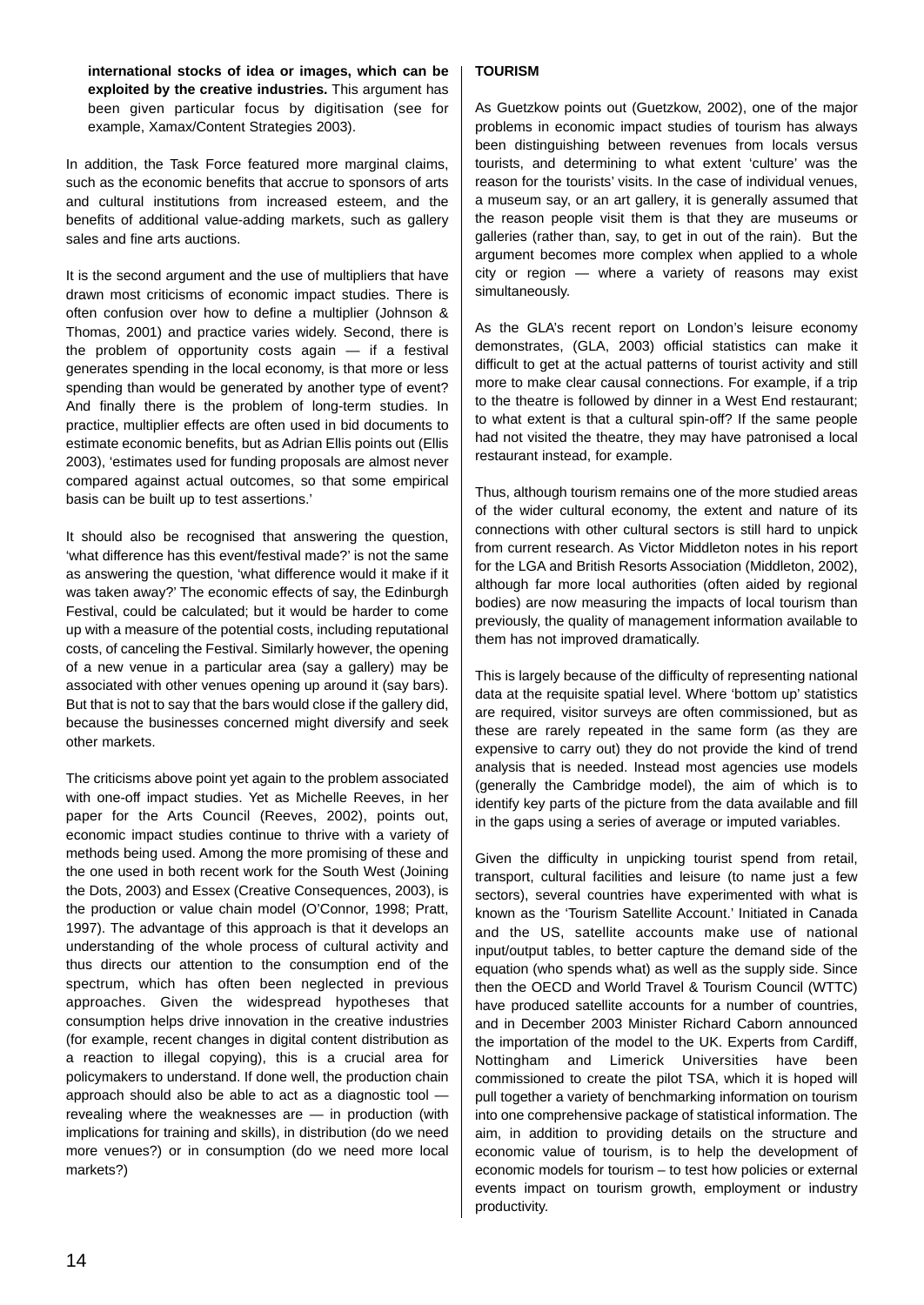**international stocks of idea or images, which can be exploited by the creative industries.** This argument has been given particular focus by digitisation (see for example, Xamax/Content Strategies 2003).

In addition, the Task Force featured more marginal claims, such as the economic benefits that accrue to sponsors of arts and cultural institutions from increased esteem, and the benefits of additional value-adding markets, such as gallery sales and fine arts auctions.

It is the second argument and the use of multipliers that have drawn most criticisms of economic impact studies. There is often confusion over how to define a multiplier (Johnson & Thomas, 2001) and practice varies widely. Second, there is the problem of opportunity costs again — if a festival generates spending in the local economy, is that more or less spending than would be generated by another type of event? And finally there is the problem of long-term studies. In practice, multiplier effects are often used in bid documents to estimate economic benefits, but as Adrian Ellis points out (Ellis 2003), 'estimates used for funding proposals are almost never compared against actual outcomes, so that some empirical basis can be built up to test assertions.'

It should also be recognised that answering the question, 'what difference has this event/festival made?' is not the same as answering the question, 'what difference would it make if it was taken away?' The economic effects of say, the Edinburgh Festival, could be calculated; but it would be harder to come up with a measure of the potential costs, including reputational costs, of canceling the Festival. Similarly however, the opening of a new venue in a particular area (say a gallery) may be associated with other venues opening up around it (say bars). But that is not to say that the bars would close if the gallery did, because the businesses concerned might diversify and seek other markets.

The criticisms above point yet again to the problem associated with one-off impact studies. Yet as Michelle Reeves, in her paper for the Arts Council (Reeves, 2002), points out, economic impact studies continue to thrive with a variety of methods being used. Among the more promising of these and the one used in both recent work for the South West (Joining the Dots, 2003) and Essex (Creative Consequences, 2003), is the production or value chain model (O'Connor, 1998; Pratt, 1997). The advantage of this approach is that it develops an understanding of the whole process of cultural activity and thus directs our attention to the consumption end of the spectrum, which has often been neglected in previous approaches. Given the widespread hypotheses that consumption helps drive innovation in the creative industries (for example, recent changes in digital content distribution as a reaction to illegal copying), this is a crucial area for policymakers to understand. If done well, the production chain approach should also be able to act as a diagnostic tool — revealing where the weaknesses are — in production (with implications for training and skills), in distribution (do we need more venues?) or in consumption (do we need more local markets?)

**TOURISM**

As Guetzkow points out (Guetzkow, 2002), one of the major problems in economic impact studies of tourism has always been distinguishing between revenues from locals versus tourists, and determining to what extent 'culture' was the reason for the tourists' visits. In the case of individual venues, a museum say, or an art gallery, it is generally assumed that the reason people visit them is that they are museums or galleries (rather than, say, to get in out of the rain). But the argument becomes more complex when applied to a whole city or region — where a variety of reasons may exist simultaneously.

As the GLA's recent report on London's leisure economy demonstrates, (GLA, 2003) official statistics can make it difficult to get at the actual patterns of tourist activity and still more to make clear causal connections. For example, if a trip to the theatre is followed by dinner in a West End restaurant; to what extent is that a cultural spin-off? If the same people had not visited the theatre, they may have patronised a local restaurant instead, for example.

Thus, although tourism remains one of the more studied areas of the wider cultural economy, the extent and nature of its connections with other cultural sectors is still hard to unpick from current research. As Victor Middleton notes in his report for the LGA and British Resorts Association (Middleton, 2002), although far more local authorities (often aided by regional bodies) are now measuring the impacts of local tourism than previously, the quality of management information available to them has not improved dramatically.

This is largely because of the difficulty of representing national data at the requisite spatial level. Where 'bottom up' statistics are required, visitor surveys are often commissioned, but as these are rarely repeated in the same form (as they are expensive to carry out) they do not provide the kind of trend analysis that is needed. Instead most agencies use models (generally the Cambridge model), the aim of which is to identify key parts of the picture from the data available and fill in the gaps using a series of average or imputed variables.

Given the difficulty in unpicking tourist spend from retail, transport, cultural facilities and leisure (to name just a few sectors), several countries have experimented with what is known as the 'Tourism Satellite Account.' Initiated in Canada and the US, satellite accounts make use of national input/output tables, to better capture the demand side of the equation (who spends what) as well as the supply side. Since then the OECD and World Travel & Tourism Council (WTTC) have produced satellite accounts for a number of countries, and in December 2003 Minister Richard Caborn announced the importation of the model to the UK. Experts from Cardiff, Nottingham and Limerick Universities have been commissioned to create the pilot TSA, which it is hoped will pull together a variety of benchmarking information on tourism into one comprehensive package of statistical information. The aim, in addition to providing details on the structure and economic value of tourism, is to help the development of economic models for tourism – to test how policies or external events impact on tourism growth, employment or industry productivity.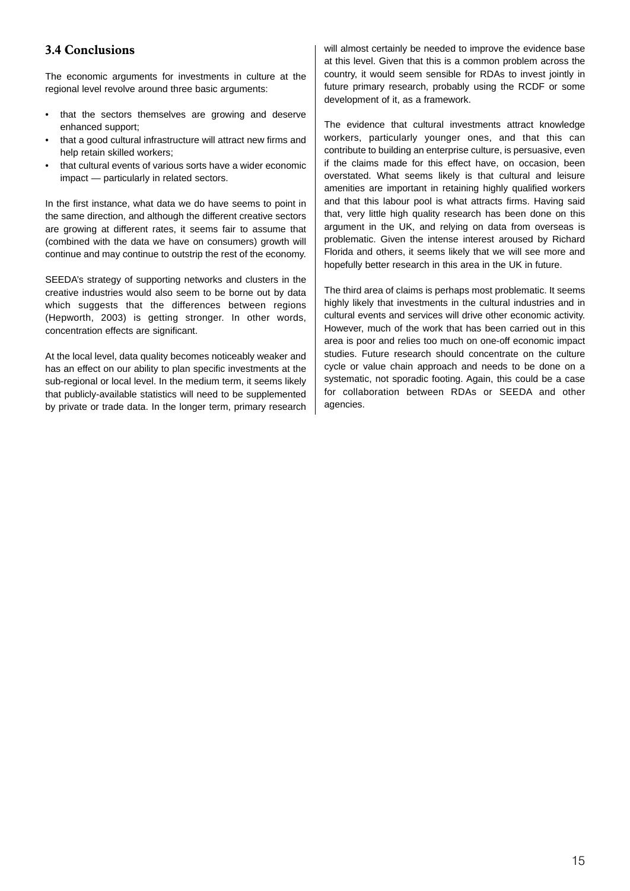### 3.4 Conclusions

The economic arguments for investments in culture at the regional level revolve around three basic arguments:

- that the sectors themselves are growing and deserve enhanced support;
- that a good cultural infrastructure will attract new firms and help retain skilled workers;
- that cultural events of various sorts have a wider economic impact — particularly in related sectors.

In the first instance, what data we do have seems to point in the same direction, and although the different creative sectors are growing at different rates, it seems fair to assume that (combined with the data we have on consumers) growth will continue and may continue to outstrip the rest of the economy.

SEEDA's strategy of supporting networks and clusters in the creative industries would also seem to be borne out by data which suggests that the differences between regions (Hepworth, 2003) is getting stronger. In other words, concentration effects are significant.

At the local level, data quality becomes noticeably weaker and has an effect on our ability to plan specific investments at the sub-regional or local level. In the medium term, it seems likely that publicly-available statistics will need to be supplemented by private or trade data. In the longer term, primary research will almost certainly be needed to improve the evidence base at this level. Given that this is a common problem across the country, it would seem sensible for RDAs to invest jointly in future primary research, probably using the RCDF or some development of it, as a framework.

The evidence that cultural investments attract knowledge workers, particularly younger ones, and that this can contribute to building an enterprise culture, is persuasive, even if the claims made for this effect have, on occasion, been overstated. What seems likely is that cultural and leisure amenities are important in retaining highly qualified workers and that this labour pool is what attracts firms. Having said that, very little high quality research has been done on this argument in the UK, and relying on data from overseas is problematic. Given the intense interest aroused by Richard Florida and others, it seems likely that we will see more and hopefully better research in this area in the UK in future.

The third area of claims is perhaps most problematic. It seems highly likely that investments in the cultural industries and in cultural events and services will drive other economic activity. However, much of the work that has been carried out in this area is poor and relies too much on one-off economic impact studies. Future research should concentrate on the culture cycle or value chain approach and needs to be done on a systematic, not sporadic footing. Again, this could be a case for collaboration between RDAs or SEEDA and other agencies.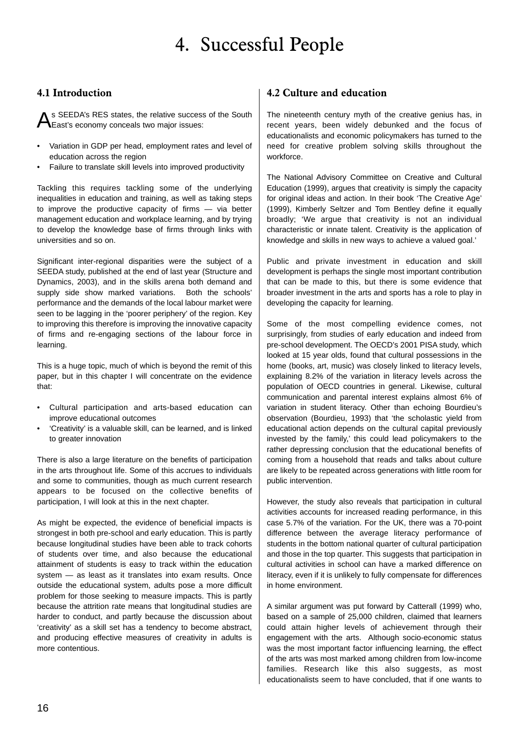# 4. Successful People

## 4.1 Introduction

As SEEDA's RES states, the relative success of the South East's economy conceals two major issues:

- Variation in GDP per head, employment rates and level of education across the region
- Failure to translate skill levels into improved productivity

Tackling this requires tackling some of the underlying inequalities in education and training, as well as taking steps to improve the productive capacity of firms — via better management education and workplace learning, and by trying to develop the knowledge base of firms through links with universities and so on.

Significant inter-regional disparities were the subject of a SEEDA study, published at the end of last year (Structure and Dynamics, 2003), and in the skills arena both demand and supply side show marked variations. Both the schools' performance and the demands of the local labour market were seen to be lagging in the 'poorer periphery' of the region. Key to improving this therefore is improving the innovative capacity of firms and re-engaging sections of the labour force in learning.

This is a huge topic, much of which is beyond the remit of this paper, but in this chapter I will concentrate on the evidence that:

- Cultural participation and arts-based education can improve educational outcomes
- 'Creativity' is a valuable skill, can be learned, and is linked to greater innovation

There is also a large literature on the benefits of participation in the arts throughout life. Some of this accrues to individuals and some to communities, though as much current research appears to be focused on the collective benefits of participation, I will look at this in the next chapter.

As might be expected, the evidence of beneficial impacts is strongest in both pre-school and early education. This is partly because longitudinal studies have been able to track cohorts of students over time, and also because the educational attainment of students is easy to track within the education system — as least as it translates into exam results. Once outside the educational system, adults pose a more difficult problem for those seeking to measure impacts. This is partly because the attrition rate means that longitudinal studies are harder to conduct, and partly because the discussion about 'creativity' as a skill set has a tendency to become abstract, and producing effective measures of creativity in adults is more contentious.

## 4.2 Culture and education

The nineteenth century myth of the creative genius has, in recent years, been widely debunked and the focus of educationalists and economic policymakers has turned to the need for creative problem solving skills throughout the workforce.

The National Advisory Committee on Creative and Cultural Education (1999), argues that creativity is simply the capacity for original ideas and action. In their book 'The Creative Age' (1999), Kimberly Seltzer and Tom Bentley define it equally broadly; 'We argue that creativity is not an individual characteristic or innate talent. Creativity is the application of knowledge and skills in new ways to achieve a valued goal.'

Public and private investment in education and skill development is perhaps the single most important contribution that can be made to this, but there is some evidence that broader investment in the arts and sports has a role to play in developing the capacity for learning.

Some of the most compelling evidence comes, not surprisingly, from studies of early education and indeed from pre-school development. The OECD's 2001 PISA study, which looked at 15 year olds, found that cultural possessions in the home (books, art, music) was closely linked to literacy levels, explaining 8.2% of the variation in literacy levels across the population of OECD countries in general. Likewise, cultural communication and parental interest explains almost 6% of variation in student literacy. Other than echoing Bourdieu's observation (Bourdieu, 1993) that 'the scholastic yield from educational action depends on the cultural capital previously invested by the family,' this could lead policymakers to the rather depressing conclusion that the educational benefits of coming from a household that reads and talks about culture are likely to be repeated across generations with little room for public intervention.

However, the study also reveals that participation in cultural activities accounts for increased reading performance, in this case 5.7% of the variation. For the UK, there was a 70-point difference between the average literacy performance of students in the bottom national quarter of cultural participation and those in the top quarter. This suggests that participation in cultural activities in school can have a marked difference on literacy, even if it is unlikely to fully compensate for differences in home environment.

A similar argument was put forward by Catterall (1999) who, based on a sample of 25,000 children, claimed that learners could attain higher levels of achievement through their engagement with the arts. Although socio-economic status was the most important factor influencing learning, the effect of the arts was most marked among children from low-income families. Research like this also suggests, as most educationalists seem to have concluded, that if one wants to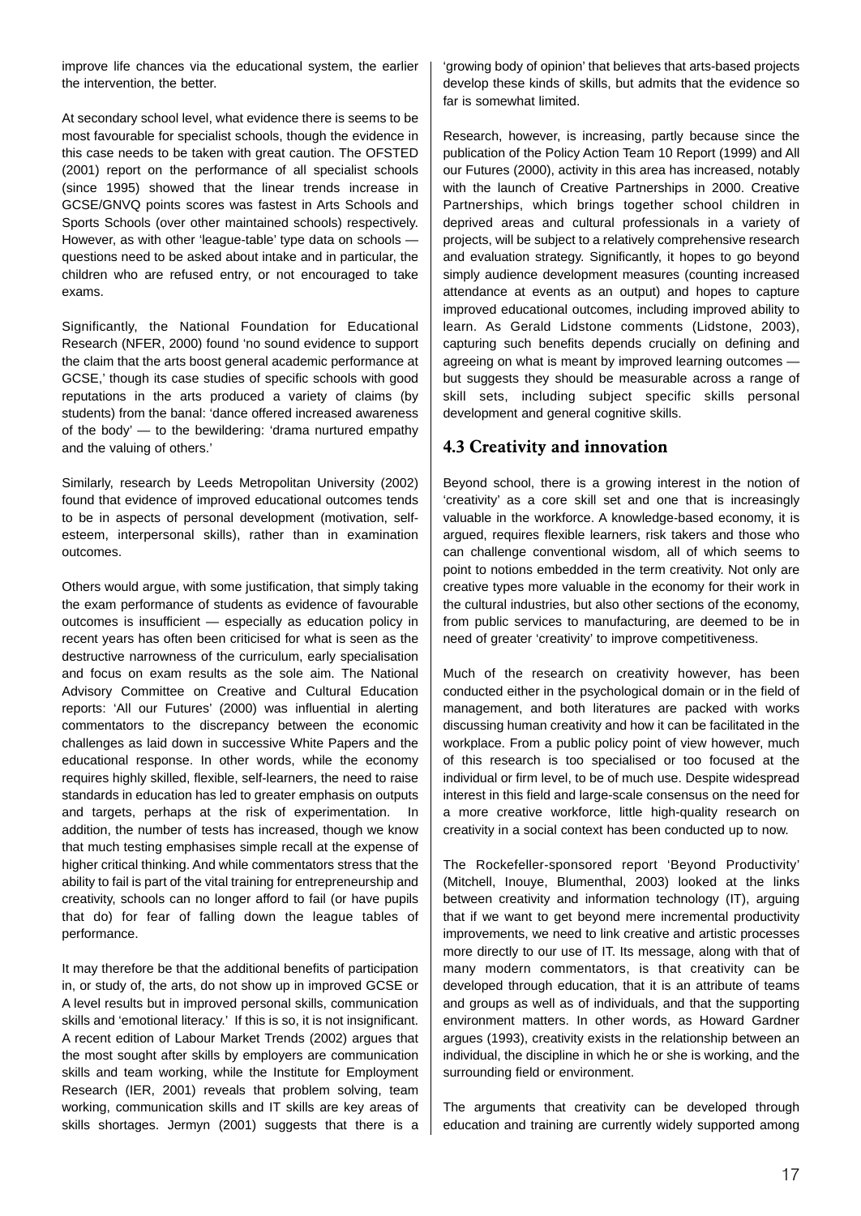improve life chances via the educational system, the earlier the intervention, the better.

At secondary school level, what evidence there is seems to be most favourable for specialist schools, though the evidence in this case needs to be taken with great caution. The OFSTED (2001) report on the performance of all specialist schools (since 1995) showed that the linear trends increase in GCSE/GNVQ points scores was fastest in Arts Schools and Sports Schools (over other maintained schools) respectively. However, as with other 'league-table' type data on schools — questions need to be asked about intake and in particular, the children who are refused entry, or not encouraged to take exams.

Significantly, the National Foundation for Educational Research (NFER, 2000) found 'no sound evidence to support the claim that the arts boost general academic performance at GCSE,' though its case studies of specific schools with good reputations in the arts produced a variety of claims (by students) from the banal: 'dance offered increased awareness of the body' — to the bewildering: 'drama nurtured empathy and the valuing of others.'

Similarly, research by Leeds Metropolitan University (2002) found that evidence of improved educational outcomes tends to be in aspects of personal development (motivation, self-esteem, interpersonal skills), rather than in examination outcomes.

Others would argue, with some justification, that simply taking the exam performance of students as evidence of favourable outcomes is insufficient — especially as education policy in recent years has often been criticised for what is seen as the destructive narrowness of the curriculum, early specialisation and focus on exam results as the sole aim. The National Advisory Committee on Creative and Cultural Education reports: 'All our Futures' (2000) was influential in alerting commentators to the discrepancy between the economic challenges as laid down in successive White Papers and the educational response. In other words, while the economy requires highly skilled, flexible, self-learners, the need to raise standards in education has led to greater emphasis on outputs and targets, perhaps at the risk of experimentation. In addition, the number of tests has increased, though we know that much testing emphasises simple recall at the expense of higher critical thinking. And while commentators stress that the ability to fail is part of the vital training for entrepreneurship and creativity, schools can no longer afford to fail (or have pupils that do) for fear of falling down the league tables of performance.

It may therefore be that the additional benefits of participation in, or study of, the arts, do not show up in improved GCSE or A level results but in improved personal skills, communication skills and 'emotional literacy.' If this is so, it is not insignificant. A recent edition of Labour Market Trends (2002) argues that the most sought after skills by employers are communication skills and team working, while the Institute for Employment Research (IER, 2001) reveals that problem solving, team working, communication skills and IT skills are key areas of skills shortages. Jermyn (2001) suggests that there is a 'growing body of opinion' that believes that arts-based projects develop these kinds of skills, but admits that the evidence so far is somewhat limited.

Research, however, is increasing, partly because since the publication of the Policy Action Team 10 Report (1999) and All our Futures (2000), activity in this area has increased, notably with the launch of Creative Partnerships in 2000. Creative Partnerships, which brings together school children in deprived areas and cultural professionals in a variety of projects, will be subject to a relatively comprehensive research and evaluation strategy. Significantly, it hopes to go beyond simply audience development measures (counting increased attendance at events as an output) and hopes to capture improved educational outcomes, including improved ability to learn. As Gerald Lidstone comments (Lidstone, 2003), capturing such benefits depends crucially on defining and agreeing on what is meant by improved learning outcomes — but suggests they should be measurable across a range of skill sets, including subject specific skills personal development and general cognitive skills.

## 4.3 Creativity and innovation

Beyond school, there is a growing interest in the notion of 'creativity' as a core skill set and one that is increasingly valuable in the workforce. A knowledge-based economy, it is argued, requires flexible learners, risk takers and those who can challenge conventional wisdom, all of which seems to point to notions embedded in the term creativity. Not only are creative types more valuable in the economy for their work in the cultural industries, but also other sections of the economy, from public services to manufacturing, are deemed to be in need of greater 'creativity' to improve competitiveness.

Much of the research on creativity however, has been conducted either in the psychological domain or in the field of management, and both literatures are packed with works discussing human creativity and how it can be facilitated in the workplace. From a public policy point of view however, much of this research is too specialised or too focused at the individual or firm level, to be of much use. Despite widespread interest in this field and large-scale consensus on the need for a more creative workforce, little high-quality research on creativity in a social context has been conducted up to now.

The Rockefeller-sponsored report 'Beyond Productivity' (Mitchell, Inouye, Blumenthal, 2003) looked at the links between creativity and information technology (IT), arguing that if we want to get beyond mere incremental productivity improvements, we need to link creative and artistic processes more directly to our use of IT. Its message, along with that of many modern commentators, is that creativity can be developed through education, that it is an attribute of teams and groups as well as of individuals, and that the supporting environment matters. In other words, as Howard Gardner argues (1993), creativity exists in the relationship between an individual, the discipline in which he or she is working, and the surrounding field or environment.

The arguments that creativity can be developed through education and training are currently widely supported among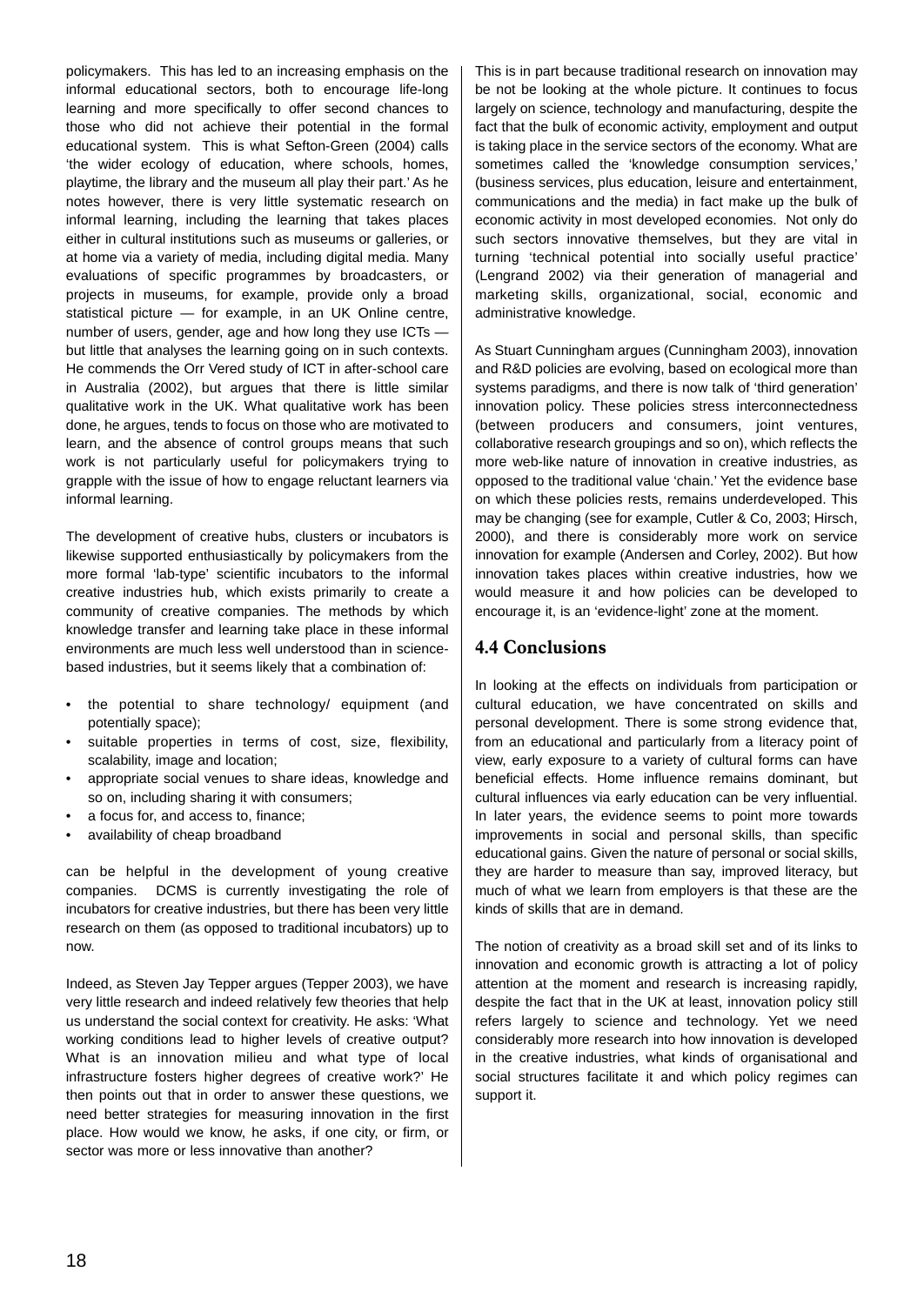policymakers. This has led to an increasing emphasis on the informal educational sectors, both to encourage life-long learning and more specifically to offer second chances to those who did not achieve their potential in the formal educational system. This is what Sefton-Green (2004) calls 'the wider ecology of education, where schools, homes, playtime, the library and the museum all play their part.' As he notes however, there is very little systematic research on informal learning, including the learning that takes places either in cultural institutions such as museums or galleries, or at home via a variety of media, including digital media. Many evaluations of specific programmes by broadcasters, or projects in museums, for example, provide only a broad statistical picture — for example, in an UK Online centre, number of users, gender, age and how long they use ICTs — but little that analyses the learning going on in such contexts. He commends the Orr Vered study of ICT in after-school care in Australia (2002), but argues that there is little similar qualitative work in the UK. What qualitative work has been done, he argues, tends to focus on those who are motivated to learn, and the absence of control groups means that such work is not particularly useful for policymakers trying to grapple with the issue of how to engage reluctant learners via informal learning.

The development of creative hubs, clusters or incubators is likewise supported enthusiastically by policymakers from the more formal 'lab-type' scientific incubators to the informal creative industries hub, which exists primarily to create a community of creative companies. The methods by which knowledge transfer and learning take place in these informal environments are much less well understood than in science-based industries, but it seems likely that a combination of:

- the potential to share technology/ equipment (and potentially space);
- suitable properties in terms of cost, size, flexibility, scalability, image and location;
- appropriate social venues to share ideas, knowledge and so on, including sharing it with consumers;
- a focus for, and access to, finance;
- availability of cheap broadband

can be helpful in the development of young creative companies. DCMS is currently investigating the role of incubators for creative industries, but there has been very little research on them (as opposed to traditional incubators) up to now.

Indeed, as Steven Jay Tepper argues (Tepper 2003), we have very little research and indeed relatively few theories that help us understand the social context for creativity. He asks: 'What working conditions lead to higher levels of creative output? What is an innovation milieu and what type of local infrastructure fosters higher degrees of creative work?' He then points out that in order to answer these questions, we need better strategies for measuring innovation in the first place. How would we know, he asks, if one city, or firm, or sector was more or less innovative than another?

This is in part because traditional research on innovation may be not be looking at the whole picture. It continues to focus largely on science, technology and manufacturing, despite the fact that the bulk of economic activity, employment and output is taking place in the service sectors of the economy. What are sometimes called the 'knowledge consumption services,' (business services, plus education, leisure and entertainment, communications and the media) in fact make up the bulk of economic activity in most developed economies. Not only do such sectors innovative themselves, but they are vital in turning 'technical potential into socially useful practice' (Lengrand 2002) via their generation of managerial and marketing skills, organizational, social, economic and administrative knowledge.

As Stuart Cunningham argues (Cunningham 2003), innovation and R&D policies are evolving, based on ecological more than systems paradigms, and there is now talk of 'third generation' innovation policy. These policies stress interconnectedness (between producers and consumers, joint ventures, collaborative research groupings and so on), which reflects the more web-like nature of innovation in creative industries, as opposed to the traditional value 'chain.' Yet the evidence base on which these policies rests, remains underdeveloped. This may be changing (see for example, Cutler & Co, 2003; Hirsch, 2000), and there is considerably more work on service innovation for example (Andersen and Corley, 2002). But how innovation takes places within creative industries, how we would measure it and how policies can be developed to encourage it, is an 'evidence-light' zone at the moment.

## 4.4 Conclusions

In looking at the effects on individuals from participation or cultural education, we have concentrated on skills and personal development. There is some strong evidence that, from an educational and particularly from a literacy point of view, early exposure to a variety of cultural forms can have beneficial effects. Home influence remains dominant, but cultural influences via early education can be very influential. In later years, the evidence seems to point more towards improvements in social and personal skills, than specific educational gains. Given the nature of personal or social skills, they are harder to measure than say, improved literacy, but much of what we learn from employers is that these are the kinds of skills that are in demand.

The notion of creativity as a broad skill set and of its links to innovation and economic growth is attracting a lot of policy attention at the moment and research is increasing rapidly, despite the fact that in the UK at least, innovation policy still refers largely to science and technology. Yet we need considerably more research into how innovation is developed in the creative industries, what kinds of organisational and social structures facilitate it and which policy regimes can support it.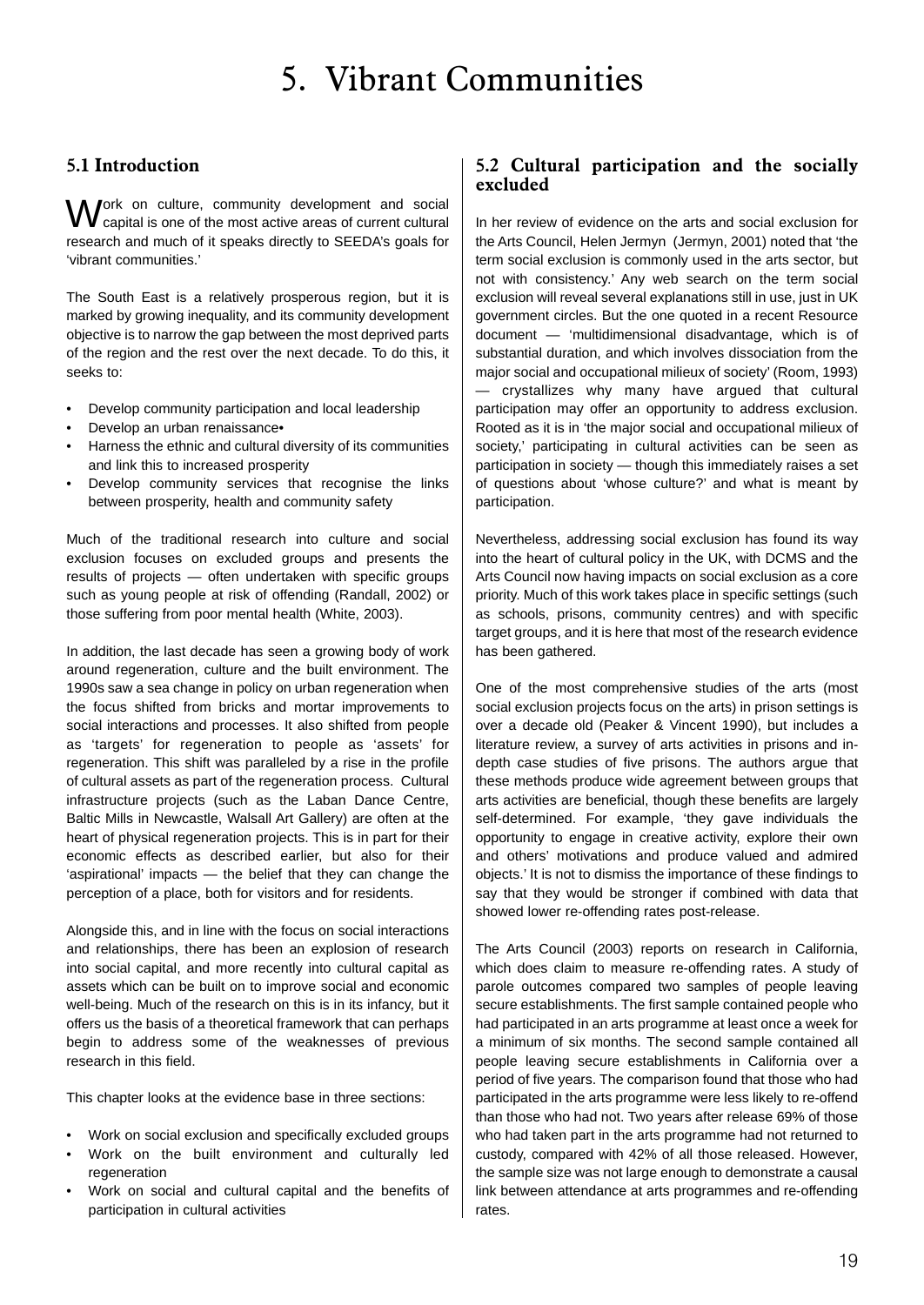# 5. Vibrant Communities

## 5.1 Introduction

Work on culture, community development and social capital is one of the most active areas of current cultural research and much of it speaks directly to SEEDA's goals for 'vibrant communities.'

The South East is a relatively prosperous region, but it is marked by growing inequality, and its community development objective is to narrow the gap between the most deprived parts of the region and the rest over the next decade. To do this, it seeks to:

- Develop community participation and local leadership
- Develop an urban renaissance•
- Harness the ethnic and cultural diversity of its communities and link this to increased prosperity
- Develop community services that recognise the links between prosperity, health and community safety

Much of the traditional research into culture and social exclusion focuses on excluded groups and presents the results of projects — often undertaken with specific groups such as young people at risk of offending (Randall, 2002) or those suffering from poor mental health (White, 2003).

In addition, the last decade has seen a growing body of work around regeneration, culture and the built environment. The 1990s saw a sea change in policy on urban regeneration when the focus shifted from bricks and mortar improvements to social interactions and processes. It also shifted from people as 'targets' for regeneration to people as 'assets' for regeneration. This shift was paralleled by a rise in the profile of cultural assets as part of the regeneration process. Cultural infrastructure projects (such as the Laban Dance Centre, Baltic Mills in Newcastle, Walsall Art Gallery) are often at the heart of physical regeneration projects. This is in part for their economic effects as described earlier, but also for their 'aspirational' impacts — the belief that they can change the perception of a place, both for visitors and for residents.

Alongside this, and in line with the focus on social interactions and relationships, there has been an explosion of research into social capital, and more recently into cultural capital as assets which can be built on to improve social and economic well-being. Much of the research on this is in its infancy, but it offers us the basis of a theoretical framework that can perhaps begin to address some of the weaknesses of previous research in this field.

This chapter looks at the evidence base in three sections:

- Work on social exclusion and specifically excluded groups
- Work on the built environment and culturally led regeneration
- Work on social and cultural capital and the benefits of participation in cultural activities

## 5.2 Cultural participation and the socially excluded

In her review of evidence on the arts and social exclusion for the Arts Council, Helen Jermyn (Jermyn, 2001) noted that 'the term social exclusion is commonly used in the arts sector, but not with consistency.' Any web search on the term social exclusion will reveal several explanations still in use, just in UK government circles. But the one quoted in a recent Resource document — 'multidimensional disadvantage, which is of substantial duration, and which involves dissociation from the major social and occupational milieux of society' (Room, 1993) — crystallizes why many have argued that cultural participation may offer an opportunity to address exclusion. Rooted as it is in 'the major social and occupational milieux of society,' participating in cultural activities can be seen as participation in society — though this immediately raises a set of questions about 'whose culture?' and what is meant by participation.

Nevertheless, addressing social exclusion has found its way into the heart of cultural policy in the UK, with DCMS and the Arts Council now having impacts on social exclusion as a core priority. Much of this work takes place in specific settings (such as schools, prisons, community centres) and with specific target groups, and it is here that most of the research evidence has been gathered.

One of the most comprehensive studies of the arts (most social exclusion projects focus on the arts) in prison settings is over a decade old (Peaker & Vincent 1990), but includes a literature review, a survey of arts activities in prisons and in-depth case studies of five prisons. The authors argue that these methods produce wide agreement between groups that arts activities are beneficial, though these benefits are largely self-determined. For example, 'they gave individuals the opportunity to engage in creative activity, explore their own and others' motivations and produce valued and admired objects.' It is not to dismiss the importance of these findings to say that they would be stronger if combined with data that showed lower re-offending rates post-release.

The Arts Council (2003) reports on research in California, which does claim to measure re-offending rates. A study of parole outcomes compared two samples of people leaving secure establishments. The first sample contained people who had participated in an arts programme at least once a week for a minimum of six months. The second sample contained all people leaving secure establishments in California over a period of five years. The comparison found that those who had participated in the arts programme were less likely to re-offend than those who had not. Two years after release 69% of those who had taken part in the arts programme had not returned to custody, compared with 42% of all those released. However, the sample size was not large enough to demonstrate a causal link between attendance at arts programmes and re-offending rates.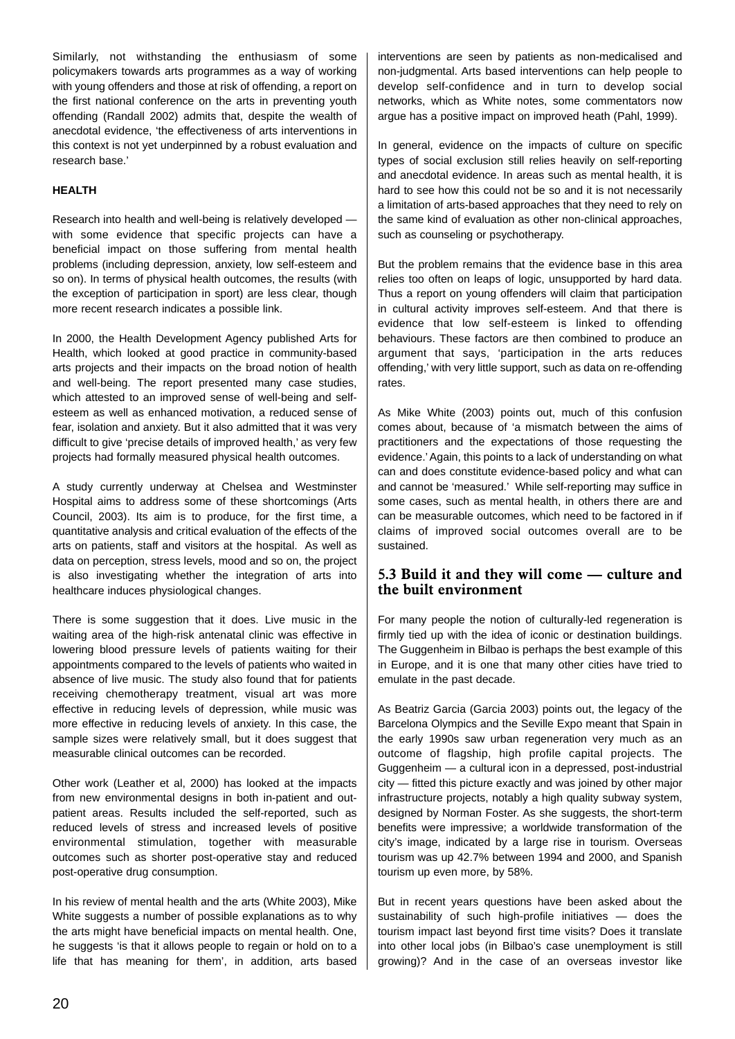Similarly, not withstanding the enthusiasm of some policymakers towards arts programmes as a way of working with young offenders and those at risk of offending, a report on the first national conference on the arts in preventing youth offending (Randall 2002) admits that, despite the wealth of anecdotal evidence, 'the effectiveness of arts interventions in this context is not yet underpinned by a robust evaluation and research base.'

**HEALTH**

Research into health and well-being is relatively developed — with some evidence that specific projects can have a beneficial impact on those suffering from mental health problems (including depression, anxiety, low self-esteem and so on). In terms of physical health outcomes, the results (with the exception of participation in sport) are less clear, though more recent research indicates a possible link.

In 2000, the Health Development Agency published Arts for Health, which looked at good practice in community-based arts projects and their impacts on the broad notion of health and well-being. The report presented many case studies, which attested to an improved sense of well-being and self-esteem as well as enhanced motivation, a reduced sense of fear, isolation and anxiety. But it also admitted that it was very difficult to give 'precise details of improved health,' as very few projects had formally measured physical health outcomes.

A study currently underway at Chelsea and Westminster Hospital aims to address some of these shortcomings (Arts Council, 2003). Its aim is to produce, for the first time, a quantitative analysis and critical evaluation of the effects of the arts on patients, staff and visitors at the hospital. As well as data on perception, stress levels, mood and so on, the project is also investigating whether the integration of arts into healthcare induces physiological changes.

There is some suggestion that it does. Live music in the waiting area of the high-risk antenatal clinic was effective in lowering blood pressure levels of patients waiting for their appointments compared to the levels of patients who waited in absence of live music. The study also found that for patients receiving chemotherapy treatment, visual art was more effective in reducing levels of depression, while music was more effective in reducing levels of anxiety. In this case, the sample sizes were relatively small, but it does suggest that measurable clinical outcomes can be recorded.

Other work (Leather et al, 2000) has looked at the impacts from new environmental designs in both in-patient and out-patient areas. Results included the self-reported, such as reduced levels of stress and increased levels of positive environmental stimulation, together with measurable outcomes such as shorter post-operative stay and reduced post-operative drug consumption.

In his review of mental health and the arts (White 2003), Mike White suggests a number of possible explanations as to why the arts might have beneficial impacts on mental health. One, he suggests 'is that it allows people to regain or hold on to a life that has meaning for them', in addition, arts based interventions are seen by patients as non-medicalised and non-judgmental. Arts based interventions can help people to develop self-confidence and in turn to develop social networks, which as White notes, some commentators now argue has a positive impact on improved heath (Pahl, 1999).

In general, evidence on the impacts of culture on specific types of social exclusion still relies heavily on self-reporting and anecdotal evidence. In areas such as mental health, it is hard to see how this could not be so and it is not necessarily a limitation of arts-based approaches that they need to rely on the same kind of evaluation as other non-clinical approaches, such as counseling or psychotherapy.

But the problem remains that the evidence base in this area relies too often on leaps of logic, unsupported by hard data. Thus a report on young offenders will claim that participation in cultural activity improves self-esteem. And that there is evidence that low self-esteem is linked to offending behaviours. These factors are then combined to produce an argument that says, 'participation in the arts reduces offending,' with very little support, such as data on re-offending rates.

As Mike White (2003) points out, much of this confusion comes about, because of 'a mismatch between the aims of practitioners and the expectations of those requesting the evidence.' Again, this points to a lack of understanding on what can and does constitute evidence-based policy and what can and cannot be 'measured.' While self-reporting may suffice in some cases, such as mental health, in others there are and can be measurable outcomes, which need to be factored in if claims of improved social outcomes overall are to be sustained.

## 5.3 Build it and they will come — culture and the built environment

For many people the notion of culturally-led regeneration is firmly tied up with the idea of iconic or destination buildings. The Guggenheim in Bilbao is perhaps the best example of this in Europe, and it is one that many other cities have tried to emulate in the past decade.

As Beatriz Garcia (Garcia 2003) points out, the legacy of the Barcelona Olympics and the Seville Expo meant that Spain in the early 1990s saw urban regeneration very much as an outcome of flagship, high profile capital projects. The Guggenheim — a cultural icon in a depressed, post-industrial city — fitted this picture exactly and was joined by other major infrastructure projects, notably a high quality subway system, designed by Norman Foster. As she suggests, the short-term benefits were impressive; a worldwide transformation of the city's image, indicated by a large rise in tourism. Overseas tourism was up 42.7% between 1994 and 2000, and Spanish tourism up even more, by 58%.

But in recent years questions have been asked about the sustainability of such high-profile initiatives — does the tourism impact last beyond first time visits? Does it translate into other local jobs (in Bilbao's case unemployment is still growing)? And in the case of an overseas investor like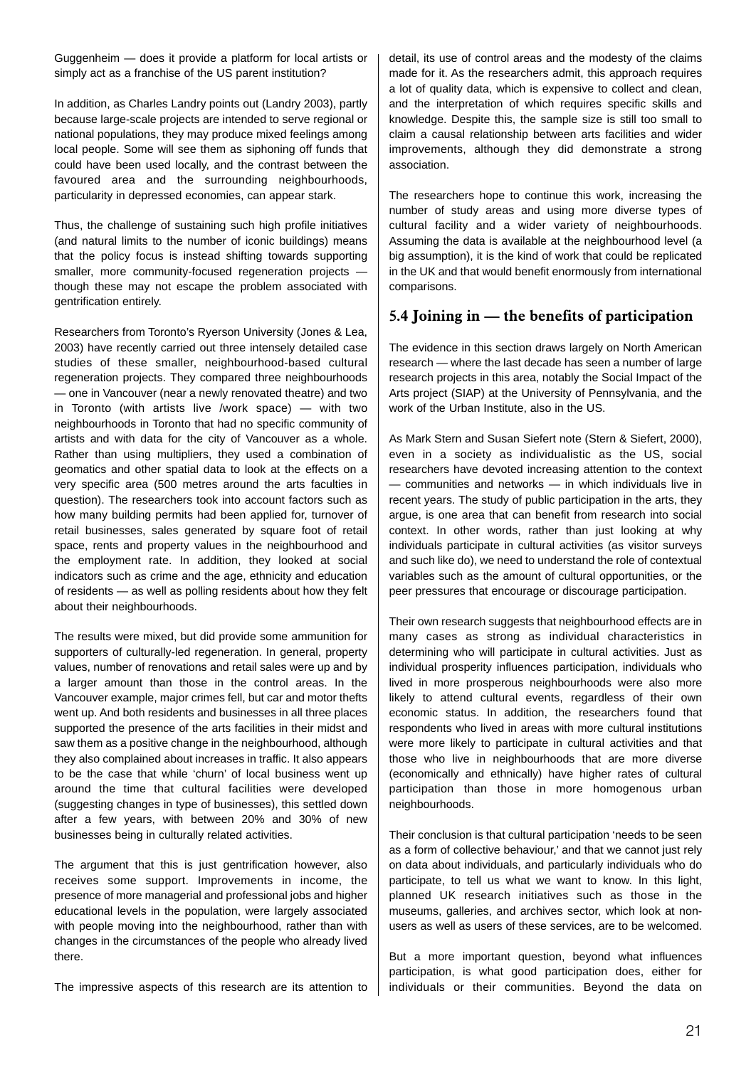Guggenheim — does it provide a platform for local artists or simply act as a franchise of the US parent institution?

In addition, as Charles Landry points out (Landry 2003), partly because large-scale projects are intended to serve regional or national populations, they may produce mixed feelings among local people. Some will see them as siphoning off funds that could have been used locally, and the contrast between the favoured area and the surrounding neighbourhoods, particularity in depressed economies, can appear stark.

Thus, the challenge of sustaining such high profile initiatives (and natural limits to the number of iconic buildings) means that the policy focus is instead shifting towards supporting smaller, more community-focused regeneration projects — though these may not escape the problem associated with gentrification entirely.

Researchers from Toronto's Ryerson University (Jones & Lea, 2003) have recently carried out three intensely detailed case studies of these smaller, neighbourhood-based cultural regeneration projects. They compared three neighbourhoods — one in Vancouver (near a newly renovated theatre) and two in Toronto (with artists live /work space) — with two neighbourhoods in Toronto that had no specific community of artists and with data for the city of Vancouver as a whole. Rather than using multipliers, they used a combination of geomatics and other spatial data to look at the effects on a very specific area (500 metres around the arts faculties in question). The researchers took into account factors such as how many building permits had been applied for, turnover of retail businesses, sales generated by square foot of retail space, rents and property values in the neighbourhood and the employment rate. In addition, they looked at social indicators such as crime and the age, ethnicity and education of residents — as well as polling residents about how they felt about their neighbourhoods.

The results were mixed, but did provide some ammunition for supporters of culturally-led regeneration. In general, property values, number of renovations and retail sales were up and by a larger amount than those in the control areas. In the Vancouver example, major crimes fell, but car and motor thefts went up. And both residents and businesses in all three places supported the presence of the arts facilities in their midst and saw them as a positive change in the neighbourhood, although they also complained about increases in traffic. It also appears to be the case that while 'churn' of local business went up around the time that cultural facilities were developed (suggesting changes in type of businesses), this settled down after a few years, with between 20% and 30% of new businesses being in culturally related activities.

The argument that this is just gentrification however, also receives some support. Improvements in income, the presence of more managerial and professional jobs and higher educational levels in the population, were largely associated with people moving into the neighbourhood, rather than with changes in the circumstances of the people who already lived there.

The impressive aspects of this research are its attention to detail, its use of control areas and the modesty of the claims made for it. As the researchers admit, this approach requires a lot of quality data, which is expensive to collect and clean, and the interpretation of which requires specific skills and knowledge. Despite this, the sample size is still too small to claim a causal relationship between arts facilities and wider improvements, although they did demonstrate a strong association.

The researchers hope to continue this work, increasing the number of study areas and using more diverse types of cultural facility and a wider variety of neighbourhoods. Assuming the data is available at the neighbourhood level (a big assumption), it is the kind of work that could be replicated in the UK and that would benefit enormously from international comparisons.

## 5.4 Joining in — the benefits of participation

The evidence in this section draws largely on North American research — where the last decade has seen a number of large research projects in this area, notably the Social Impact of the Arts project (SIAP) at the University of Pennsylvania, and the work of the Urban Institute, also in the US.

As Mark Stern and Susan Siefert note (Stern & Siefert, 2000), even in a society as individualistic as the US, social researchers have devoted increasing attention to the context — communities and networks — in which individuals live in recent years. The study of public participation in the arts, they argue, is one area that can benefit from research into social context. In other words, rather than just looking at why individuals participate in cultural activities (as visitor surveys and such like do), we need to understand the role of contextual variables such as the amount of cultural opportunities, or the peer pressures that encourage or discourage participation.

Their own research suggests that neighbourhood effects are in many cases as strong as individual characteristics in determining who will participate in cultural activities. Just as individual prosperity influences participation, individuals who lived in more prosperous neighbourhoods were also more likely to attend cultural events, regardless of their own economic status. In addition, the researchers found that respondents who lived in areas with more cultural institutions were more likely to participate in cultural activities and that those who live in neighbourhoods that are more diverse (economically and ethnically) have higher rates of cultural participation than those in more homogenous urban neighbourhoods.

Their conclusion is that cultural participation 'needs to be seen as a form of collective behaviour,' and that we cannot just rely on data about individuals, and particularly individuals who do participate, to tell us what we want to know. In this light, planned UK research initiatives such as those in the museums, galleries, and archives sector, which look at non-users as well as users of these services, are to be welcomed.

But a more important question, beyond what influences participation, is what good participation does, either for individuals or their communities. Beyond the data on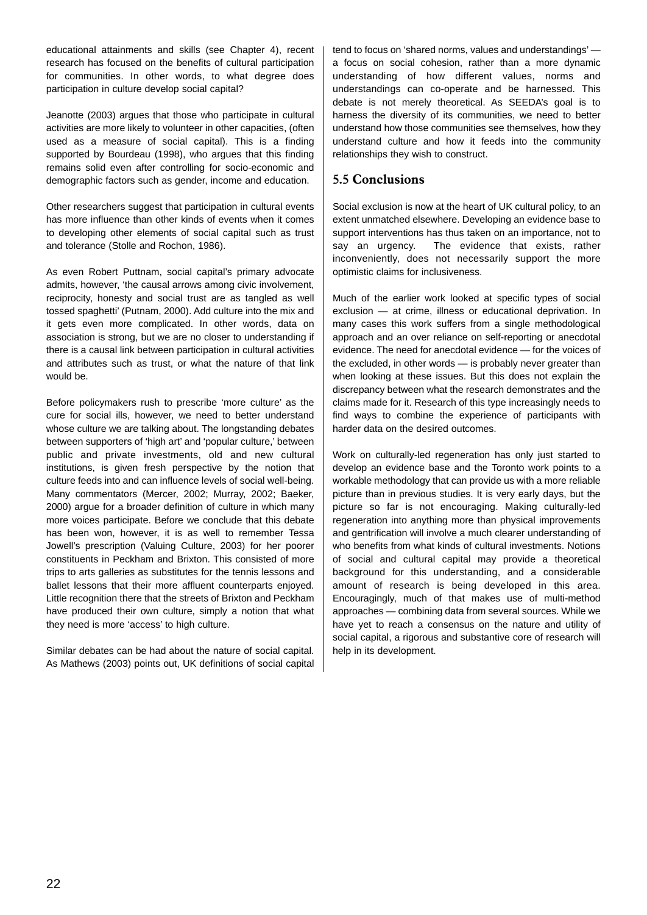educational attainments and skills (see Chapter 4), recent research has focused on the benefits of cultural participation for communities. In other words, to what degree does participation in culture develop social capital?

Jeanotte (2003) argues that those who participate in cultural activities are more likely to volunteer in other capacities, (often used as a measure of social capital). This is a finding supported by Bourdeau (1998), who argues that this finding remains solid even after controlling for socio-economic and demographic factors such as gender, income and education.

Other researchers suggest that participation in cultural events has more influence than other kinds of events when it comes to developing other elements of social capital such as trust and tolerance (Stolle and Rochon, 1986).

As even Robert Puttnam, social capital's primary advocate admits, however, 'the causal arrows among civic involvement, reciprocity, honesty and social trust are as tangled as well tossed spaghetti' (Putnam, 2000). Add culture into the mix and it gets even more complicated. In other words, data on association is strong, but we are no closer to understanding if there is a causal link between participation in cultural activities and attributes such as trust, or what the nature of that link would be.

Before policymakers rush to prescribe 'more culture' as the cure for social ills, however, we need to better understand whose culture we are talking about. The longstanding debates between supporters of 'high art' and 'popular culture,' between public and private investments, old and new cultural institutions, is given fresh perspective by the notion that culture feeds into and can influence levels of social well-being. Many commentators (Mercer, 2002; Murray, 2002; Baeker, 2000) argue for a broader definition of culture in which many more voices participate. Before we conclude that this debate has been won, however, it is as well to remember Tessa Jowell's prescription (Valuing Culture, 2003) for her poorer constituents in Peckham and Brixton. This consisted of more trips to arts galleries as substitutes for the tennis lessons and ballet lessons that their more affluent counterparts enjoyed. Little recognition there that the streets of Brixton and Peckham have produced their own culture, simply a notion that what they need is more 'access' to high culture.

Similar debates can be had about the nature of social capital. As Mathews (2003) points out, UK definitions of social capital tend to focus on 'shared norms, values and understandings' — a focus on social cohesion, rather than a more dynamic understanding of how different values, norms and understandings can co-operate and be harnessed. This debate is not merely theoretical. As SEEDA's goal is to harness the diversity of its communities, we need to better understand how those communities see themselves, how they understand culture and how it feeds into the community relationships they wish to construct.

## 5.5 Conclusions

Social exclusion is now at the heart of UK cultural policy, to an extent unmatched elsewhere. Developing an evidence base to support interventions has thus taken on an importance, not to say an urgency. The evidence that exists, rather inconveniently, does not necessarily support the more optimistic claims for inclusiveness.

Much of the earlier work looked at specific types of social exclusion — at crime, illness or educational deprivation. In many cases this work suffers from a single methodological approach and an over reliance on self-reporting or anecdotal evidence. The need for anecdotal evidence — for the voices of the excluded, in other words — is probably never greater than when looking at these issues. But this does not explain the discrepancy between what the research demonstrates and the claims made for it. Research of this type increasingly needs to find ways to combine the experience of participants with harder data on the desired outcomes.

Work on culturally-led regeneration has only just started to develop an evidence base and the Toronto work points to a workable methodology that can provide us with a more reliable picture than in previous studies. It is very early days, but the picture so far is not encouraging. Making culturally-led regeneration into anything more than physical improvements and gentrification will involve a much clearer understanding of who benefits from what kinds of cultural investments. Notions of social and cultural capital may provide a theoretical background for this understanding, and a considerable amount of research is being developed in this area. Encouragingly, much of that makes use of multi-method approaches — combining data from several sources. While we have yet to reach a consensus on the nature and utility of social capital, a rigorous and substantive core of research will help in its development.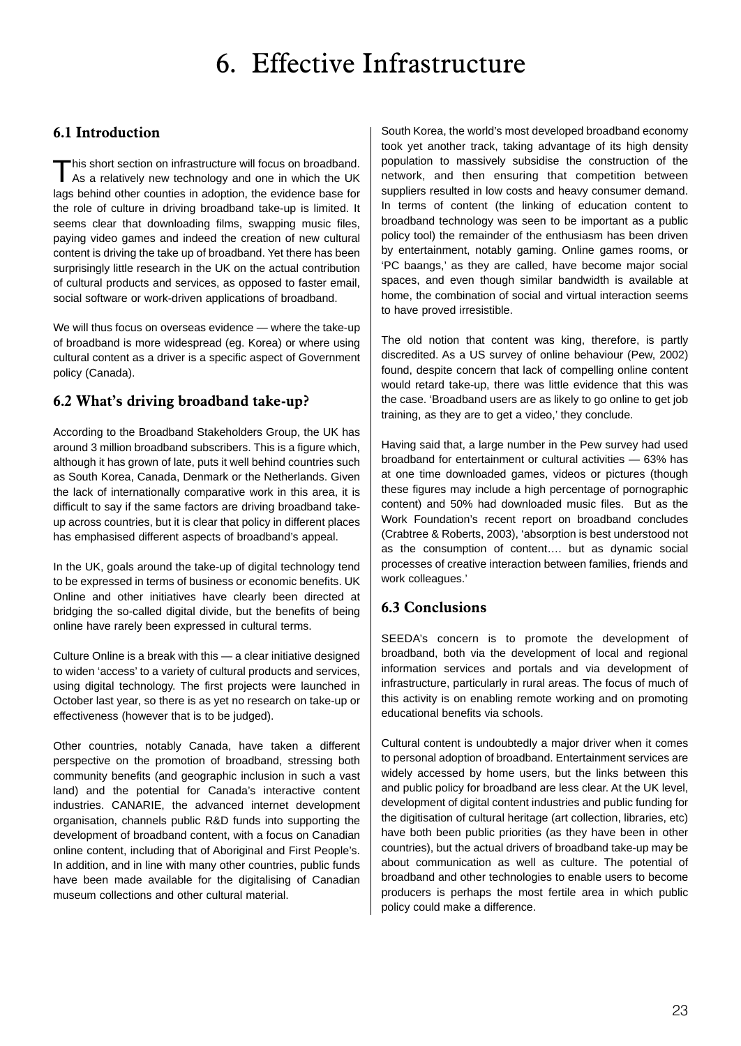# 6. Effective Infrastructure

## 6.1 Introduction

This short section on infrastructure will focus on broadband. As a relatively new technology and one in which the UK lags behind other counties in adoption, the evidence base for the role of culture in driving broadband take-up is limited. It seems clear that downloading films, swapping music files, paying video games and indeed the creation of new cultural content is driving the take up of broadband. Yet there has been surprisingly little research in the UK on the actual contribution of cultural products and services, as opposed to faster email, social software or work-driven applications of broadband.

We will thus focus on overseas evidence — where the take-up of broadband is more widespread (eg. Korea) or where using cultural content as a driver is a specific aspect of Government policy (Canada).

## 6.2 What's driving broadband take-up?

According to the Broadband Stakeholders Group, the UK has around 3 million broadband subscribers. This is a figure which, although it has grown of late, puts it well behind countries such as South Korea, Canada, Denmark or the Netherlands. Given the lack of internationally comparative work in this area, it is difficult to say if the same factors are driving broadband take-up across countries, but it is clear that policy in different places has emphasised different aspects of broadband's appeal.

In the UK, goals around the take-up of digital technology tend to be expressed in terms of business or economic benefits. UK Online and other initiatives have clearly been directed at bridging the so-called digital divide, but the benefits of being online have rarely been expressed in cultural terms.

Culture Online is a break with this — a clear initiative designed to widen 'access' to a variety of cultural products and services, using digital technology. The first projects were launched in October last year, so there is as yet no research on take-up or effectiveness (however that is to be judged).

Other countries, notably Canada, have taken a different perspective on the promotion of broadband, stressing both community benefits (and geographic inclusion in such a vast land) and the potential for Canada's interactive content industries. CANARIE, the advanced internet development organisation, channels public R&D funds into supporting the development of broadband content, with a focus on Canadian online content, including that of Aboriginal and First People's. In addition, and in line with many other countries, public funds have been made available for the digitalising of Canadian museum collections and other cultural material.

South Korea, the world's most developed broadband economy took yet another track, taking advantage of its high density population to massively subsidise the construction of the network, and then ensuring that competition between suppliers resulted in low costs and heavy consumer demand. In terms of content (the linking of education content to broadband technology was seen to be important as a public policy tool) the remainder of the enthusiasm has been driven by entertainment, notably gaming. Online games rooms, or 'PC baangs,' as they are called, have become major social spaces, and even though similar bandwidth is available at home, the combination of social and virtual interaction seems to have proved irresistible.

The old notion that content was king, therefore, is partly discredited. As a US survey of online behaviour (Pew, 2002) found, despite concern that lack of compelling online content would retard take-up, there was little evidence that this was the case. 'Broadband users are as likely to go online to get job training, as they are to get a video,' they conclude.

Having said that, a large number in the Pew survey had used broadband for entertainment or cultural activities — 63% has at one time downloaded games, videos or pictures (though these figures may include a high percentage of pornographic content) and 50% had downloaded music files. But as the Work Foundation's recent report on broadband concludes (Crabtree & Roberts, 2003), 'absorption is best understood not as the consumption of content…. but as dynamic social processes of creative interaction between families, friends and work colleagues.'

## 6.3 Conclusions

SEEDA's concern is to promote the development of broadband, both via the development of local and regional information services and portals and via development of infrastructure, particularly in rural areas. The focus of much of this activity is on enabling remote working and on promoting educational benefits via schools.

Cultural content is undoubtedly a major driver when it comes to personal adoption of broadband. Entertainment services are widely accessed by home users, but the links between this and public policy for broadband are less clear. At the UK level, development of digital content industries and public funding for the digitisation of cultural heritage (art collection, libraries, etc) have both been public priorities (as they have been in other countries), but the actual drivers of broadband take-up may be about communication as well as culture. The potential of broadband and other technologies to enable users to become producers is perhaps the most fertile area in which public policy could make a difference.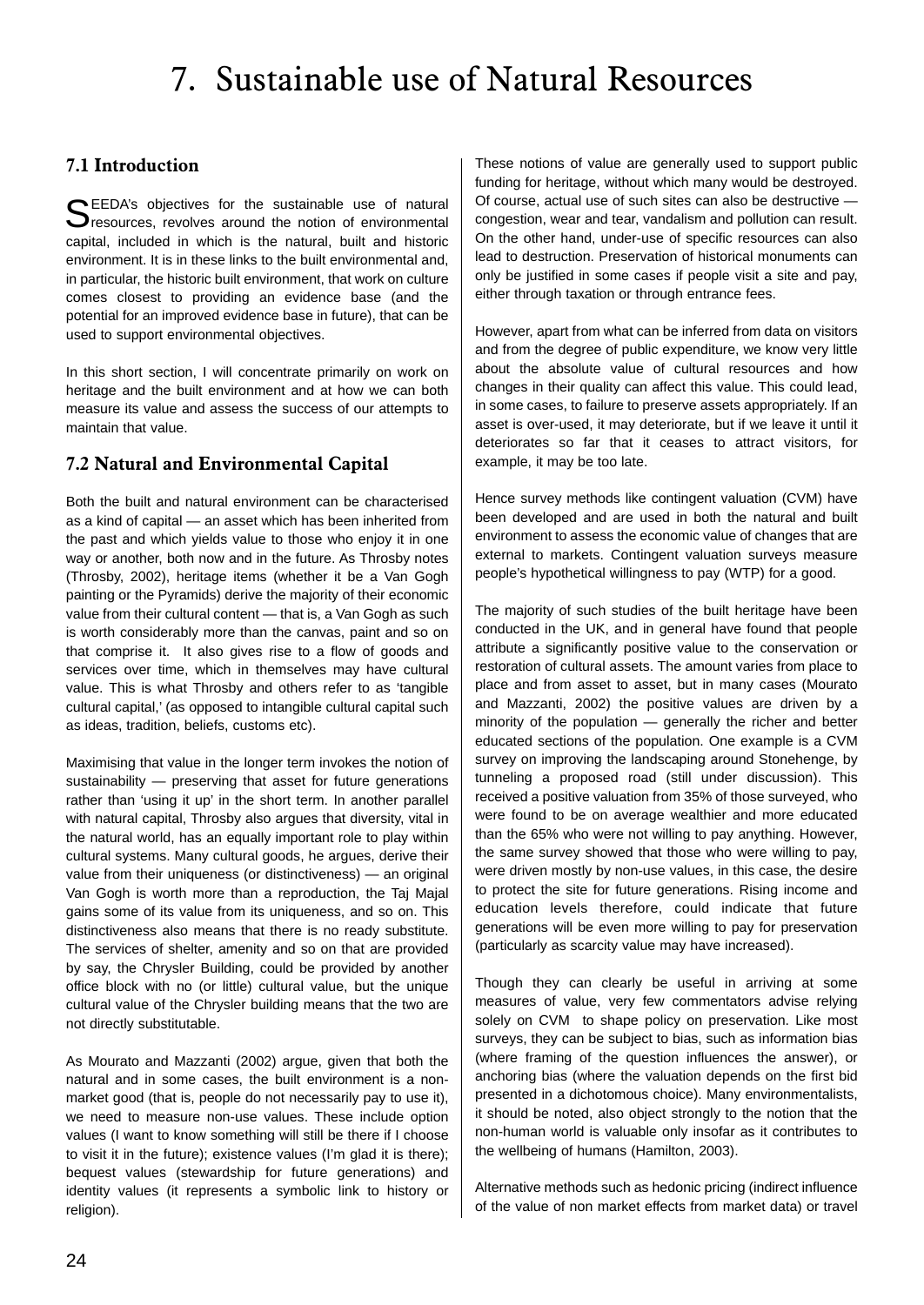# 7. Sustainable use of Natural Resources

## 7.1 Introduction

SEEDA's objectives for the sustainable use of natural resources, revolves around the notion of environmental capital, included in which is the natural, built and historic environment. It is in these links to the built environmental and, in particular, the historic built environment, that work on culture comes closest to providing an evidence base (and the potential for an improved evidence base in future), that can be used to support environmental objectives.

In this short section, I will concentrate primarily on work on heritage and the built environment and at how we can both measure its value and assess the success of our attempts to maintain that value.

## 7.2 Natural and Environmental Capital

Both the built and natural environment can be characterised as a kind of capital — an asset which has been inherited from the past and which yields value to those who enjoy it in one way or another, both now and in the future. As Throsby notes (Throsby, 2002), heritage items (whether it be a Van Gogh painting or the Pyramids) derive the majority of their economic value from their cultural content — that is, a Van Gogh as such is worth considerably more than the canvas, paint and so on that comprise it. It also gives rise to a flow of goods and services over time, which in themselves may have cultural value. This is what Throsby and others refer to as 'tangible cultural capital,' (as opposed to intangible cultural capital such as ideas, tradition, beliefs, customs etc).

Maximising that value in the longer term invokes the notion of sustainability — preserving that asset for future generations rather than 'using it up' in the short term. In another parallel with natural capital, Throsby also argues that diversity, vital in the natural world, has an equally important role to play within cultural systems. Many cultural goods, he argues, derive their value from their uniqueness (or distinctiveness) — an original Van Gogh is worth more than a reproduction, the Taj Majal gains some of its value from its uniqueness, and so on. This distinctiveness also means that there is no ready substitute. The services of shelter, amenity and so on that are provided by say, the Chrysler Building, could be provided by another office block with no (or little) cultural value, but the unique cultural value of the Chrysler building means that the two are not directly substitutable.

As Mourato and Mazzanti (2002) argue, given that both the natural and in some cases, the built environment is a non-market good (that is, people do not necessarily pay to use it), we need to measure non-use values. These include option values (I want to know something will still be there if I choose to visit it in the future); existence values (I'm glad it is there); bequest values (stewardship for future generations) and identity values (it represents a symbolic link to history or religion).

These notions of value are generally used to support public funding for heritage, without which many would be destroyed. Of course, actual use of such sites can also be destructive — congestion, wear and tear, vandalism and pollution can result. On the other hand, under-use of specific resources can also lead to destruction. Preservation of historical monuments can only be justified in some cases if people visit a site and pay, either through taxation or through entrance fees.

However, apart from what can be inferred from data on visitors and from the degree of public expenditure, we know very little about the absolute value of cultural resources and how changes in their quality can affect this value. This could lead, in some cases, to failure to preserve assets appropriately. If an asset is over-used, it may deteriorate, but if we leave it until it deteriorates so far that it ceases to attract visitors, for example, it may be too late.

Hence survey methods like contingent valuation (CVM) have been developed and are used in both the natural and built environment to assess the economic value of changes that are external to markets. Contingent valuation surveys measure people's hypothetical willingness to pay (WTP) for a good.

The majority of such studies of the built heritage have been conducted in the UK, and in general have found that people attribute a significantly positive value to the conservation or restoration of cultural assets. The amount varies from place to place and from asset to asset, but in many cases (Mourato and Mazzanti, 2002) the positive values are driven by a minority of the population — generally the richer and better educated sections of the population. One example is a CVM survey on improving the landscaping around Stonehenge, by tunneling a proposed road (still under discussion). This received a positive valuation from 35% of those surveyed, who were found to be on average wealthier and more educated than the 65% who were not willing to pay anything. However, the same survey showed that those who were willing to pay, were driven mostly by non-use values, in this case, the desire to protect the site for future generations. Rising income and education levels therefore, could indicate that future generations will be even more willing to pay for preservation (particularly as scarcity value may have increased).

Though they can clearly be useful in arriving at some measures of value, very few commentators advise relying solely on CVM to shape policy on preservation. Like most surveys, they can be subject to bias, such as information bias (where framing of the question influences the answer), or anchoring bias (where the valuation depends on the first bid presented in a dichotomous choice). Many environmentalists, it should be noted, also object strongly to the notion that the non-human world is valuable only insofar as it contributes to the wellbeing of humans (Hamilton, 2003).

Alternative methods such as hedonic pricing (indirect influence of the value of non market effects from market data) or travel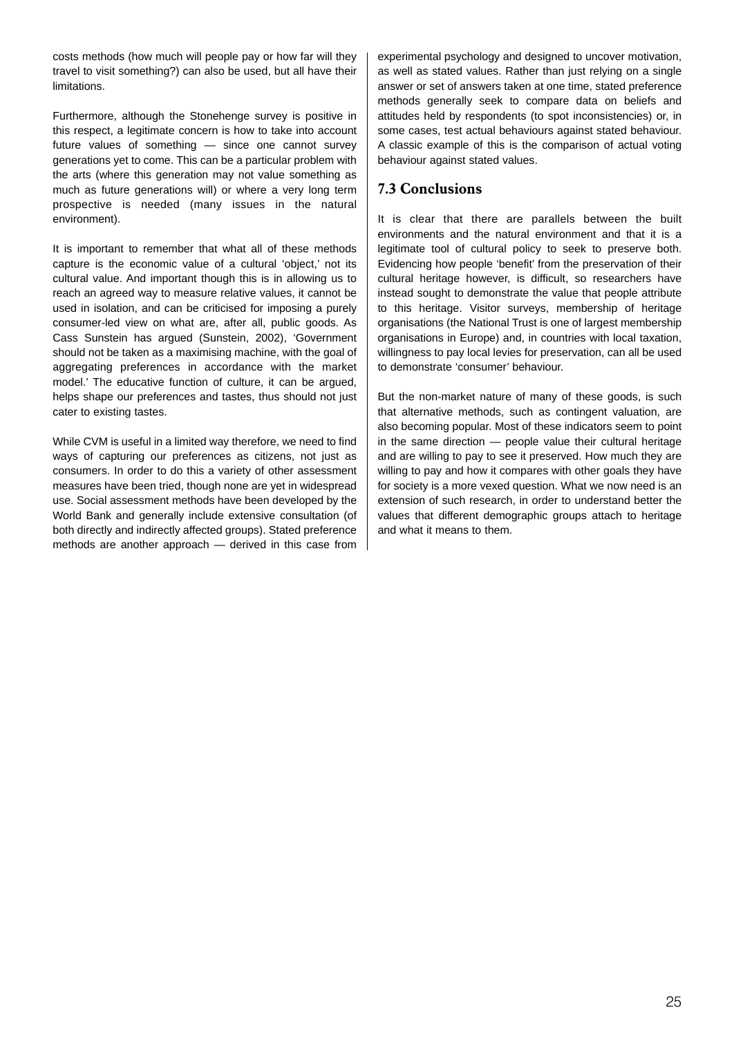costs methods (how much will people pay or how far will they travel to visit something?) can also be used, but all have their limitations.

Furthermore, although the Stonehenge survey is positive in this respect, a legitimate concern is how to take into account future values of something — since one cannot survey generations yet to come. This can be a particular problem with the arts (where this generation may not value something as much as future generations will) or where a very long term prospective is needed (many issues in the natural environment).

It is important to remember that what all of these methods capture is the economic value of a cultural 'object,' not its cultural value. And important though this is in allowing us to reach an agreed way to measure relative values, it cannot be used in isolation, and can be criticised for imposing a purely consumer-led view on what are, after all, public goods. As Cass Sunstein has argued (Sunstein, 2002), 'Government should not be taken as a maximising machine, with the goal of aggregating preferences in accordance with the market model.' The educative function of culture, it can be argued, helps shape our preferences and tastes, thus should not just cater to existing tastes.

While CVM is useful in a limited way therefore, we need to find ways of capturing our preferences as citizens, not just as consumers. In order to do this a variety of other assessment measures have been tried, though none are yet in widespread use. Social assessment methods have been developed by the World Bank and generally include extensive consultation (of both directly and indirectly affected groups). Stated preference methods are another approach — derived in this case from experimental psychology and designed to uncover motivation, as well as stated values. Rather than just relying on a single answer or set of answers taken at one time, stated preference methods generally seek to compare data on beliefs and attitudes held by respondents (to spot inconsistencies) or, in some cases, test actual behaviours against stated behaviour. A classic example of this is the comparison of actual voting behaviour against stated values.

## 7.3 Conclusions

It is clear that there are parallels between the built environments and the natural environment and that it is a legitimate tool of cultural policy to seek to preserve both. Evidencing how people 'benefit' from the preservation of their cultural heritage however, is difficult, so researchers have instead sought to demonstrate the value that people attribute to this heritage. Visitor surveys, membership of heritage organisations (the National Trust is one of largest membership organisations in Europe) and, in countries with local taxation, willingness to pay local levies for preservation, can all be used to demonstrate 'consumer' behaviour.

But the non-market nature of many of these goods, is such that alternative methods, such as contingent valuation, are also becoming popular. Most of these indicators seem to point in the same direction — people value their cultural heritage and are willing to pay to see it preserved. How much they are willing to pay and how it compares with other goals they have for society is a more vexed question. What we now need is an extension of such research, in order to understand better the values that different demographic groups attach to heritage and what it means to them.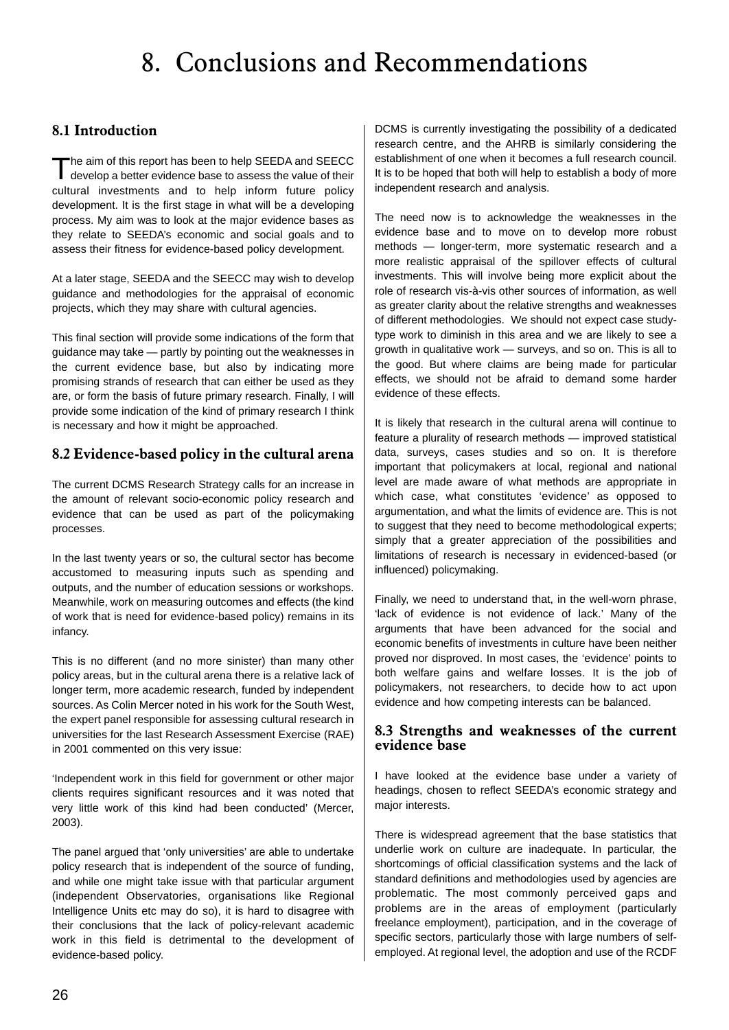# 8. Conclusions and Recommendations

## 8.1 Introduction

The aim of this report has been to help SEEDA and SEECC develop a better evidence base to assess the value of their cultural investments and to help inform future policy development. It is the first stage in what will be a developing process. My aim was to look at the major evidence bases as they relate to SEEDA's economic and social goals and to assess their fitness for evidence-based policy development.

At a later stage, SEEDA and the SEECC may wish to develop guidance and methodologies for the appraisal of economic projects, which they may share with cultural agencies.

This final section will provide some indications of the form that guidance may take — partly by pointing out the weaknesses in the current evidence base, but also by indicating more promising strands of research that can either be used as they are, or form the basis of future primary research. Finally, I will provide some indication of the kind of primary research I think is necessary and how it might be approached.

## 8.2 Evidence-based policy in the cultural arena

The current DCMS Research Strategy calls for an increase in the amount of relevant socio-economic policy research and evidence that can be used as part of the policymaking processes.

In the last twenty years or so, the cultural sector has become accustomed to measuring inputs such as spending and outputs, and the number of education sessions or workshops. Meanwhile, work on measuring outcomes and effects (the kind of work that is need for evidence-based policy) remains in its infancy.

This is no different (and no more sinister) than many other policy areas, but in the cultural arena there is a relative lack of longer term, more academic research, funded by independent sources. As Colin Mercer noted in his work for the South West, the expert panel responsible for assessing cultural research in universities for the last Research Assessment Exercise (RAE) in 2001 commented on this very issue:

'Independent work in this field for government or other major clients requires significant resources and it was noted that very little work of this kind had been conducted' (Mercer, 2003).

The panel argued that 'only universities' are able to undertake policy research that is independent of the source of funding, and while one might take issue with that particular argument (independent Observatories, organisations like Regional Intelligence Units etc may do so), it is hard to disagree with their conclusions that the lack of policy-relevant academic work in this field is detrimental to the development of evidence-based policy.

DCMS is currently investigating the possibility of a dedicated research centre, and the AHRB is similarly considering the establishment of one when it becomes a full research council. It is to be hoped that both will help to establish a body of more independent research and analysis.

The need now is to acknowledge the weaknesses in the evidence base and to move on to develop more robust methods — longer-term, more systematic research and a more realistic appraisal of the spillover effects of cultural investments. This will involve being more explicit about the role of research vis-à-vis other sources of information, as well as greater clarity about the relative strengths and weaknesses of different methodologies. We should not expect case study-type work to diminish in this area and we are likely to see a growth in qualitative work — surveys, and so on. This is all to the good. But where claims are being made for particular effects, we should not be afraid to demand some harder evidence of these effects.

It is likely that research in the cultural arena will continue to feature a plurality of research methods — improved statistical data, surveys, cases studies and so on. It is therefore important that policymakers at local, regional and national level are made aware of what methods are appropriate in which case, what constitutes 'evidence' as opposed to argumentation, and what the limits of evidence are. This is not to suggest that they need to become methodological experts; simply that a greater appreciation of the possibilities and limitations of research is necessary in evidenced-based (or influenced) policymaking.

Finally, we need to understand that, in the well-worn phrase, 'lack of evidence is not evidence of lack.' Many of the arguments that have been advanced for the social and economic benefits of investments in culture have been neither proved nor disproved. In most cases, the 'evidence' points to both welfare gains and welfare losses. It is the job of policymakers, not researchers, to decide how to act upon evidence and how competing interests can be balanced.

## 8.3 Strengths and weaknesses of the current evidence base

I have looked at the evidence base under a variety of headings, chosen to reflect SEEDA's economic strategy and major interests.

There is widespread agreement that the base statistics that underlie work on culture are inadequate. In particular, the shortcomings of official classification systems and the lack of standard definitions and methodologies used by agencies are problematic. The most commonly perceived gaps and problems are in the areas of employment (particularly freelance employment), participation, and in the coverage of specific sectors, particularly those with large numbers of self-employed. At regional level, the adoption and use of the RCDF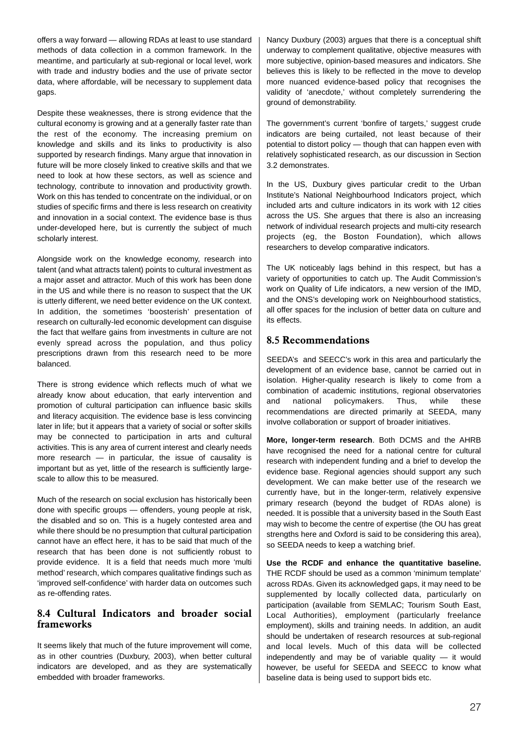offers a way forward — allowing RDAs at least to use standard methods of data collection in a common framework. In the meantime, and particularly at sub-regional or local level, work with trade and industry bodies and the use of private sector data, where affordable, will be necessary to supplement data gaps.

Despite these weaknesses, there is strong evidence that the cultural economy is growing and at a generally faster rate than the rest of the economy. The increasing premium on knowledge and skills and its links to productivity is also supported by research findings. Many argue that innovation in future will be more closely linked to creative skills and that we need to look at how these sectors, as well as science and technology, contribute to innovation and productivity growth. Work on this has tended to concentrate on the individual, or on studies of specific firms and there is less research on creativity and innovation in a social context. The evidence base is thus under-developed here, but is currently the subject of much scholarly interest.

Alongside work on the knowledge economy, research into talent (and what attracts talent) points to cultural investment as a major asset and attractor. Much of this work has been done in the US and while there is no reason to suspect that the UK is utterly different, we need better evidence on the UK context. In addition, the sometimes 'boosterish' presentation of research on culturally-led economic development can disguise the fact that welfare gains from investments in culture are not evenly spread across the population, and thus policy prescriptions drawn from this research need to be more balanced.

There is strong evidence which reflects much of what we already know about education, that early intervention and promotion of cultural participation can influence basic skills and literacy acquisition. The evidence base is less convincing later in life; but it appears that a variety of social or softer skills may be connected to participation in arts and cultural activities. This is any area of current interest and clearly needs more research — in particular, the issue of causality is important but as yet, little of the research is sufficiently large-scale to allow this to be measured.

Much of the research on social exclusion has historically been done with specific groups — offenders, young people at risk, the disabled and so on. This is a hugely contested area and while there should be no presumption that cultural participation cannot have an effect here, it has to be said that much of the research that has been done is not sufficiently robust to provide evidence. It is a field that needs much more 'multi method' research, which compares qualitative findings such as 'improved self-confidence' with harder data on outcomes such as re-offending rates.

## 8.4 Cultural Indicators and broader social frameworks

It seems likely that much of the future improvement will come, as in other countries (Duxbury, 2003), when better cultural indicators are developed, and as they are systematically embedded with broader frameworks.

Nancy Duxbury (2003) argues that there is a conceptual shift underway to complement qualitative, objective measures with more subjective, opinion-based measures and indicators. She believes this is likely to be reflected in the move to develop more nuanced evidence-based policy that recognises the validity of 'anecdote,' without completely surrendering the ground of demonstrability.

The government's current 'bonfire of targets,' suggest crude indicators are being curtailed, not least because of their potential to distort policy — though that can happen even with relatively sophisticated research, as our discussion in Section 3.2 demonstrates.

In the US, Duxbury gives particular credit to the Urban Institute's National Neighbourhood Indicators project, which included arts and culture indicators in its work with 12 cities across the US. She argues that there is also an increasing network of individual research projects and multi-city research projects (eg, the Boston Foundation), which allows researchers to develop comparative indicators.

The UK noticeably lags behind in this respect, but has a variety of opportunities to catch up. The Audit Commission's work on Quality of Life indicators, a new version of the IMD, and the ONS's developing work on Neighbourhood statistics, all offer spaces for the inclusion of better data on culture and its effects.

## 8.5 Recommendations

SEEDA's and SEECC's work in this area and particularly the development of an evidence base, cannot be carried out in isolation. Higher-quality research is likely to come from a combination of academic institutions, regional observatories and national policymakers. Thus, while these recommendations are directed primarily at SEEDA, many involve collaboration or support of broader initiatives.

**More, longer-term research**. Both DCMS and the AHRB have recognised the need for a national centre for cultural research with independent funding and a brief to develop the evidence base. Regional agencies should support any such development. We can make better use of the research we currently have, but in the longer-term, relatively expensive primary research (beyond the budget of RDAs alone) is needed. It is possible that a university based in the South East may wish to become the centre of expertise (the OU has great strengths here and Oxford is said to be considering this area), so SEEDA needs to keep a watching brief.

**Use the RCDF and enhance the quantitative baseline.** THE RCDF should be used as a common 'minimum template' across RDAs. Given its acknowledged gaps, it may need to be supplemented by locally collected data, particularly on participation (available from SEMLAC; Tourism South East, Local Authorities), employment (particularly freelance employment), skills and training needs. In addition, an audit should be undertaken of research resources at sub-regional and local levels. Much of this data will be collected independently and may be of variable quality — it would however, be useful for SEEDA and SEECC to know what baseline data is being used to support bids etc.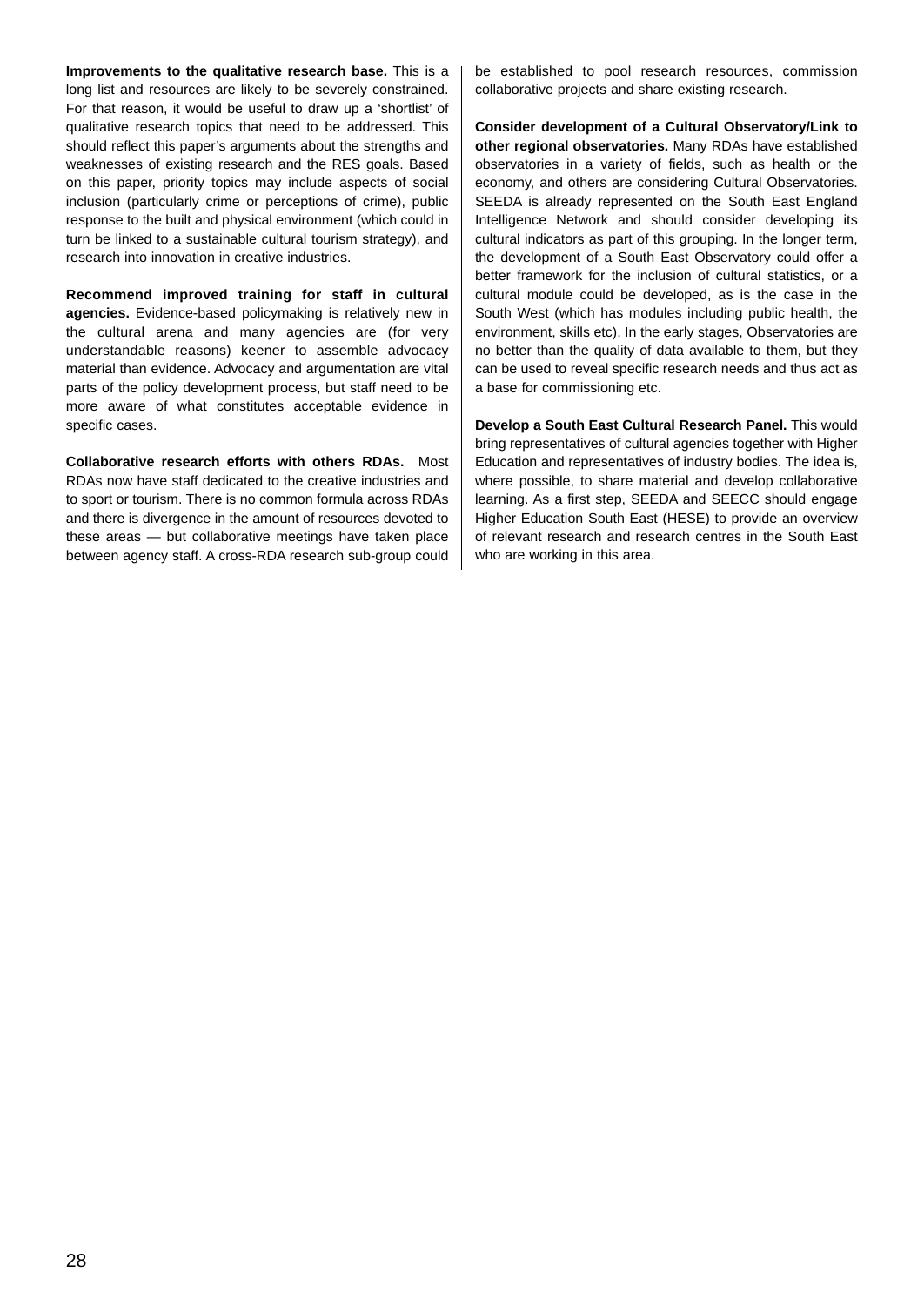**Improvements to the qualitative research base.** This is a long list and resources are likely to be severely constrained. For that reason, it would be useful to draw up a 'shortlist' of qualitative research topics that need to be addressed. This should reflect this paper's arguments about the strengths and weaknesses of existing research and the RES goals. Based on this paper, priority topics may include aspects of social inclusion (particularly crime or perceptions of crime), public response to the built and physical environment (which could in turn be linked to a sustainable cultural tourism strategy), and research into innovation in creative industries.

**Recommend improved training for staff in cultural agencies.** Evidence-based policymaking is relatively new in the cultural arena and many agencies are (for very understandable reasons) keener to assemble advocacy material than evidence. Advocacy and argumentation are vital parts of the policy development process, but staff need to be more aware of what constitutes acceptable evidence in specific cases.

**Collaborative research efforts with others RDAs.** Most RDAs now have staff dedicated to the creative industries and to sport or tourism. There is no common formula across RDAs and there is divergence in the amount of resources devoted to these areas — but collaborative meetings have taken place between agency staff. A cross-RDA research sub-group could be established to pool research resources, commission collaborative projects and share existing research.

**Consider development of a Cultural Observatory/Link to other regional observatories.** Many RDAs have established observatories in a variety of fields, such as health or the economy, and others are considering Cultural Observatories. SEEDA is already represented on the South East England Intelligence Network and should consider developing its cultural indicators as part of this grouping. In the longer term, the development of a South East Observatory could offer a better framework for the inclusion of cultural statistics, or a cultural module could be developed, as is the case in the South West (which has modules including public health, the environment, skills etc). In the early stages, Observatories are no better than the quality of data available to them, but they can be used to reveal specific research needs and thus act as a base for commissioning etc.

**Develop a South East Cultural Research Panel.** This would bring representatives of cultural agencies together with Higher Education and representatives of industry bodies. The idea is, where possible, to share material and develop collaborative learning. As a first step, SEEDA and SEECC should engage Higher Education South East (HESE) to provide an overview of relevant research and research centres in the South East who are working in this area.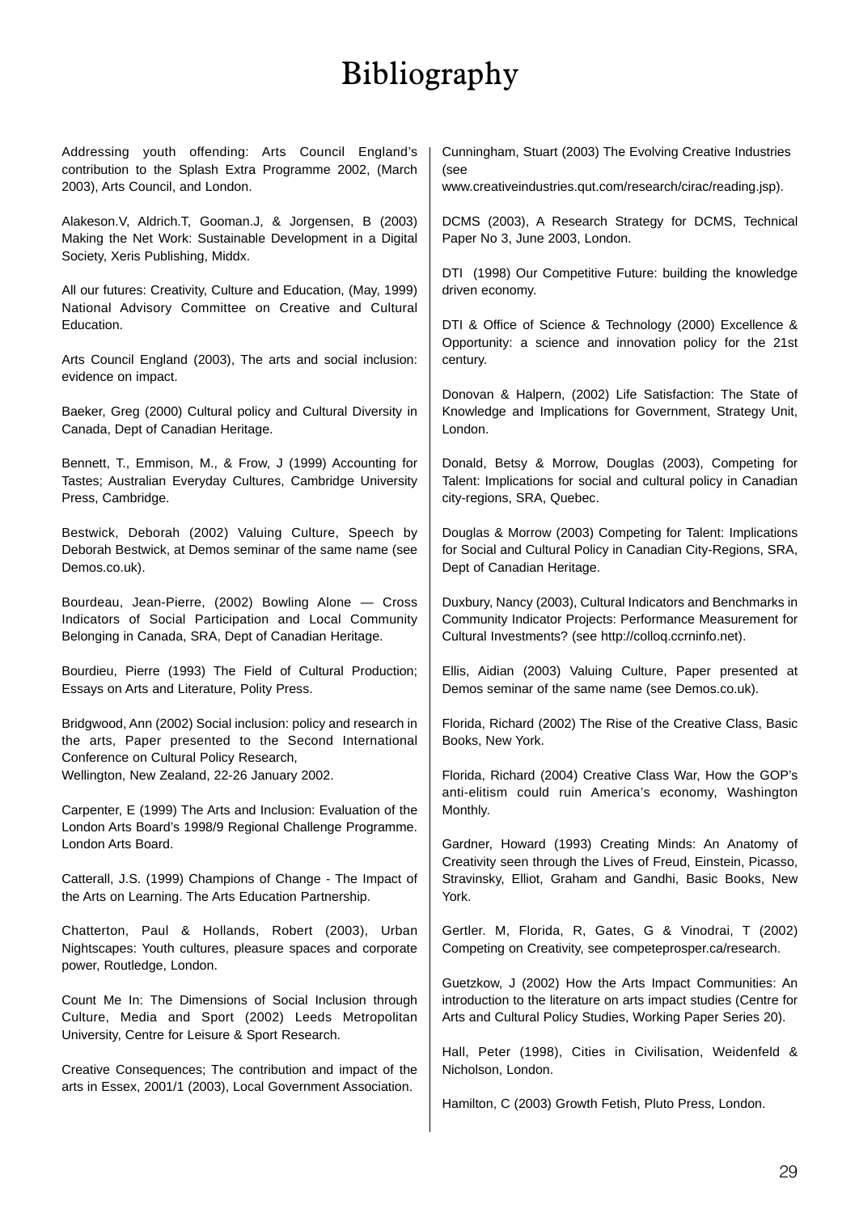# Bibliography

Addressing youth offending: Arts Council England's contribution to the Splash Extra Programme 2002, (March 2003), Arts Council, and London.

Alakeson.V, Aldrich.T, Gooman.J, & Jorgensen, B (2003) Making the Net Work: Sustainable Development in a Digital Society, Xeris Publishing, Middx.

All our futures: Creativity, Culture and Education, (May, 1999) National Advisory Committee on Creative and Cultural Education.

Arts Council England (2003), The arts and social inclusion: evidence on impact.

Baeker, Greg (2000) Cultural policy and Cultural Diversity in Canada, Dept of Canadian Heritage.

Bennett, T., Emmison, M., & Frow, J (1999) Accounting for Tastes; Australian Everyday Cultures, Cambridge University Press, Cambridge.

Bestwick, Deborah (2002) Valuing Culture, Speech by Deborah Bestwick, at Demos seminar of the same name (see Demos.co.uk).

Bourdeau, Jean-Pierre, (2002) Bowling Alone — Cross Indicators of Social Participation and Local Community Belonging in Canada, SRA, Dept of Canadian Heritage.

Bourdieu, Pierre (1993) The Field of Cultural Production; Essays on Arts and Literature, Polity Press.

Bridgwood, Ann (2002) Social inclusion: policy and research in the arts, Paper presented to the Second International Conference on Cultural Policy Research, Wellington, New Zealand, 22-26 January 2002.

Carpenter, E (1999) The Arts and Inclusion: Evaluation of the London Arts Board's 1998/9 Regional Challenge Programme. London Arts Board.

Catterall, J.S. (1999) Champions of Change - The Impact of the Arts on Learning. The Arts Education Partnership.

Chatterton, Paul & Hollands, Robert (2003), Urban Nightscapes: Youth cultures, pleasure spaces and corporate power, Routledge, London.

Count Me In: The Dimensions of Social Inclusion through Culture, Media and Sport (2002) Leeds Metropolitan University, Centre for Leisure & Sport Research.

Creative Consequences; The contribution and impact of the arts in Essex, 2001/1 (2003), Local Government Association.

Cunningham, Stuart (2003) The Evolving Creative Industries (see www.creativeindustries.qut.com/research/cirac/reading.jsp).

DCMS (2003), A Research Strategy for DCMS, Technical Paper No 3, June 2003, London.

DTI (1998) Our Competitive Future: building the knowledge driven economy.

DTI & Office of Science & Technology (2000) Excellence & Opportunity: a science and innovation policy for the 21st century.

Donovan & Halpern, (2002) Life Satisfaction: The State of Knowledge and Implications for Government, Strategy Unit, London.

Donald, Betsy & Morrow, Douglas (2003), Competing for Talent: Implications for social and cultural policy in Canadian city-regions, SRA, Quebec.

Douglas & Morrow (2003) Competing for Talent: Implications for Social and Cultural Policy in Canadian City-Regions, SRA, Dept of Canadian Heritage.

Duxbury, Nancy (2003), Cultural Indicators and Benchmarks in Community Indicator Projects: Performance Measurement for Cultural Investments? (see http://colloq.ccrninfo.net).

Ellis, Aidian (2003) Valuing Culture, Paper presented at Demos seminar of the same name (see Demos.co.uk).

Florida, Richard (2002) The Rise of the Creative Class, Basic Books, New York.

Florida, Richard (2004) Creative Class War, How the GOP's anti-elitism could ruin America's economy, Washington Monthly.

Gardner, Howard (1993) Creating Minds: An Anatomy of Creativity seen through the Lives of Freud, Einstein, Picasso, Stravinsky, Elliot, Graham and Gandhi, Basic Books, New York.

Gertler. M, Florida, R, Gates, G & Vinodrai, T (2002) Competing on Creativity, see competeprosper.ca/research.

Guetzkow, J (2002) How the Arts Impact Communities: An introduction to the literature on arts impact studies (Centre for Arts and Cultural Policy Studies, Working Paper Series 20).

Hall, Peter (1998), Cities in Civilisation, Weidenfeld & Nicholson, London.

Hamilton, C (2003) Growth Fetish, Pluto Press, London.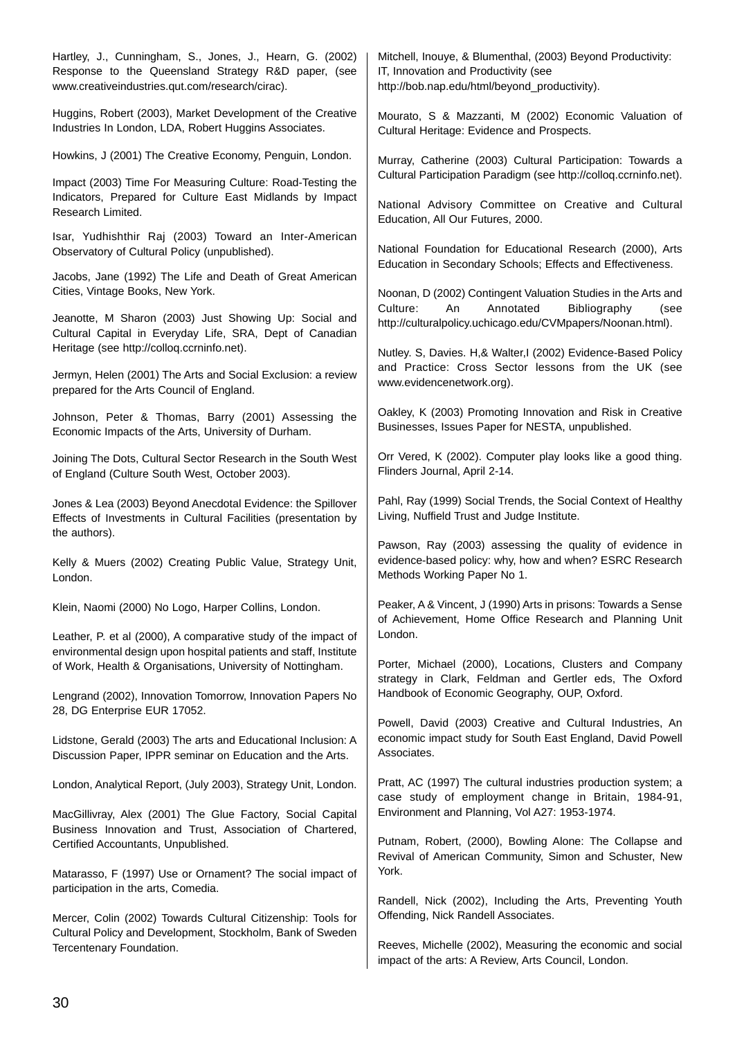Hartley, J., Cunningham, S., Jones, J., Hearn, G. (2002) Response to the Queensland Strategy R&D paper, (see www.creativeindustries.qut.com/research/cirac).

Huggins, Robert (2003), Market Development of the Creative Industries In London, LDA, Robert Huggins Associates.

Howkins, J (2001) The Creative Economy, Penguin, London.

Impact (2003) Time For Measuring Culture: Road-Testing the Indicators, Prepared for Culture East Midlands by Impact Research Limited.

Isar, Yudhishthir Raj (2003) Toward an Inter-American Observatory of Cultural Policy (unpublished).

Jacobs, Jane (1992) The Life and Death of Great American Cities, Vintage Books, New York.

Jeanotte, M Sharon (2003) Just Showing Up: Social and Cultural Capital in Everyday Life, SRA, Dept of Canadian Heritage (see http://colloq.ccrninfo.net).

Jermyn, Helen (2001) The Arts and Social Exclusion: a review prepared for the Arts Council of England.

Johnson, Peter & Thomas, Barry (2001) Assessing the Economic Impacts of the Arts, University of Durham.

Joining The Dots, Cultural Sector Research in the South West of England (Culture South West, October 2003).

Jones & Lea (2003) Beyond Anecdotal Evidence: the Spillover Effects of Investments in Cultural Facilities (presentation by the authors).

Kelly & Muers (2002) Creating Public Value, Strategy Unit, London.

Klein, Naomi (2000) No Logo, Harper Collins, London.

Leather, P. et al (2000), A comparative study of the impact of environmental design upon hospital patients and staff, Institute of Work, Health & Organisations, University of Nottingham.

Lengrand (2002), Innovation Tomorrow, Innovation Papers No 28, DG Enterprise EUR 17052.

Lidstone, Gerald (2003) The arts and Educational Inclusion: A Discussion Paper, IPPR seminar on Education and the Arts.

London, Analytical Report, (July 2003), Strategy Unit, London.

MacGillivray, Alex (2001) The Glue Factory, Social Capital Business Innovation and Trust, Association of Chartered, Certified Accountants, Unpublished.

Matarasso, F (1997) Use or Ornament? The social impact of participation in the arts, Comedia.

Mercer, Colin (2002) Towards Cultural Citizenship: Tools for Cultural Policy and Development, Stockholm, Bank of Sweden Tercentenary Foundation.

Mitchell, Inouye, & Blumenthal, (2003) Beyond Productivity: IT, Innovation and Productivity (see http://bob.nap.edu/html/beyond_productivity).

Mourato, S & Mazzanti, M (2002) Economic Valuation of Cultural Heritage: Evidence and Prospects.

Murray, Catherine (2003) Cultural Participation: Towards a Cultural Participation Paradigm (see http://colloq.ccrninfo.net).

National Advisory Committee on Creative and Cultural Education, All Our Futures, 2000.

National Foundation for Educational Research (2000), Arts Education in Secondary Schools; Effects and Effectiveness.

Noonan, D (2002) Contingent Valuation Studies in the Arts and Culture: An Annotated Bibliography (see http://culturalpolicy.uchicago.edu/CVMpapers/Noonan.html).

Nutley. S, Davies. H,& Walter,I (2002) Evidence-Based Policy and Practice: Cross Sector lessons from the UK (see www.evidencenetwork.org).

Oakley, K (2003) Promoting Innovation and Risk in Creative Businesses, Issues Paper for NESTA, unpublished.

Orr Vered, K (2002). Computer play looks like a good thing. Flinders Journal, April 2-14.

Pahl, Ray (1999) Social Trends, the Social Context of Healthy Living, Nuffield Trust and Judge Institute.

Pawson, Ray (2003) assessing the quality of evidence in evidence-based policy: why, how and when? ESRC Research Methods Working Paper No 1.

Peaker, A & Vincent, J (1990) Arts in prisons: Towards a Sense of Achievement, Home Office Research and Planning Unit London.

Porter, Michael (2000), Locations, Clusters and Company strategy in Clark, Feldman and Gertler eds, The Oxford Handbook of Economic Geography, OUP, Oxford.

Powell, David (2003) Creative and Cultural Industries, An economic impact study for South East England, David Powell Associates.

Pratt, AC (1997) The cultural industries production system; a case study of employment change in Britain, 1984-91, Environment and Planning, Vol A27: 1953-1974.

Putnam, Robert, (2000), Bowling Alone: The Collapse and Revival of American Community, Simon and Schuster, New York.

Randell, Nick (2002), Including the Arts, Preventing Youth Offending, Nick Randell Associates.

Reeves, Michelle (2002), Measuring the economic and social impact of the arts: A Review, Arts Council, London.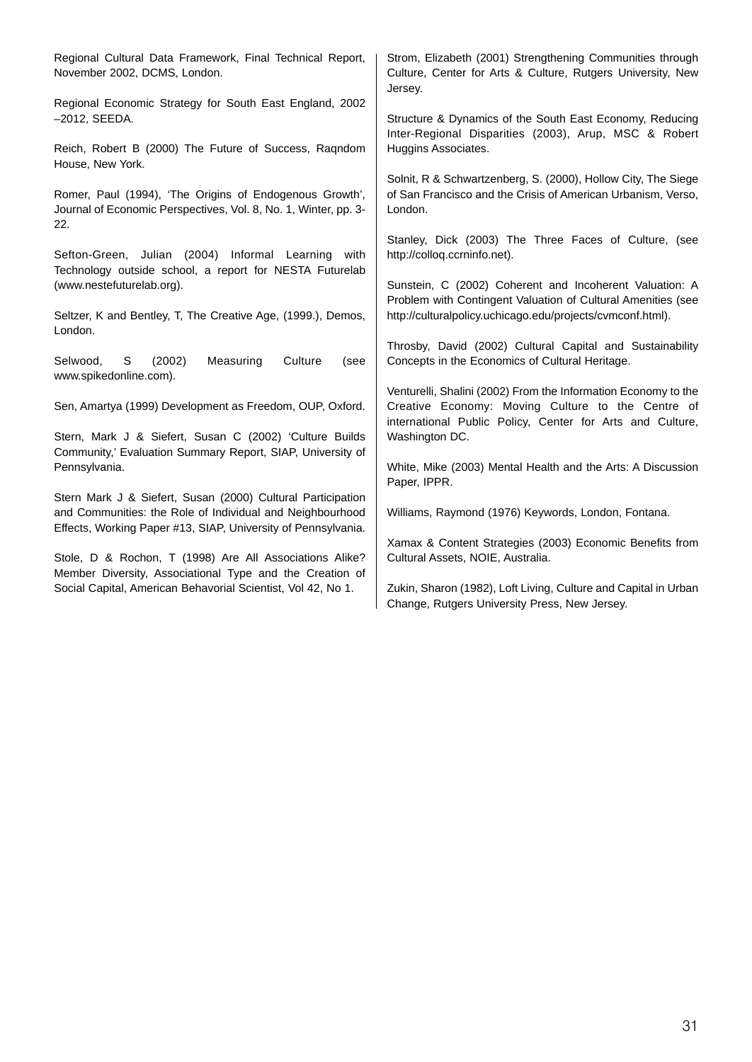Regional Cultural Data Framework, Final Technical Report, November 2002, DCMS, London.

Regional Economic Strategy for South East England, 2002 –2012, SEEDA.

Reich, Robert B (2000) The Future of Success, Raqndom House, New York.

Romer, Paul (1994), ‘The Origins of Endogenous Growth’, Journal of Economic Perspectives, Vol. 8, No. 1, Winter, pp. 3-22.

Sefton-Green, Julian (2004) Informal Learning with Technology outside school, a report for NESTA Futurelab (www.nestefuturelab.org).

Seltzer, K and Bentley, T, The Creative Age, (1999.), Demos, London.

Selwood, S (2002) Measuring Culture (see www.spikedonline.com).

Sen, Amartya (1999) Development as Freedom, OUP, Oxford.

Stern, Mark J & Siefert, Susan C (2002) ‘Culture Builds Community,’ Evaluation Summary Report, SIAP, University of Pennsylvania.

Stern Mark J & Siefert, Susan (2000) Cultural Participation and Communities: the Role of Individual and Neighbourhood Effects, Working Paper #13, SIAP, University of Pennsylvania.

Stole, D & Rochon, T (1998) Are All Associations Alike? Member Diversity, Associational Type and the Creation of Social Capital, American Behavorial Scientist, Vol 42, No 1.

Strom, Elizabeth (2001) Strengthening Communities through Culture, Center for Arts & Culture, Rutgers University, New Jersey.

Structure & Dynamics of the South East Economy, Reducing Inter-Regional Disparities (2003), Arup, MSC & Robert Huggins Associates.

Solnit, R & Schwartzenberg, S. (2000), Hollow City, The Siege of San Francisco and the Crisis of American Urbanism, Verso, London.

Stanley, Dick (2003) The Three Faces of Culture, (see http://colloq.ccrninfo.net).

Sunstein, C (2002) Coherent and Incoherent Valuation: A Problem with Contingent Valuation of Cultural Amenities (see http://culturalpolicy.uchicago.edu/projects/cvmconf.html).

Throsby, David (2002) Cultural Capital and Sustainability Concepts in the Economics of Cultural Heritage.

Venturelli, Shalini (2002) From the Information Economy to the Creative Economy: Moving Culture to the Centre of international Public Policy, Center for Arts and Culture, Washington DC.

White, Mike (2003) Mental Health and the Arts: A Discussion Paper, IPPR.

Williams, Raymond (1976) Keywords, London, Fontana.

Xamax & Content Strategies (2003) Economic Benefits from Cultural Assets, NOIE, Australia.

Zukin, Sharon (1982), Loft Living, Culture and Capital in Urban Change, Rutgers University Press, New Jersey.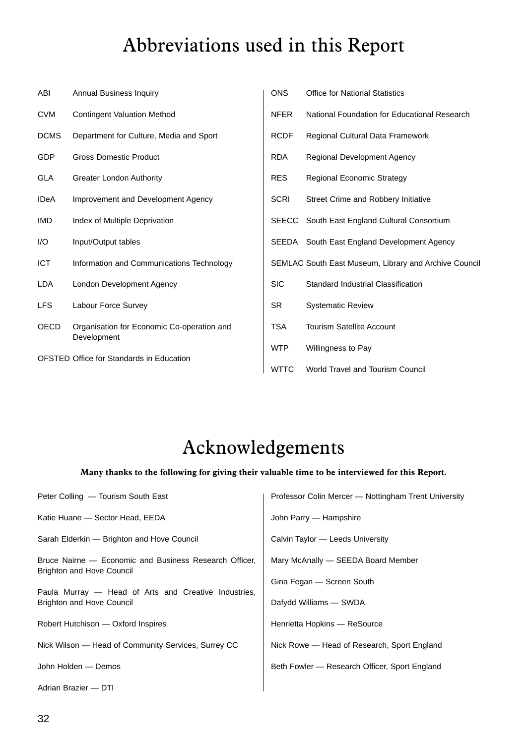# Abbreviations used in this Report

| | |
|---|---|
| ABI | Annual Business Inquiry |
| CVM | Contingent Valuation Method |
| DCMS | Department for Culture, Media and Sport |
| GDP | Gross Domestic Product |
| GLA | Greater London Authority |
| IDeA | Improvement and Development Agency |
| IMD | Index of Multiple Deprivation |
| I/O | Input/Output tables |
| ICT | Information and Communications Technology |
| LDA | London Development Agency |
| LFS | Labour Force Survey |
| OECD | Organisation for Economic Co-operation and Development |
| OFSTED | Office for Standards in Education |
| ONS | Office for National Statistics |
| NFER | National Foundation for Educational Research |
| RCDF | Regional Cultural Data Framework |
| RDA | Regional Development Agency |
| RES | Regional Economic Strategy |
| SCRI | Street Crime and Robbery Initiative |
| SEECC | South East England Cultural Consortium |
| SEEDA | South East England Development Agency |
| SEMLAC | South East Museum, Library and Archive Council |
| SIC | Standard Industrial Classification |
| SR | Systematic Review |
| TSA | Tourism Satellite Account |
| WTP | Willingness to Pay |
| WTTC | World Travel and Tourism Council |

# Acknowledgements

**Many thanks to the following for giving their valuable time to be interviewed for this Report.**

Peter Colling — Tourism South East

Katie Huane — Sector Head, EEDA

Sarah Elderkin — Brighton and Hove Council

Bruce Nairne — Economic and Business Research Officer, Brighton and Hove Council

Paula Murray — Head of Arts and Creative Industries, Brighton and Hove Council

Robert Hutchison — Oxford Inspires

Nick Wilson — Head of Community Services, Surrey CC

John Holden — Demos

Adrian Brazier — DTI

Professor Colin Mercer — Nottingham Trent University

John Parry — Hampshire

Calvin Taylor — Leeds University

Mary McAnally — SEEDA Board Member

Gina Fegan — Screen South

Dafydd Williams — SWDA

Henrietta Hopkins — ReSource

Nick Rowe — Head of Research, Sport England

Beth Fowler — Research Officer, Sport England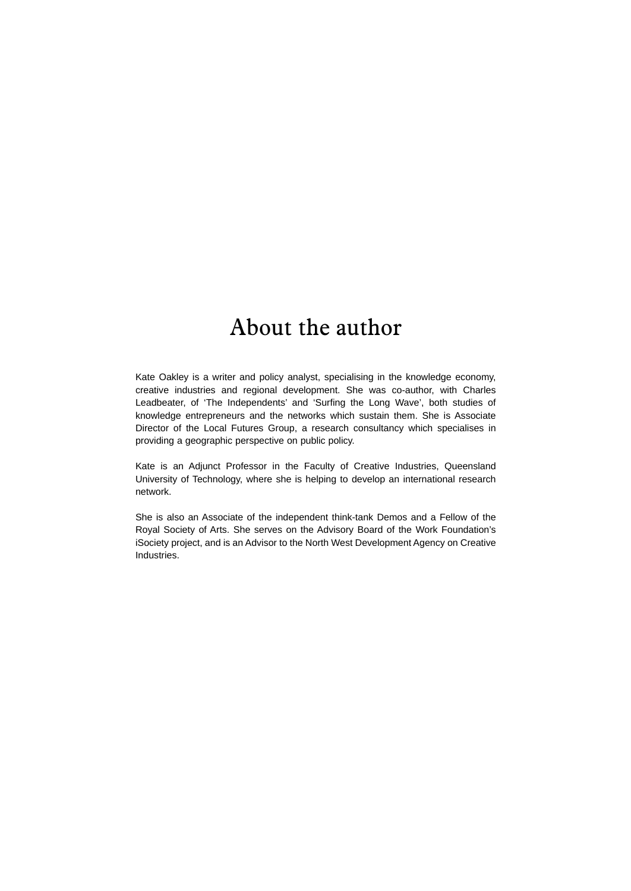# About the author

Kate Oakley is a writer and policy analyst, specialising in the knowledge economy, creative industries and regional development. She was co-author, with Charles Leadbeater, of ‘The Independents’ and ‘Surfing the Long Wave’, both studies of knowledge entrepreneurs and the networks which sustain them. She is Associate Director of the Local Futures Group, a research consultancy which specialises in providing a geographic perspective on public policy.

Kate is an Adjunct Professor in the Faculty of Creative Industries, Queensland University of Technology, where she is helping to develop an international research network.

She is also an Associate of the independent think-tank Demos and a Fellow of the Royal Society of Arts. She serves on the Advisory Board of the Work Foundation’s iSociety project, and is an Advisor to the North West Development Agency on Creative Industries.